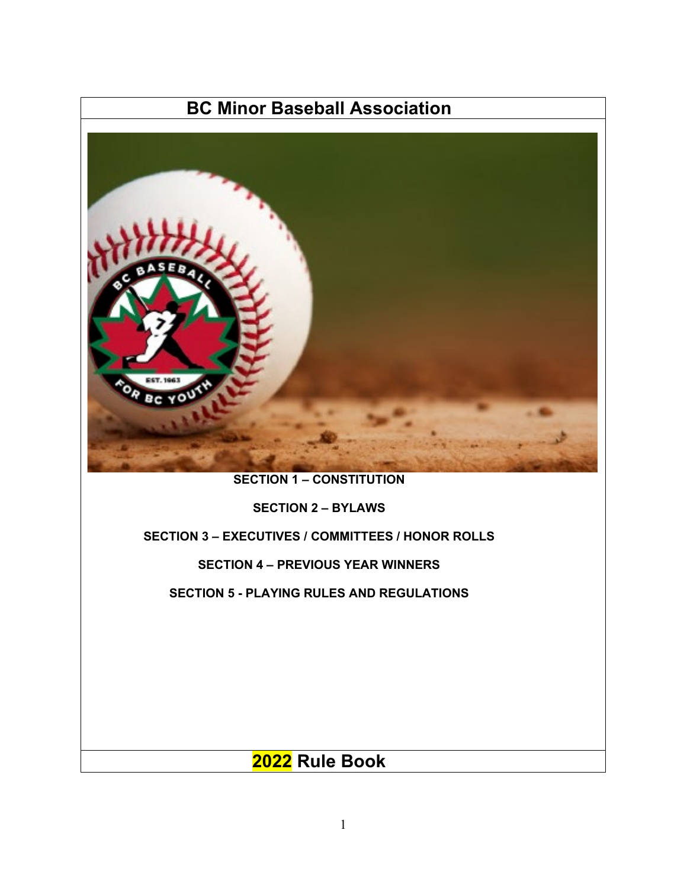# BC Minor Baseball Association

**SECTION 1 – CONSTITUTION**

**SECTION 2 – BYLAWS**

**SECTION 3 – EXECUTIVES / COMMITTEES / HONOR ROLLS**

**SECTION 4 – PREVIOUS YEAR WINNERS**

**SECTION 5 - PLAYING RULES AND REGULATIONS**

# 2022 Rule Book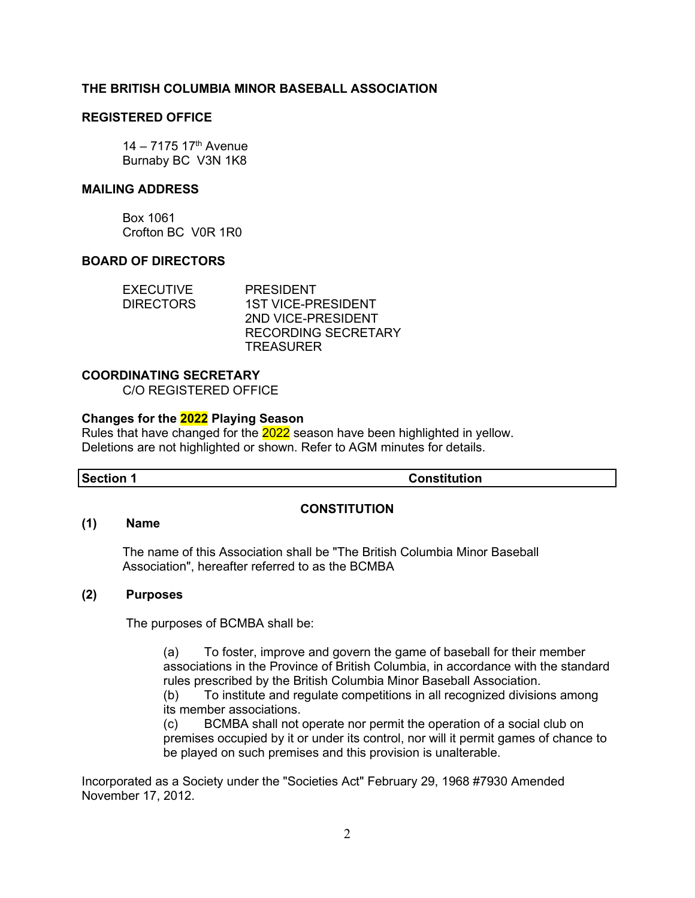## THE BRITISH COLUMBIA MINOR BASEBALL ASSOCIATION

### REGISTERED OFFICE

14 – 7175 17th Avenue
Burnaby BC  V3N 1K8

### MAILING ADDRESS

Box 1061
Crofton BC  V0R 1R0

### BOARD OF DIRECTORS

| | |
|---|---|
| EXECUTIVE DIRECTORS | PRESIDENT |
| | 1ST VICE-PRESIDENT |
| | 2ND VICE-PRESIDENT |
| | RECORDING SECRETARY |
| | TREASURER |

### COORDINATING SECRETARY

C/O REGISTERED OFFICE

**Changes for the 2022 Playing Season**
Rules that have changed for the 2022 season have been highlighted in yellow. Deletions are not highlighted or shown. Refer to AGM minutes for details.

| Section 1 | Constitution |
|---|---|

## CONSTITUTION

**(1) Name**

The name of this Association shall be "The British Columbia Minor Baseball Association", hereafter referred to as the BCMBA

**(2) Purposes**

The purposes of BCMBA shall be:

(a) To foster, improve and govern the game of baseball for their member associations in the Province of British Columbia, in accordance with the standard rules prescribed by the British Columbia Minor Baseball Association.
(b) To institute and regulate competitions in all recognized divisions among its member associations.
(c) BCMBA shall not operate nor permit the operation of a social club on premises occupied by it or under its control, nor will it permit games of chance to be played on such premises and this provision is unalterable.

Incorporated as a Society under the "Societies Act" February 29, 1968 #7930 Amended November 17, 2012.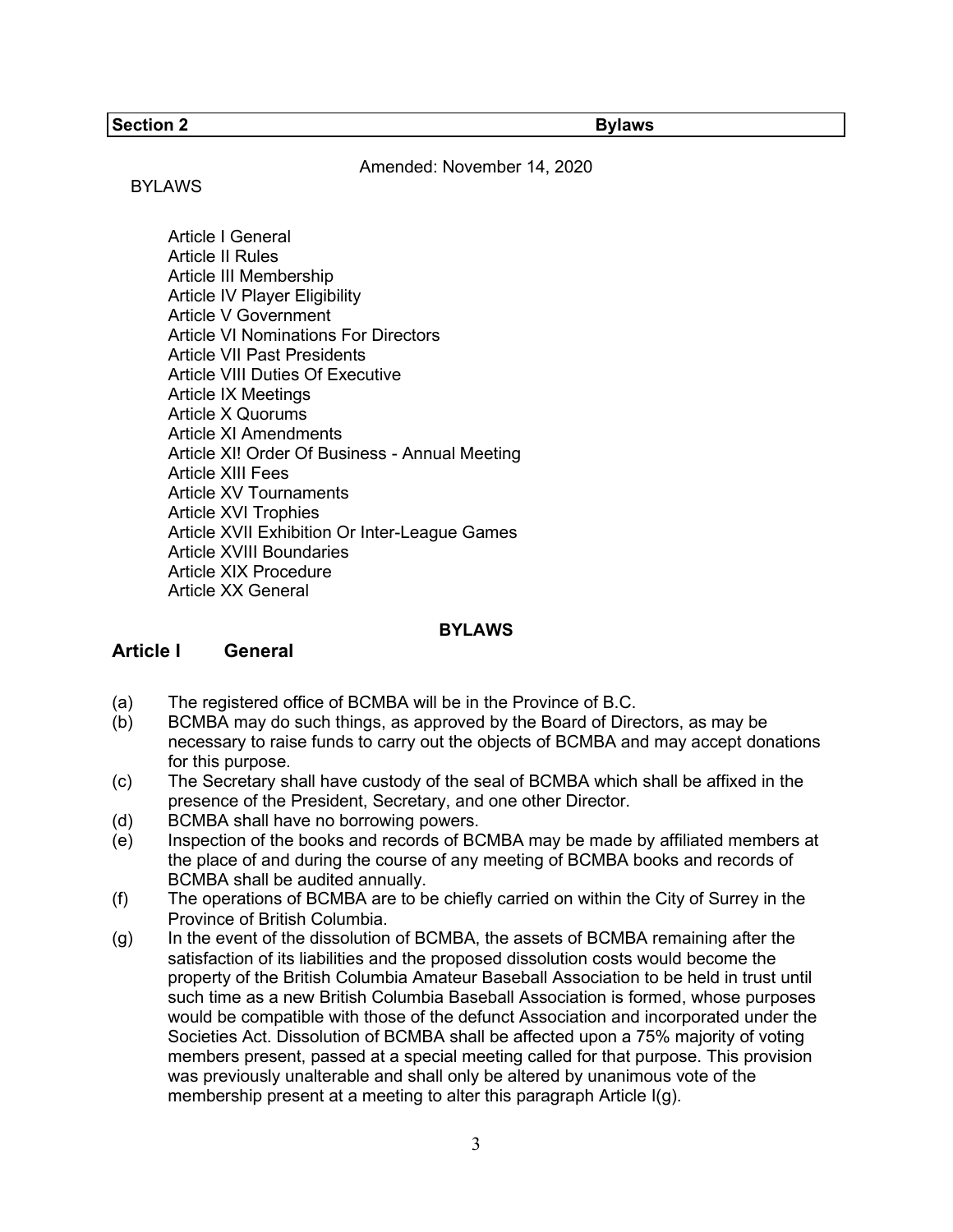**Section 2 — Bylaws**

Amended: November 14, 2020

BYLAWS

- Article I General
- Article II Rules
- Article III Membership
- Article IV Player Eligibility
- Article V Government
- Article VI Nominations For Directors
- Article VII Past Presidents
- Article VIII Duties Of Executive
- Article IX Meetings
- Article X Quorums
- Article XI Amendments
- Article XI! Order Of Business - Annual Meeting
- Article XIII Fees
- Article XV Tournaments
- Article XVI Trophies
- Article XVII Exhibition Or Inter-League Games
- Article XVIII Boundaries
- Article XIX Procedure
- Article XX General

# BYLAWS

## Article I General

(a) The registered office of BCMBA will be in the Province of B.C.

(b) BCMBA may do such things, as approved by the Board of Directors, as may be necessary to raise funds to carry out the objects of BCMBA and may accept donations for this purpose.

(c) The Secretary shall have custody of the seal of BCMBA which shall be affixed in the presence of the President, Secretary, and one other Director.

(d) BCMBA shall have no borrowing powers.

(e) Inspection of the books and records of BCMBA may be made by affiliated members at the place of and during the course of any meeting of BCMBA books and records of BCMBA shall be audited annually.

(f) The operations of BCMBA are to be chiefly carried on within the City of Surrey in the Province of British Columbia.

(g) In the event of the dissolution of BCMBA, the assets of BCMBA remaining after the satisfaction of its liabilities and the proposed dissolution costs would become the property of the British Columbia Amateur Baseball Association to be held in trust until such time as a new British Columbia Baseball Association is formed, whose purposes would be compatible with those of the defunct Association and incorporated under the Societies Act. Dissolution of BCMBA shall be affected upon a 75% majority of voting members present, passed at a special meeting called for that purpose. This provision was previously unalterable and shall only be altered by unanimous vote of the membership present at a meeting to alter this paragraph Article I(g).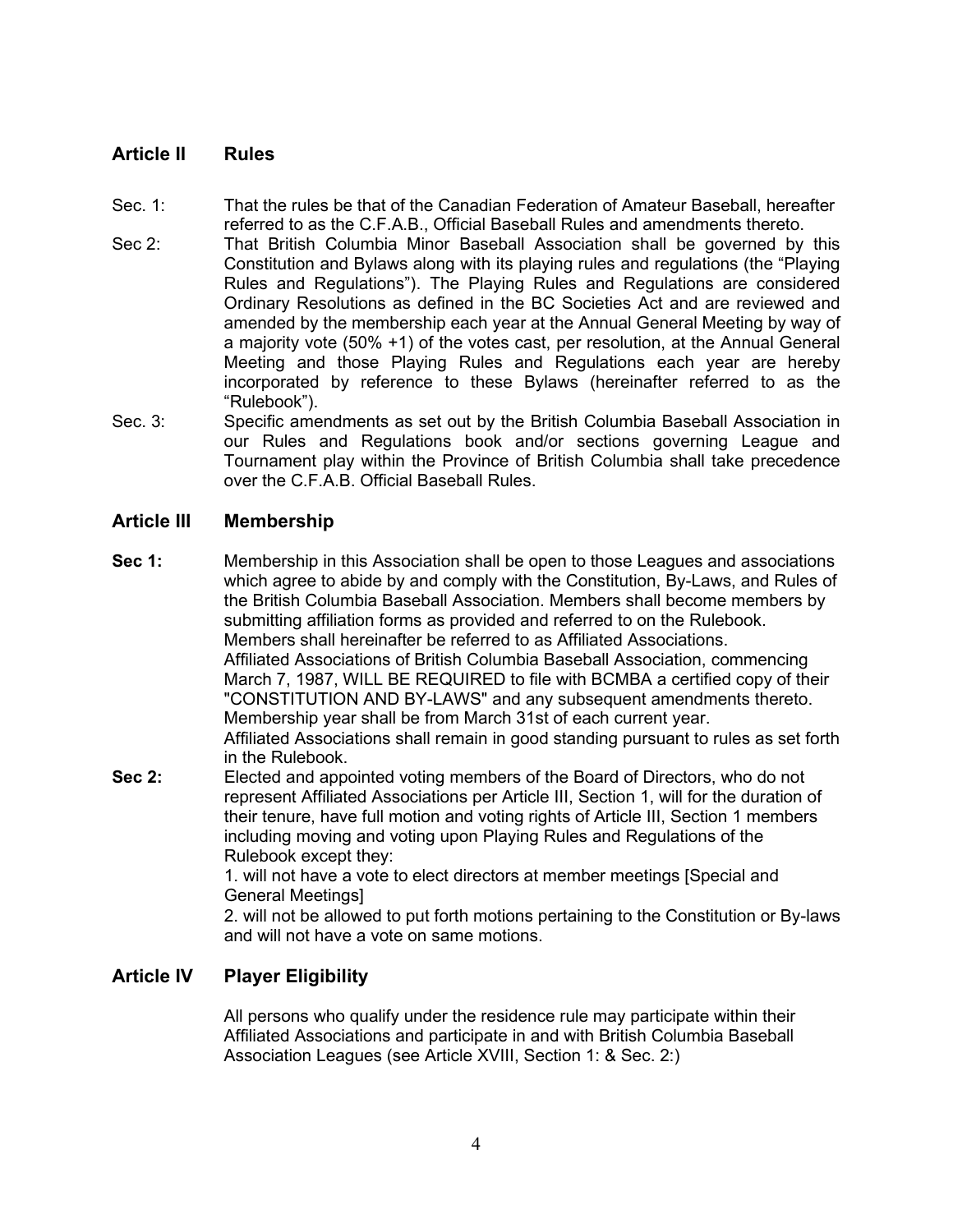## Article II Rules

Sec. 1: That the rules be that of the Canadian Federation of Amateur Baseball, hereafter referred to as the C.F.A.B., Official Baseball Rules and amendments thereto.

Sec 2: That British Columbia Minor Baseball Association shall be governed by this Constitution and Bylaws along with its playing rules and regulations (the "Playing Rules and Regulations"). The Playing Rules and Regulations are considered Ordinary Resolutions as defined in the BC Societies Act and are reviewed and amended by the membership each year at the Annual General Meeting by way of a majority vote (50% +1) of the votes cast, per resolution, at the Annual General Meeting and those Playing Rules and Regulations each year are hereby incorporated by reference to these Bylaws (hereinafter referred to as the "Rulebook").

Sec. 3: Specific amendments as set out by the British Columbia Baseball Association in our Rules and Regulations book and/or sections governing League and Tournament play within the Province of British Columbia shall take precedence over the C.F.A.B. Official Baseball Rules.

## Article III Membership

**Sec 1:** Membership in this Association shall be open to those Leagues and associations which agree to abide by and comply with the Constitution, By-Laws, and Rules of the British Columbia Baseball Association. Members shall become members by submitting affiliation forms as provided and referred to on the Rulebook.
Members shall hereinafter be referred to as Affiliated Associations.
Affiliated Associations of British Columbia Baseball Association, commencing March 7, 1987, WILL BE REQUIRED to file with BCMBA a certified copy of their "CONSTITUTION AND BY-LAWS" and any subsequent amendments thereto.
Membership year shall be from March 31st of each current year.
Affiliated Associations shall remain in good standing pursuant to rules as set forth in the Rulebook.

**Sec 2:** Elected and appointed voting members of the Board of Directors, who do not represent Affiliated Associations per Article III, Section 1, will for the duration of their tenure, have full motion and voting rights of Article III, Section 1 members including moving and voting upon Playing Rules and Regulations of the Rulebook except they:

1. will not have a vote to elect directors at member meetings [Special and General Meetings]
2. will not be allowed to put forth motions pertaining to the Constitution or By-laws and will not have a vote on same motions.

## Article IV Player Eligibility

All persons who qualify under the residence rule may participate within their Affiliated Associations and participate in and with British Columbia Baseball Association Leagues (see Article XVIII, Section 1: & Sec. 2:)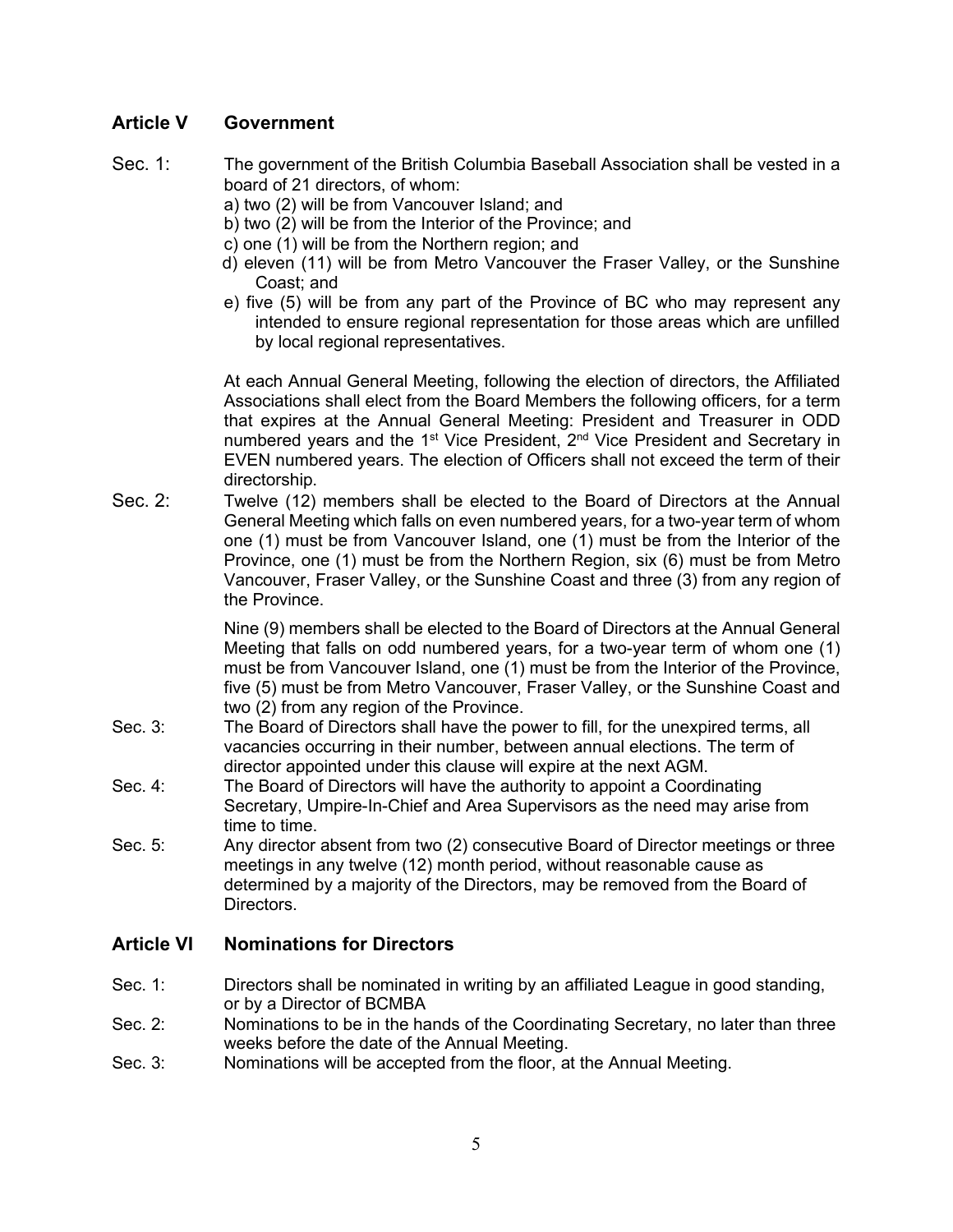## Article V Government

**Sec. 1:** The government of the British Columbia Baseball Association shall be vested in a board of 21 directors, of whom:

a) two (2) will be from Vancouver Island; and
b) two (2) will be from the Interior of the Province; and
c) one (1) will be from the Northern region; and
d) eleven (11) will be from Metro Vancouver the Fraser Valley, or the Sunshine Coast; and
e) five (5) will be from any part of the Province of BC who may represent any intended to ensure regional representation for those areas which are unfilled by local regional representatives.

At each Annual General Meeting, following the election of directors, the Affiliated Associations shall elect from the Board Members the following officers, for a term that expires at the Annual General Meeting: President and Treasurer in ODD numbered years and the 1st Vice President, 2nd Vice President and Secretary in EVEN numbered years. The election of Officers shall not exceed the term of their directorship.

**Sec. 2:** Twelve (12) members shall be elected to the Board of Directors at the Annual General Meeting which falls on even numbered years, for a two-year term of whom one (1) must be from Vancouver Island, one (1) must be from the Interior of the Province, one (1) must be from the Northern Region, six (6) must be from Metro Vancouver, Fraser Valley, or the Sunshine Coast and three (3) from any region of the Province.

Nine (9) members shall be elected to the Board of Directors at the Annual General Meeting that falls on odd numbered years, for a two-year term of whom one (1) must be from Vancouver Island, one (1) must be from the Interior of the Province, five (5) must be from Metro Vancouver, Fraser Valley, or the Sunshine Coast and two (2) from any region of the Province.

**Sec. 3:** The Board of Directors shall have the power to fill, for the unexpired terms, all vacancies occurring in their number, between annual elections. The term of director appointed under this clause will expire at the next AGM.

**Sec. 4:** The Board of Directors will have the authority to appoint a Coordinating Secretary, Umpire-In-Chief and Area Supervisors as the need may arise from time to time.

**Sec. 5:** Any director absent from two (2) consecutive Board of Director meetings or three meetings in any twelve (12) month period, without reasonable cause as determined by a majority of the Directors, may be removed from the Board of Directors.

## Article VI Nominations for Directors

**Sec. 1:** Directors shall be nominated in writing by an affiliated League in good standing, or by a Director of BCMBA

**Sec. 2:** Nominations to be in the hands of the Coordinating Secretary, no later than three weeks before the date of the Annual Meeting.

**Sec. 3:** Nominations will be accepted from the floor, at the Annual Meeting.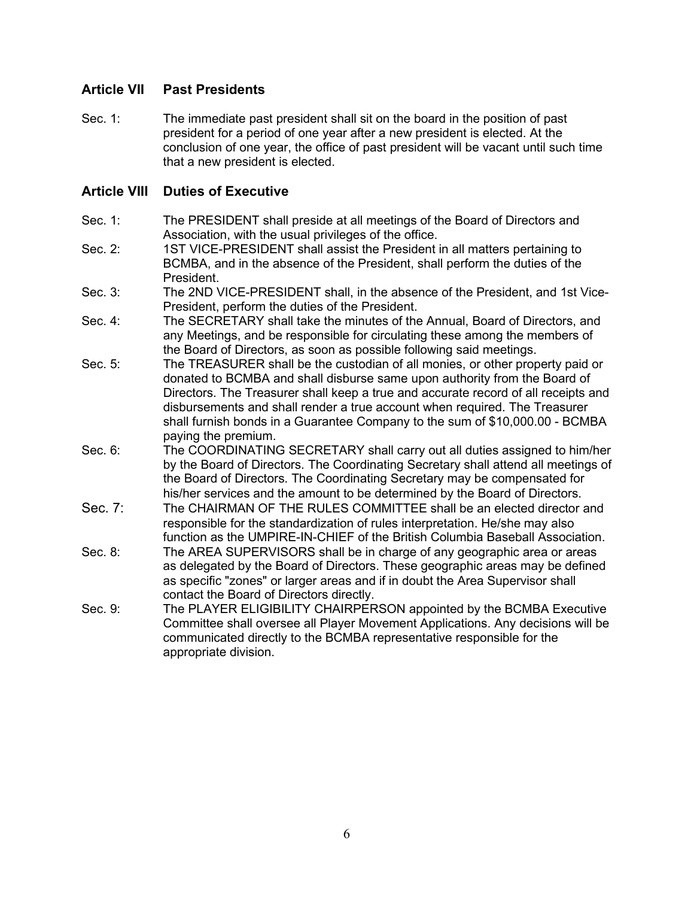## Article VII Past Presidents

Sec. 1: The immediate past president shall sit on the board in the position of past president for a period of one year after a new president is elected. At the conclusion of one year, the office of past president will be vacant until such time that a new president is elected.

## Article VIII Duties of Executive

Sec. 1: The PRESIDENT shall preside at all meetings of the Board of Directors and Association, with the usual privileges of the office.

Sec. 2: 1ST VICE-PRESIDENT shall assist the President in all matters pertaining to BCMBA, and in the absence of the President, shall perform the duties of the President.

Sec. 3: The 2ND VICE-PRESIDENT shall, in the absence of the President, and 1st Vice-President, perform the duties of the President.

Sec. 4: The SECRETARY shall take the minutes of the Annual, Board of Directors, and any Meetings, and be responsible for circulating these among the members of the Board of Directors, as soon as possible following said meetings.

Sec. 5: The TREASURER shall be the custodian of all monies, or other property paid or donated to BCMBA and shall disburse same upon authority from the Board of Directors. The Treasurer shall keep a true and accurate record of all receipts and disbursements and shall render a true account when required. The Treasurer shall furnish bonds in a Guarantee Company to the sum of $10,000.00 - BCMBA paying the premium.

Sec. 6: The COORDINATING SECRETARY shall carry out all duties assigned to him/her by the Board of Directors. The Coordinating Secretary shall attend all meetings of the Board of Directors. The Coordinating Secretary may be compensated for his/her services and the amount to be determined by the Board of Directors.

Sec. 7: The CHAIRMAN OF THE RULES COMMITTEE shall be an elected director and responsible for the standardization of rules interpretation. He/she may also function as the UMPIRE-IN-CHIEF of the British Columbia Baseball Association.

Sec. 8: The AREA SUPERVISORS shall be in charge of any geographic area or areas as delegated by the Board of Directors. These geographic areas may be defined as specific "zones" or larger areas and if in doubt the Area Supervisor shall contact the Board of Directors directly.

Sec. 9: The PLAYER ELIGIBILITY CHAIRPERSON appointed by the BCMBA Executive Committee shall oversee all Player Movement Applications. Any decisions will be communicated directly to the BCMBA representative responsible for the appropriate division.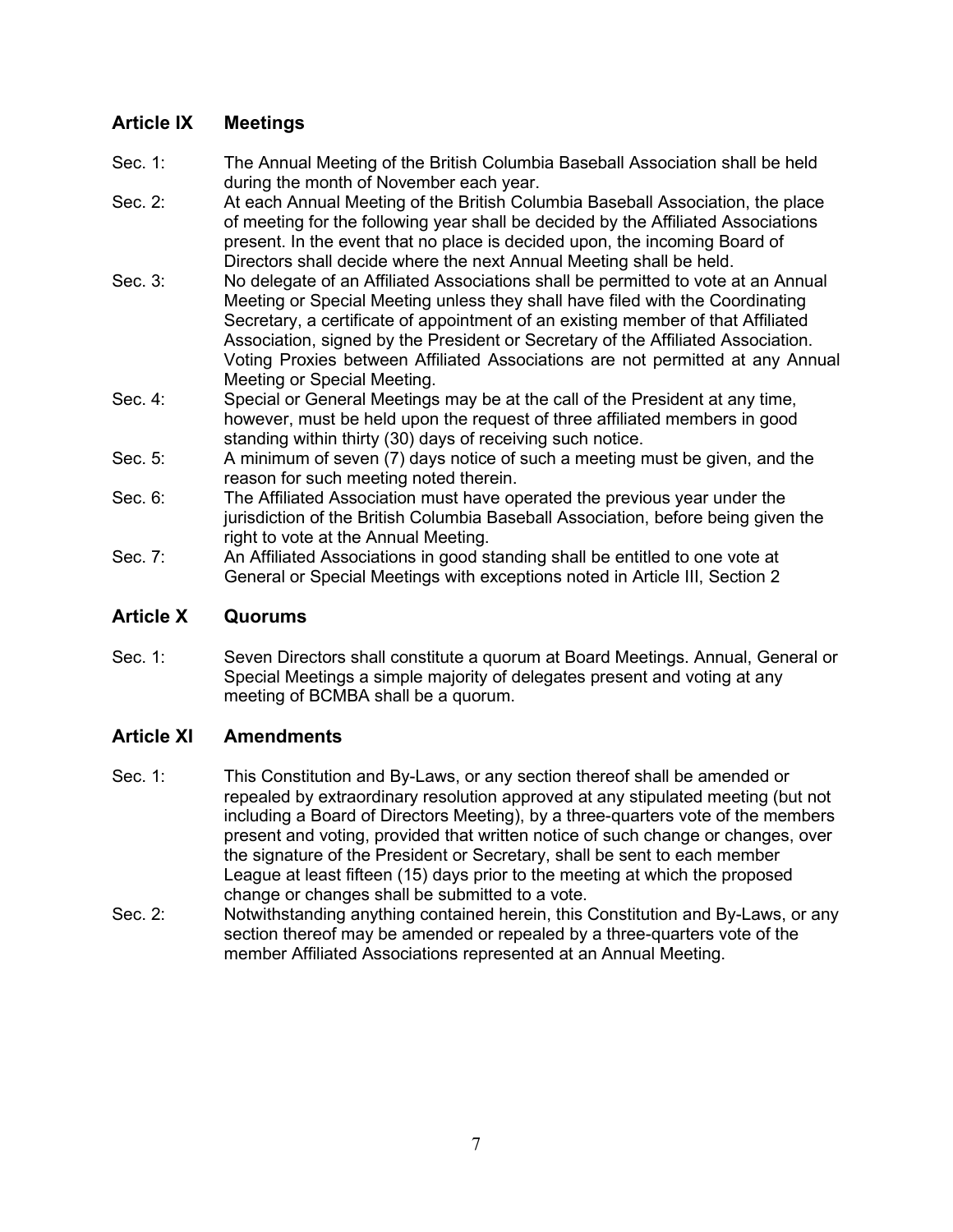## Article IX Meetings

Sec. 1: The Annual Meeting of the British Columbia Baseball Association shall be held during the month of November each year.

Sec. 2: At each Annual Meeting of the British Columbia Baseball Association, the place of meeting for the following year shall be decided by the Affiliated Associations present. In the event that no place is decided upon, the incoming Board of Directors shall decide where the next Annual Meeting shall be held.

Sec. 3: No delegate of an Affiliated Associations shall be permitted to vote at an Annual Meeting or Special Meeting unless they shall have filed with the Coordinating Secretary, a certificate of appointment of an existing member of that Affiliated Association, signed by the President or Secretary of the Affiliated Association. Voting Proxies between Affiliated Associations are not permitted at any Annual Meeting or Special Meeting.

Sec. 4: Special or General Meetings may be at the call of the President at any time, however, must be held upon the request of three affiliated members in good standing within thirty (30) days of receiving such notice.

Sec. 5: A minimum of seven (7) days notice of such a meeting must be given, and the reason for such meeting noted therein.

Sec. 6: The Affiliated Association must have operated the previous year under the jurisdiction of the British Columbia Baseball Association, before being given the right to vote at the Annual Meeting.

Sec. 7: An Affiliated Associations in good standing shall be entitled to one vote at General or Special Meetings with exceptions noted in Article III, Section 2

## Article X Quorums

Sec. 1: Seven Directors shall constitute a quorum at Board Meetings. Annual, General or Special Meetings a simple majority of delegates present and voting at any meeting of BCMBA shall be a quorum.

## Article XI Amendments

Sec. 1: This Constitution and By-Laws, or any section thereof shall be amended or repealed by extraordinary resolution approved at any stipulated meeting (but not including a Board of Directors Meeting), by a three-quarters vote of the members present and voting, provided that written notice of such change or changes, over the signature of the President or Secretary, shall be sent to each member League at least fifteen (15) days prior to the meeting at which the proposed change or changes shall be submitted to a vote.

Sec. 2: Notwithstanding anything contained herein, this Constitution and By-Laws, or any section thereof may be amended or repealed by a three-quarters vote of the member Affiliated Associations represented at an Annual Meeting.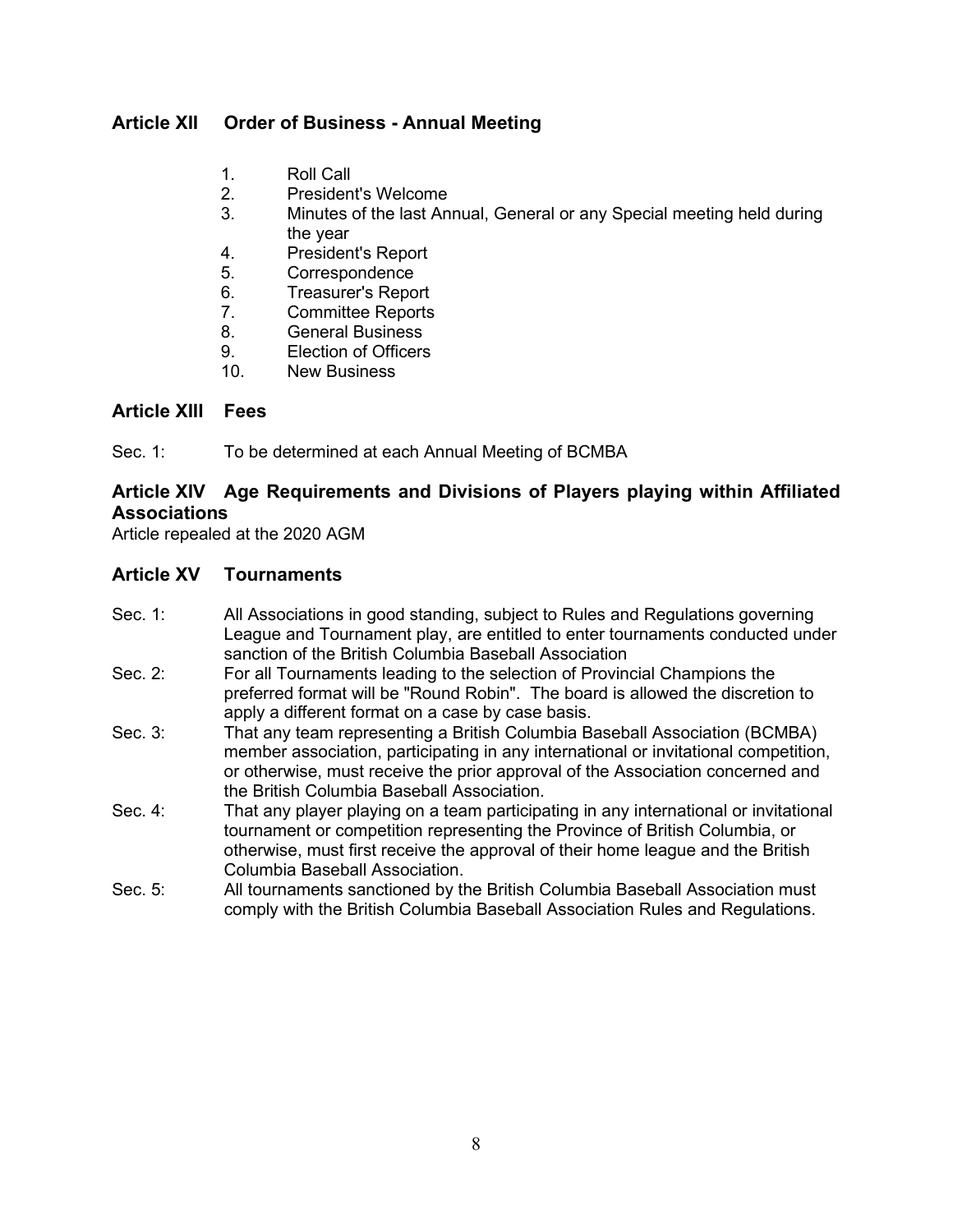## Article XII Order of Business - Annual Meeting

1. Roll Call
2. President's Welcome
3. Minutes of the last Annual, General or any Special meeting held during the year
4. President's Report
5. Correspondence
6. Treasurer's Report
7. Committee Reports
8. General Business
9. Election of Officers
10. New Business

## Article XIII Fees

Sec. 1: To be determined at each Annual Meeting of BCMBA

## Article XIV Age Requirements and Divisions of Players playing within Affiliated Associations

Article repealed at the 2020 AGM

## Article XV Tournaments

Sec. 1: All Associations in good standing, subject to Rules and Regulations governing League and Tournament play, are entitled to enter tournaments conducted under sanction of the British Columbia Baseball Association

Sec. 2: For all Tournaments leading to the selection of Provincial Champions the preferred format will be "Round Robin". The board is allowed the discretion to apply a different format on a case by case basis.

Sec. 3: That any team representing a British Columbia Baseball Association (BCMBA) member association, participating in any international or invitational competition, or otherwise, must receive the prior approval of the Association concerned and the British Columbia Baseball Association.

Sec. 4: That any player playing on a team participating in any international or invitational tournament or competition representing the Province of British Columbia, or otherwise, must first receive the approval of their home league and the British Columbia Baseball Association.

Sec. 5: All tournaments sanctioned by the British Columbia Baseball Association must comply with the British Columbia Baseball Association Rules and Regulations.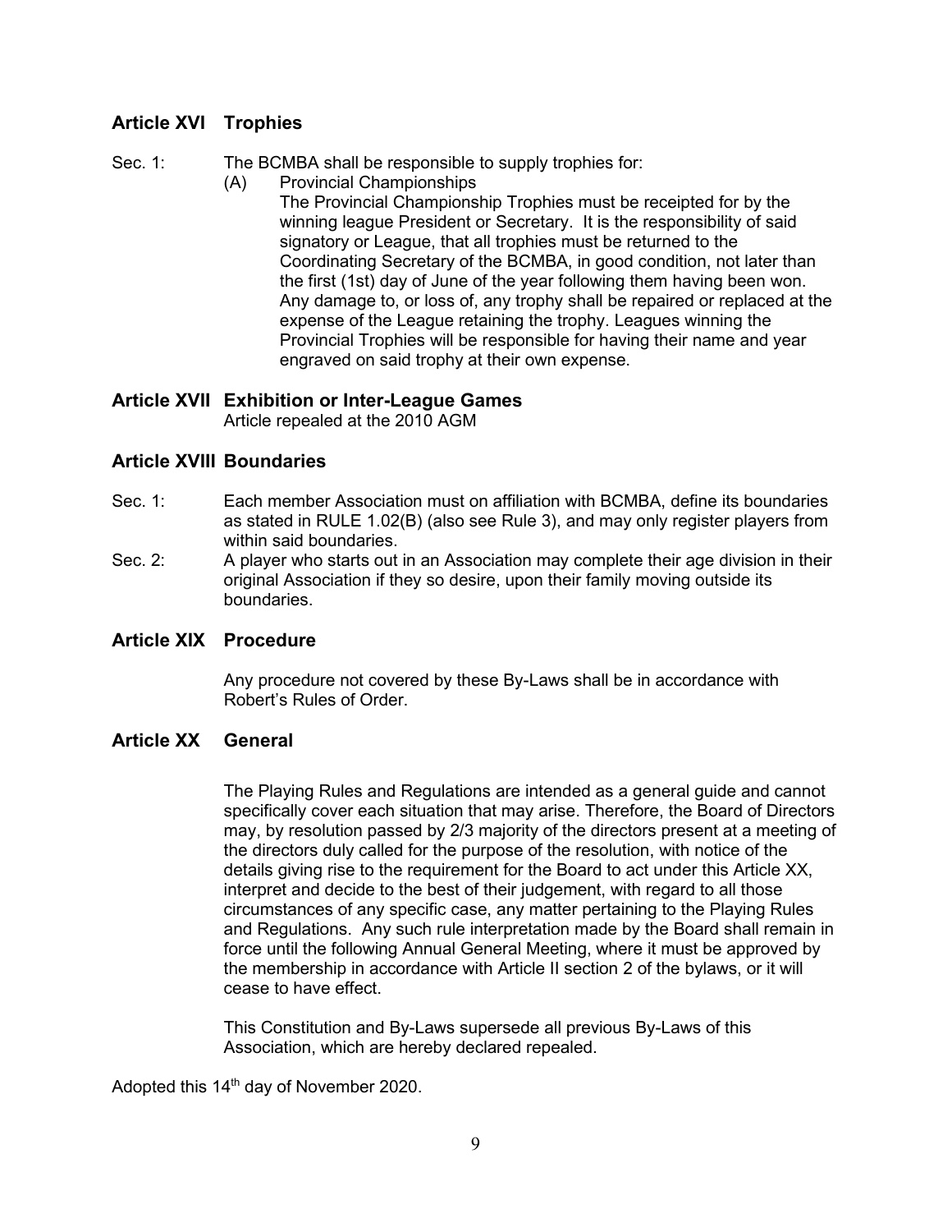## Article XVI Trophies

Sec. 1: The BCMBA shall be responsible to supply trophies for:

(A) Provincial Championships

The Provincial Championship Trophies must be receipted for by the winning league President or Secretary. It is the responsibility of said signatory or League, that all trophies must be returned to the Coordinating Secretary of the BCMBA, in good condition, not later than the first (1st) day of June of the year following them having been won. Any damage to, or loss of, any trophy shall be repaired or replaced at the expense of the League retaining the trophy. Leagues winning the Provincial Trophies will be responsible for having their name and year engraved on said trophy at their own expense.

## Article XVII Exhibition or Inter-League Games

Article repealed at the 2010 AGM

## Article XVIII Boundaries

Sec. 1: Each member Association must on affiliation with BCMBA, define its boundaries as stated in RULE 1.02(B) (also see Rule 3), and may only register players from within said boundaries.

Sec. 2: A player who starts out in an Association may complete their age division in their original Association if they so desire, upon their family moving outside its boundaries.

## Article XIX Procedure

Any procedure not covered by these By-Laws shall be in accordance with Robert's Rules of Order.

## Article XX General

The Playing Rules and Regulations are intended as a general guide and cannot specifically cover each situation that may arise. Therefore, the Board of Directors may, by resolution passed by 2/3 majority of the directors present at a meeting of the directors duly called for the purpose of the resolution, with notice of the details giving rise to the requirement for the Board to act under this Article XX, interpret and decide to the best of their judgement, with regard to all those circumstances of any specific case, any matter pertaining to the Playing Rules and Regulations. Any such rule interpretation made by the Board shall remain in force until the following Annual General Meeting, where it must be approved by the membership in accordance with Article II section 2 of the bylaws, or it will cease to have effect.

This Constitution and By-Laws supersede all previous By-Laws of this Association, which are hereby declared repealed.

Adopted this 14th day of November 2020.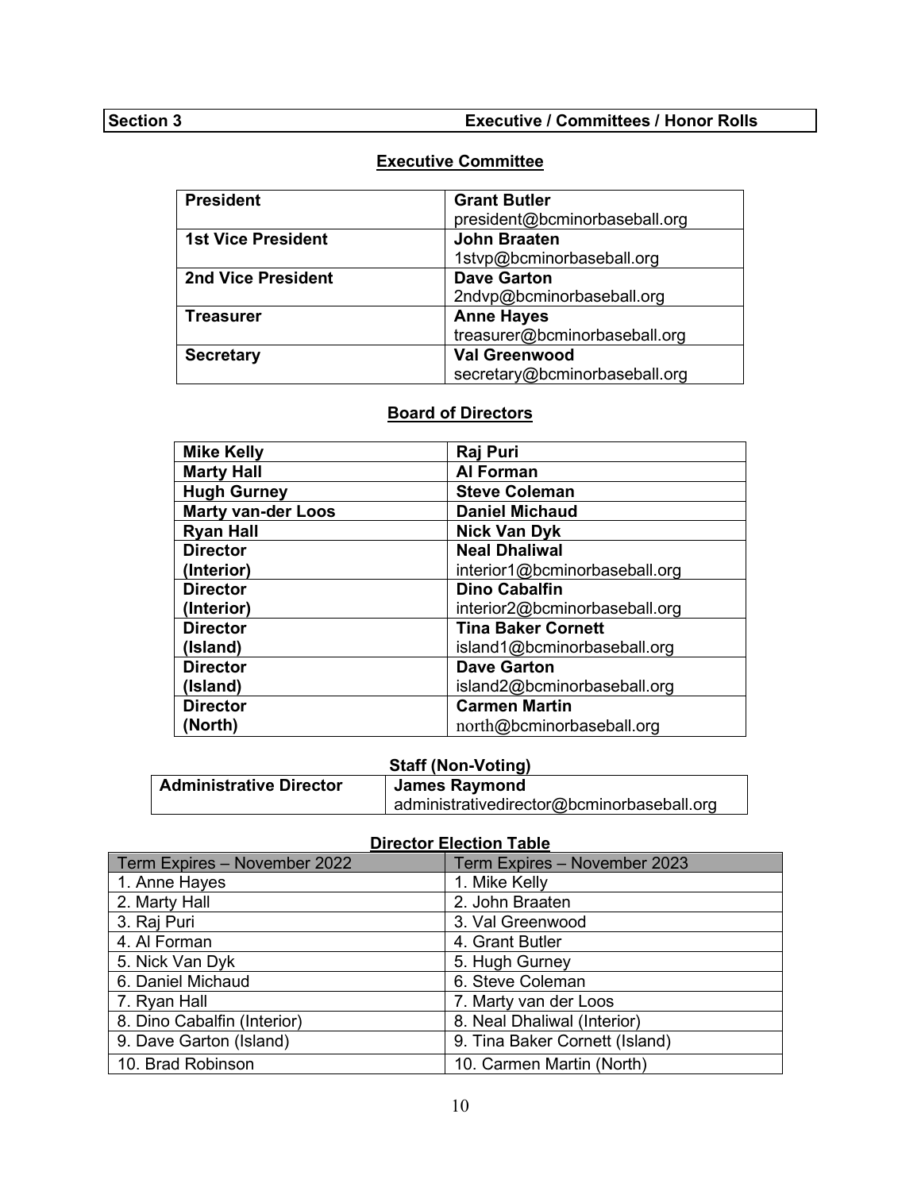**Section 3** **Executive / Committees / Honor Rolls**

## Executive Committee

| | |
|---|---|
| **President** | **Grant Butler**<br>president@bcminorbaseball.org |
| **1st Vice President** | **John Braaten**<br>1stvp@bcminorbaseball.org |
| **2nd Vice President** | **Dave Garton**<br>2ndvp@bcminorbaseball.org |
| **Treasurer** | **Anne Hayes**<br>treasurer@bcminorbaseball.org |
| **Secretary** | **Val Greenwood**<br>secretary@bcminorbaseball.org |

## Board of Directors

| | |
|---|---|
| **Mike Kelly** | **Raj Puri** |
| **Marty Hall** | **Al Forman** |
| **Hugh Gurney** | **Steve Coleman** |
| **Marty van-der Loos** | **Daniel Michaud** |
| **Ryan Hall** | **Nick Van Dyk** |
| **Director (Interior)** | **Neal Dhaliwal**<br>interior1@bcminorbaseball.org |
| **Director (Interior)** | **Dino Cabalfin**<br>interior2@bcminorbaseball.org |
| **Director (Island)** | **Tina Baker Cornett**<br>island1@bcminorbaseball.org |
| **Director (Island)** | **Dave Garton**<br>island2@bcminorbaseball.org |
| **Director (North)** | **Carmen Martin**<br>north@bcminorbaseball.org |

## Staff (Non-Voting)

| | |
|---|---|
| **Administrative Director** | **James Raymond**<br>administrativedirector@bcminorbaseball.org |

## Director Election Table

| Term Expires – November 2022 | Term Expires – November 2023 |
|---|---|
| 1. Anne Hayes | 1. Mike Kelly |
| 2. Marty Hall | 2. John Braaten |
| 3. Raj Puri | 3. Val Greenwood |
| 4. Al Forman | 4. Grant Butler |
| 5. Nick Van Dyk | 5. Hugh Gurney |
| 6. Daniel Michaud | 6. Steve Coleman |
| 7. Ryan Hall | 7. Marty van der Loos |
| 8. Dino Cabalfin (Interior) | 8. Neal Dhaliwal (Interior) |
| 9. Dave Garton (Island) | 9. Tina Baker Cornett (Island) |
| 10. Brad Robinson | 10. Carmen Martin (North) |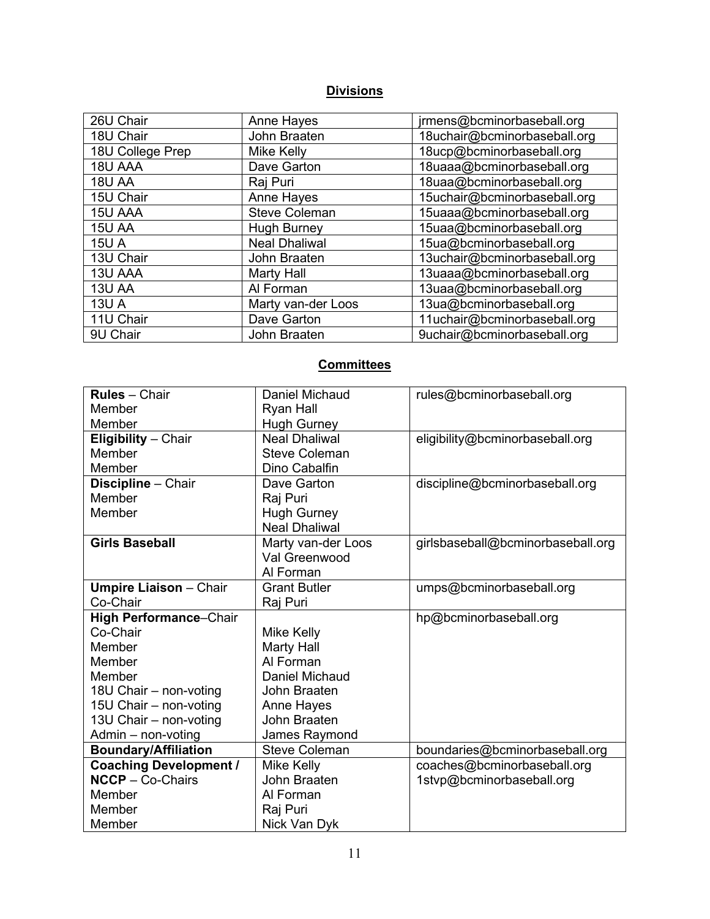## Divisions

| | | |
|---|---|---|
| 26U Chair | Anne Hayes | jrmens@bcminorbaseball.org |
| 18U Chair | John Braaten | 18uchair@bcminorbaseball.org |
| 18U College Prep | Mike Kelly | 18ucp@bcminorbaseball.org |
| 18U AAA | Dave Garton | 18uaaa@bcminorbaseball.org |
| 18U AA | Raj Puri | 18uaa@bcminorbaseball.org |
| 15U Chair | Anne Hayes | 15uchair@bcminorbaseball.org |
| 15U AAA | Steve Coleman | 15uaaa@bcminorbaseball.org |
| 15U AA | Hugh Burney | 15uaa@bcminorbaseball.org |
| 15U A | Neal Dhaliwal | 15ua@bcminorbaseball.org |
| 13U Chair | John Braaten | 13uchair@bcminorbaseball.org |
| 13U AAA | Marty Hall | 13uaaa@bcminorbaseball.org |
| 13U AA | Al Forman | 13uaa@bcminorbaseball.org |
| 13U A | Marty van-der Loos | 13ua@bcminorbaseball.org |
| 11U Chair | Dave Garton | 11uchair@bcminorbaseball.org |
| 9U Chair | John Braaten | 9uchair@bcminorbaseball.org |

## Committees

| | | |
|---|---|---|
| **Rules** – Chair<br>Member<br>Member | Daniel Michaud<br>Ryan Hall<br>Hugh Gurney | rules@bcminorbaseball.org |
| **Eligibility** – Chair<br>Member<br>Member | Neal Dhaliwal<br>Steve Coleman<br>Dino Cabalfin | eligibility@bcminorbaseball.org |
| **Discipline** – Chair<br>Member<br>Member | Dave Garton<br>Raj Puri<br>Hugh Gurney<br>Neal Dhaliwal | discipline@bcminorbaseball.org |
| **Girls Baseball** | Marty van-der Loos<br>Val Greenwood<br>Al Forman | girlsbaseball@bcminorbaseball.org |
| **Umpire Liaison** – Chair<br>Co-Chair | Grant Butler<br>Raj Puri | umps@bcminorbaseball.org |
| **High Performance**–Chair<br>Co-Chair<br>Member<br>Member<br>Member<br>18U Chair – non-voting<br>15U Chair – non-voting<br>13U Chair – non-voting<br>Admin – non-voting | <br>Mike Kelly<br>Marty Hall<br>Al Forman<br>Daniel Michaud<br>John Braaten<br>Anne Hayes<br>John Braaten<br>James Raymond | hp@bcminorbaseball.org |
| **Boundary/Affiliation** | Steve Coleman | boundaries@bcminorbaseball.org |
| **Coaching Development / NCCP** – Co-Chairs<br>Member<br>Member<br>Member | Mike Kelly<br>John Braaten<br>Al Forman<br>Raj Puri<br>Nick Van Dyk | coaches@bcminorbaseball.org<br>1stvp@bcminorbaseball.org |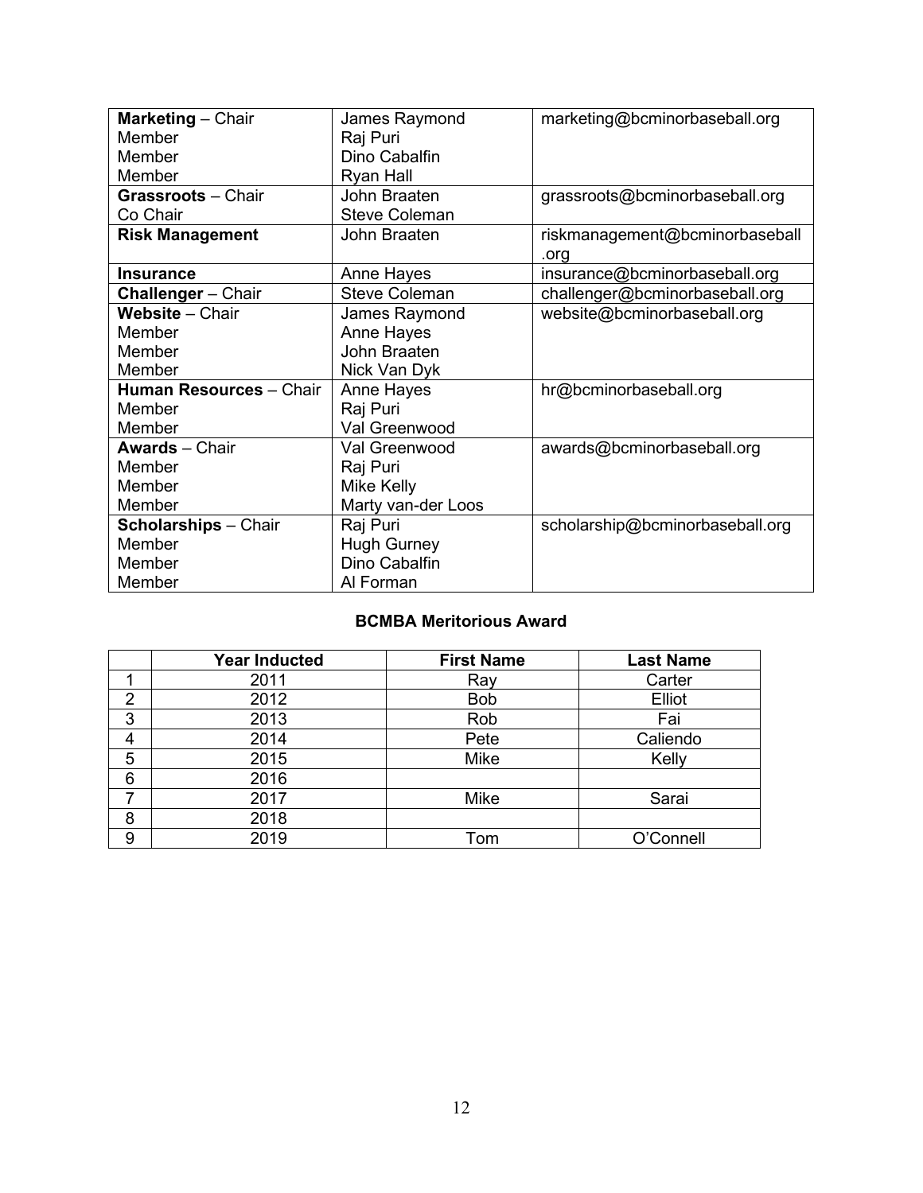| | | |
|---|---|---|
| **Marketing** – Chair<br>Member<br>Member<br>Member | James Raymond<br>Raj Puri<br>Dino Cabalfin<br>Ryan Hall | marketing@bcminorbaseball.org |
| **Grassroots** – Chair<br>Co Chair | John Braaten<br>Steve Coleman | grassroots@bcminorbaseball.org |
| **Risk Management** | John Braaten | riskmanagement@bcminorbaseball.org |
| **Insurance** | Anne Hayes | insurance@bcminorbaseball.org |
| **Challenger** – Chair | Steve Coleman | challenger@bcminorbaseball.org |
| **Website** – Chair<br>Member<br>Member<br>Member | James Raymond<br>Anne Hayes<br>John Braaten<br>Nick Van Dyk | website@bcminorbaseball.org |
| **Human Resources** – Chair<br>Member<br>Member | Anne Hayes<br>Raj Puri<br>Val Greenwood | hr@bcminorbaseball.org |
| **Awards** – Chair<br>Member<br>Member<br>Member | Val Greenwood<br>Raj Puri<br>Mike Kelly<br>Marty van-der Loos | awards@bcminorbaseball.org |
| **Scholarships** – Chair<br>Member<br>Member<br>Member | Raj Puri<br>Hugh Gurney<br>Dino Cabalfin<br>Al Forman | scholarship@bcminorbaseball.org |

**BCMBA Meritorious Award**

| | Year Inducted | First Name | Last Name |
|---|---|---|---|
| 1 | 2011 | Ray | Carter |
| 2 | 2012 | Bob | Elliot |
| 3 | 2013 | Rob | Fai |
| 4 | 2014 | Pete | Caliendo |
| 5 | 2015 | Mike | Kelly |
| 6 | 2016 | | |
| 7 | 2017 | Mike | Sarai |
| 8 | 2018 | | |
| 9 | 2019 | Tom | O'Connell |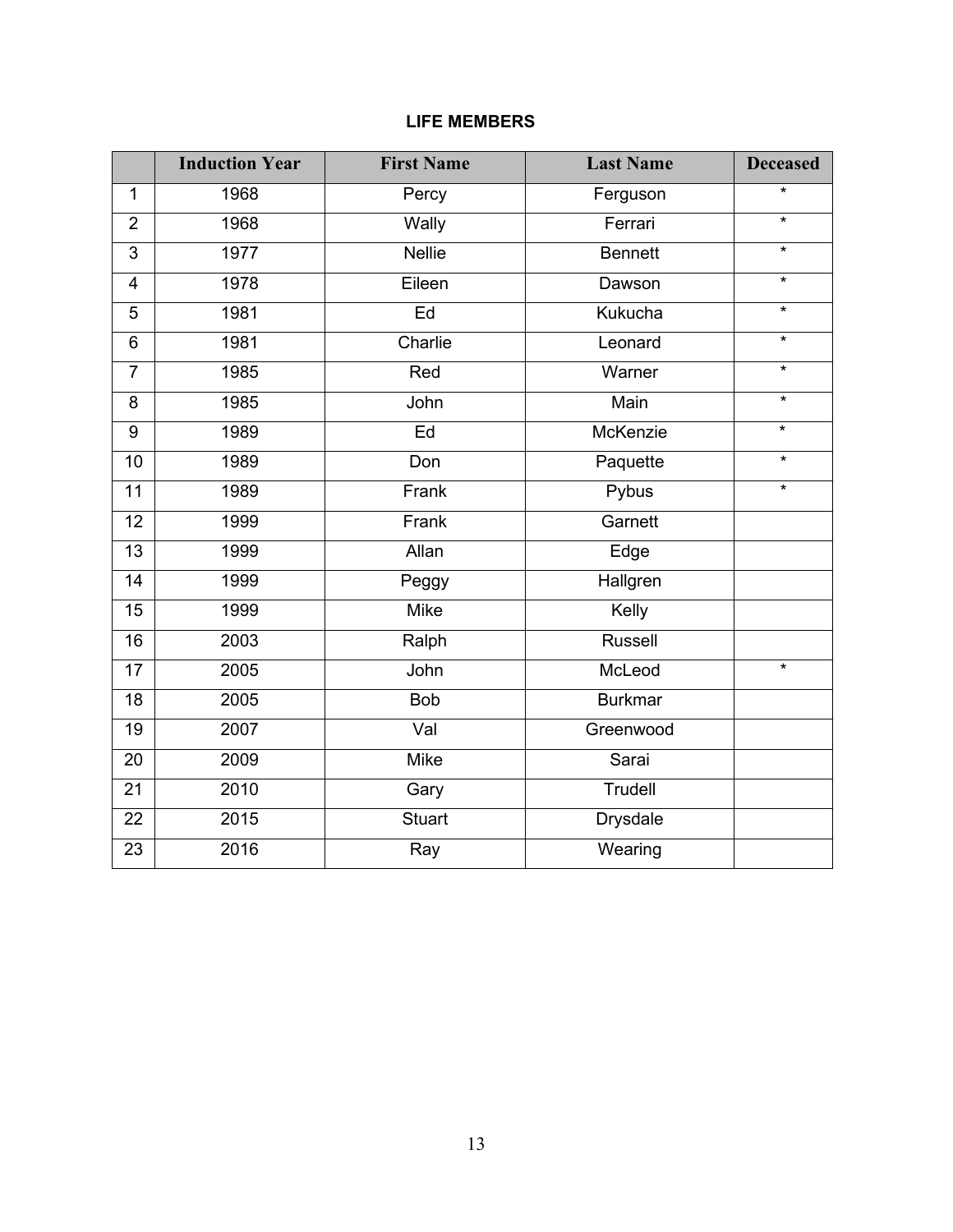**LIFE MEMBERS**

| | Induction Year | First Name | Last Name | Deceased |
|---|---|---|---|---|
| 1 | 1968 | Percy | Ferguson | * |
| 2 | 1968 | Wally | Ferrari | * |
| 3 | 1977 | Nellie | Bennett | * |
| 4 | 1978 | Eileen | Dawson | * |
| 5 | 1981 | Ed | Kukucha | * |
| 6 | 1981 | Charlie | Leonard | * |
| 7 | 1985 | Red | Warner | * |
| 8 | 1985 | John | Main | * |
| 9 | 1989 | Ed | McKenzie | * |
| 10 | 1989 | Don | Paquette | * |
| 11 | 1989 | Frank | Pybus | * |
| 12 | 1999 | Frank | Garnett | |
| 13 | 1999 | Allan | Edge | |
| 14 | 1999 | Peggy | Hallgren | |
| 15 | 1999 | Mike | Kelly | |
| 16 | 2003 | Ralph | Russell | |
| 17 | 2005 | John | McLeod | * |
| 18 | 2005 | Bob | Burkmar | |
| 19 | 2007 | Val | Greenwood | |
| 20 | 2009 | Mike | Sarai | |
| 21 | 2010 | Gary | Trudell | |
| 22 | 2015 | Stuart | Drysdale | |
| 23 | 2016 | Ray | Wearing | |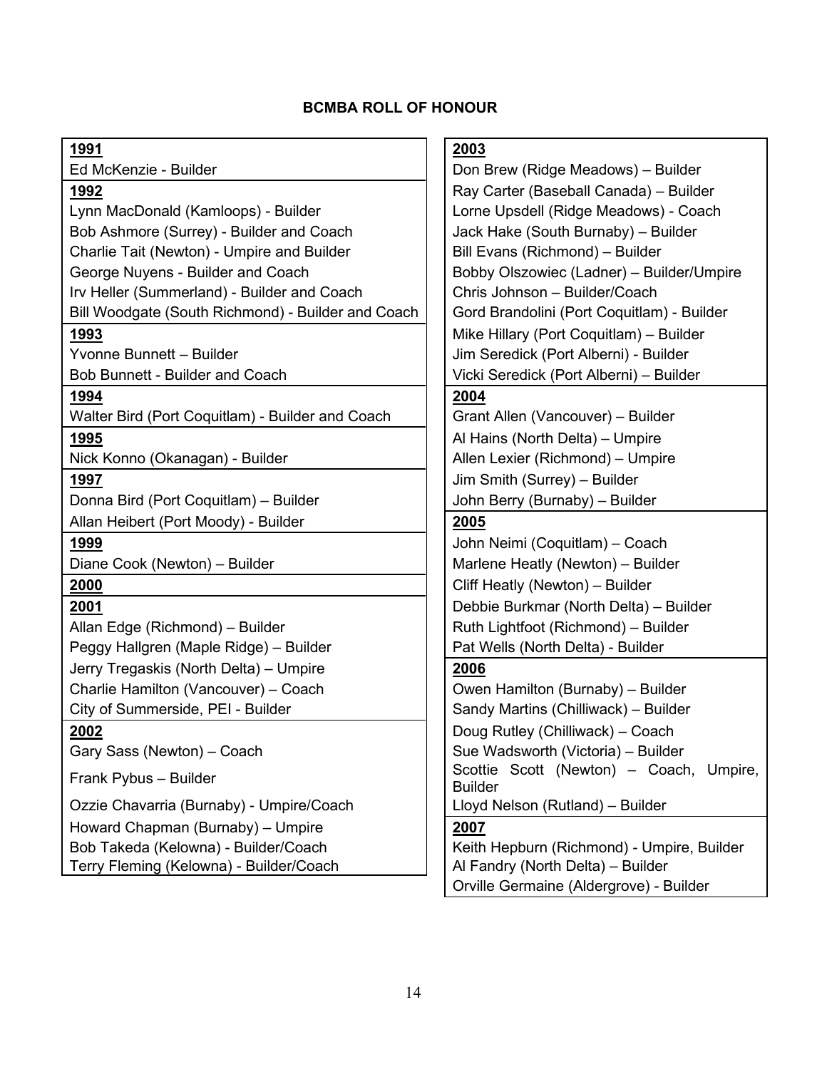# BCMBA ROLL OF HONOUR

**1991**

Ed McKenzie - Builder

**1992**

Lynn MacDonald (Kamloops) - Builder
Bob Ashmore (Surrey) - Builder and Coach
Charlie Tait (Newton) - Umpire and Builder
George Nuyens - Builder and Coach
Irv Heller (Summerland) - Builder and Coach
Bill Woodgate (South Richmond) - Builder and Coach

**1993**

Yvonne Bunnett – Builder
Bob Bunnett - Builder and Coach

**1994**

Walter Bird (Port Coquitlam) - Builder and Coach

**1995**

Nick Konno (Okanagan) - Builder

**1997**

Donna Bird (Port Coquitlam) – Builder
Allan Heibert (Port Moody) - Builder

**1999**

Diane Cook (Newton) – Builder

**2000**

**2001**

Allan Edge (Richmond) – Builder
Peggy Hallgren (Maple Ridge) – Builder
Jerry Tregaskis (North Delta) – Umpire
Charlie Hamilton (Vancouver) – Coach
City of Summerside, PEI - Builder

**2002**

Gary Sass (Newton) – Coach
Frank Pybus – Builder
Ozzie Chavarria (Burnaby) - Umpire/Coach
Howard Chapman (Burnaby) – Umpire
Bob Takeda (Kelowna) - Builder/Coach
Terry Fleming (Kelowna) - Builder/Coach

**2003**

Don Brew (Ridge Meadows) – Builder
Ray Carter (Baseball Canada) – Builder
Lorne Upsdell (Ridge Meadows) - Coach
Jack Hake (South Burnaby) – Builder
Bill Evans (Richmond) – Builder
Bobby Olszowiec (Ladner) – Builder/Umpire
Chris Johnson – Builder/Coach
Gord Brandolini (Port Coquitlam) - Builder
Mike Hillary (Port Coquitlam) – Builder
Jim Seredick (Port Alberni) - Builder
Vicki Seredick (Port Alberni) – Builder

**2004**

Grant Allen (Vancouver) – Builder
Al Hains (North Delta) – Umpire
Allen Lexier (Richmond) – Umpire
Jim Smith (Surrey) – Builder
John Berry (Burnaby) – Builder

**2005**

John Neimi (Coquitlam) – Coach
Marlene Heatly (Newton) – Builder
Cliff Heatly (Newton) – Builder
Debbie Burkmar (North Delta) – Builder
Ruth Lightfoot (Richmond) – Builder
Pat Wells (North Delta) - Builder

**2006**

Owen Hamilton (Burnaby) – Builder
Sandy Martins (Chilliwack) – Builder
Doug Rutley (Chilliwack) – Coach
Sue Wadsworth (Victoria) – Builder
Scottie Scott (Newton) – Coach, Umpire, Builder
Lloyd Nelson (Rutland) – Builder

**2007**

Keith Hepburn (Richmond) - Umpire, Builder
Al Fandry (North Delta) – Builder
Orville Germaine (Aldergrove) - Builder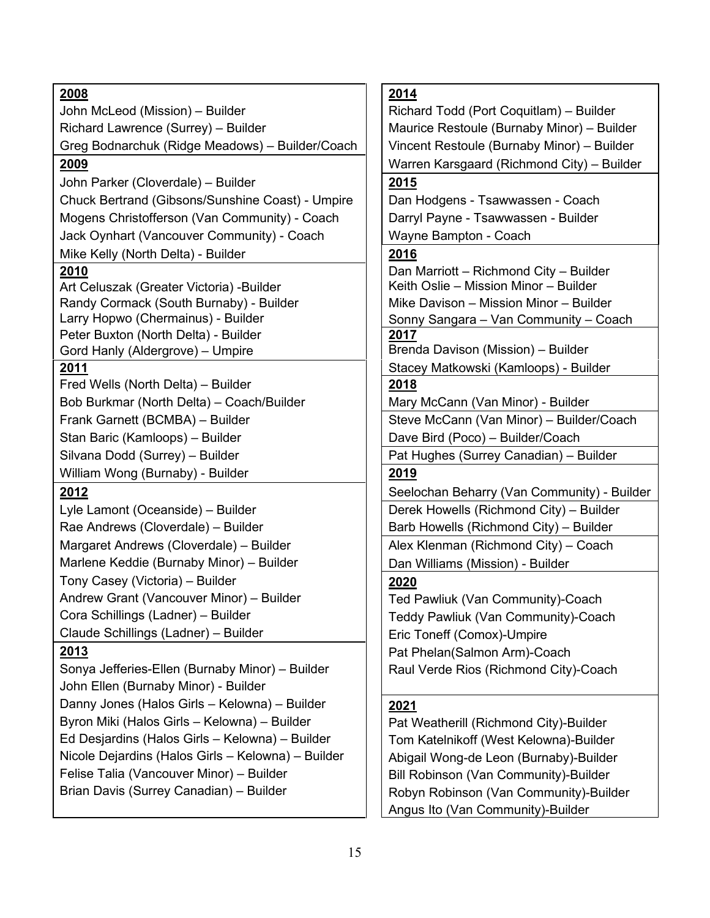**2008**

John McLeod (Mission) – Builder
Richard Lawrence (Surrey) – Builder
Greg Bodnarchuk (Ridge Meadows) – Builder/Coach

**2009**

John Parker (Cloverdale) – Builder
Chuck Bertrand (Gibsons/Sunshine Coast) - Umpire
Mogens Christofferson (Van Community) - Coach
Jack Oynhart (Vancouver Community) - Coach
Mike Kelly (North Delta) - Builder

**2010**

Art Celuszak (Greater Victoria) -Builder
Randy Cormack (South Burnaby) - Builder
Larry Hopwo (Chermainus) - Builder
Peter Buxton (North Delta) - Builder
Gord Hanly (Aldergrove) – Umpire

**2011**

Fred Wells (North Delta) – Builder
Bob Burkmar (North Delta) – Coach/Builder
Frank Garnett (BCMBA) – Builder
Stan Baric (Kamloops) – Builder
Silvana Dodd (Surrey) – Builder
William Wong (Burnaby) - Builder

**2012**

Lyle Lamont (Oceanside) – Builder
Rae Andrews (Cloverdale) – Builder
Margaret Andrews (Cloverdale) – Builder
Marlene Keddie (Burnaby Minor) – Builder
Tony Casey (Victoria) – Builder
Andrew Grant (Vancouver Minor) – Builder
Cora Schillings (Ladner) – Builder
Claude Schillings (Ladner) – Builder

**2013**

Sonya Jefferies-Ellen (Burnaby Minor) – Builder
John Ellen (Burnaby Minor) - Builder
Danny Jones (Halos Girls – Kelowna) – Builder
Byron Miki (Halos Girls – Kelowna) – Builder
Ed Desjardins (Halos Girls – Kelowna) – Builder
Nicole Dejardins (Halos Girls – Kelowna) – Builder
Felise Talia (Vancouver Minor) – Builder
Brian Davis (Surrey Canadian) – Builder

**2014**

Richard Todd (Port Coquitlam) – Builder
Maurice Restoule (Burnaby Minor) – Builder
Vincent Restoule (Burnaby Minor) – Builder
Warren Karsgaard (Richmond City) – Builder

**2015**

Dan Hodgens - Tsawwassen - Coach
Darryl Payne - Tsawwassen - Builder
Wayne Bampton - Coach

**2016**

Dan Marriott – Richmond City – Builder
Keith Oslie – Mission Minor – Builder
Mike Davison – Mission Minor – Builder
Sonny Sangara – Van Community – Coach

**2017**

Brenda Davison (Mission) – Builder
Stacey Matkowski (Kamloops) - Builder

**2018**

Mary McCann (Van Minor) - Builder
Steve McCann (Van Minor) – Builder/Coach
Dave Bird (Poco) – Builder/Coach
Pat Hughes (Surrey Canadian) – Builder

**2019**

Seelochan Beharry (Van Community) - Builder
Derek Howells (Richmond City) – Builder
Barb Howells (Richmond City) – Builder
Alex Klenman (Richmond City) – Coach
Dan Williams (Mission) - Builder

**2020**

Ted Pawliuk (Van Community)-Coach
Teddy Pawliuk (Van Community)-Coach
Eric Toneff (Comox)-Umpire
Pat Phelan(Salmon Arm)-Coach
Raul Verde Rios (Richmond City)-Coach

**2021**

Pat Weatherill (Richmond City)-Builder
Tom Katelnikoff (West Kelowna)-Builder
Abigail Wong-de Leon (Burnaby)-Builder
Bill Robinson (Van Community)-Builder
Robyn Robinson (Van Community)-Builder
Angus Ito (Van Community)-Builder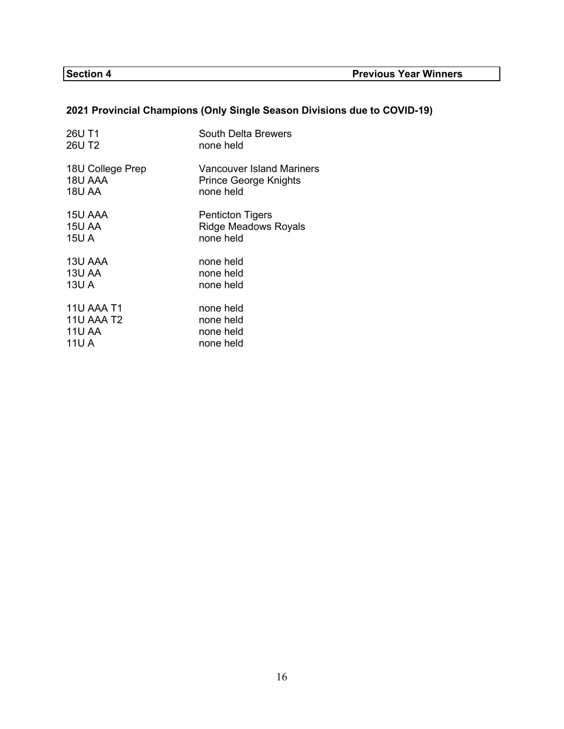| Section 4 | Previous Year Winners |
|---|---|

## 2021 Provincial Champions (Only Single Season Divisions due to COVID-19)

| Division | Champion |
|---|---|
| 26U T1 | South Delta Brewers |
| 26U T2 | none held |
| 18U College Prep | Vancouver Island Mariners |
| 18U AAA | Prince George Knights |
| 18U AA | none held |
| 15U AAA | Penticton Tigers |
| 15U AA | Ridge Meadows Royals |
| 15U A | none held |
| 13U AAA | none held |
| 13U AA | none held |
| 13U A | none held |
| 11U AAA T1 | none held |
| 11U AAA T2 | none held |
| 11U AA | none held |
| 11U A | none held |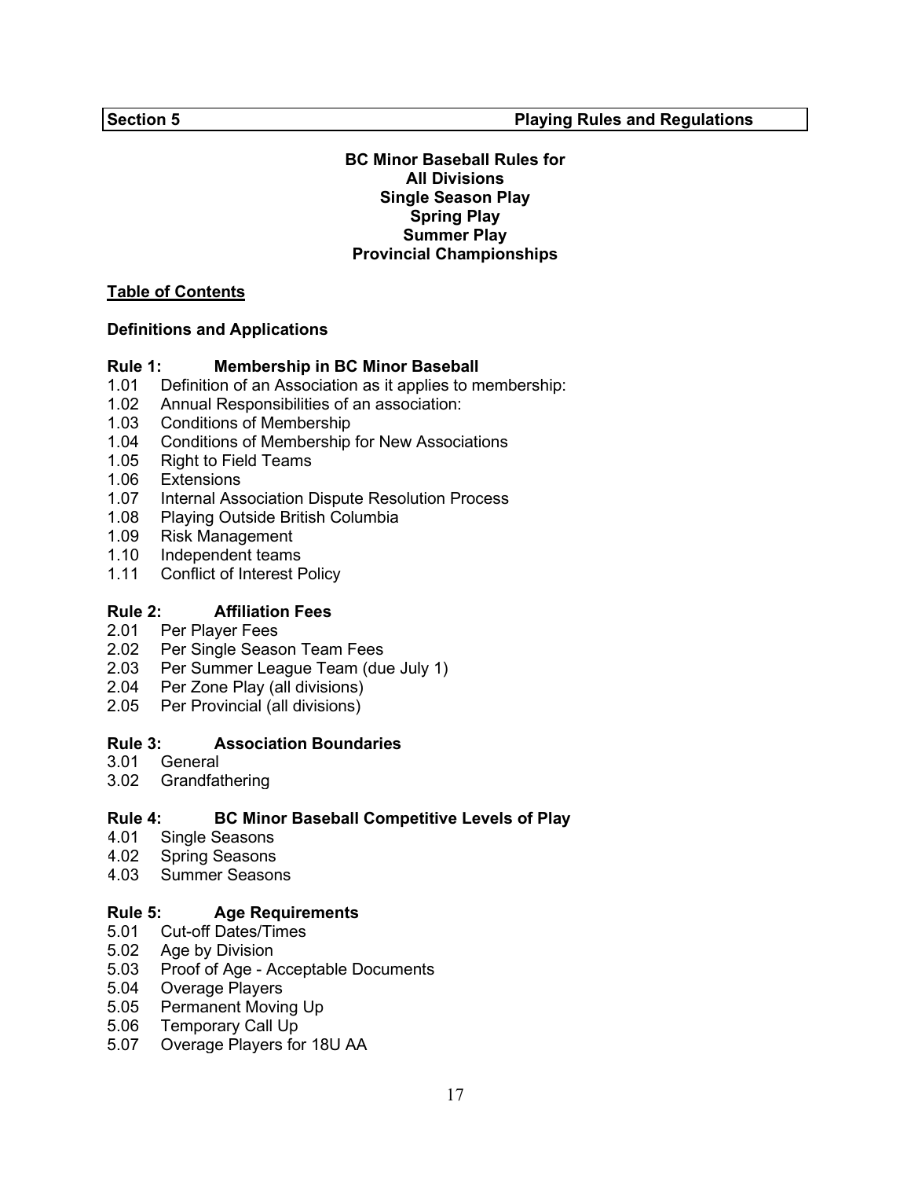**Section 5 Playing Rules and Regulations**

**BC Minor Baseball Rules for**
**All Divisions**
**Single Season Play**
**Spring Play**
**Summer Play**
**Provincial Championships**

**Table of Contents**

**Definitions and Applications**

**Rule 1: Membership in BC Minor Baseball**

1.01 Definition of an Association as it applies to membership:
1.02 Annual Responsibilities of an association:
1.03 Conditions of Membership
1.04 Conditions of Membership for New Associations
1.05 Right to Field Teams
1.06 Extensions
1.07 Internal Association Dispute Resolution Process
1.08 Playing Outside British Columbia
1.09 Risk Management
1.10 Independent teams
1.11 Conflict of Interest Policy

**Rule 2: Affiliation Fees**

2.01 Per Player Fees
2.02 Per Single Season Team Fees
2.03 Per Summer League Team (due July 1)
2.04 Per Zone Play (all divisions)
2.05 Per Provincial (all divisions)

**Rule 3: Association Boundaries**

3.01 General
3.02 Grandfathering

**Rule 4: BC Minor Baseball Competitive Levels of Play**

4.01 Single Seasons
4.02 Spring Seasons
4.03 Summer Seasons

**Rule 5: Age Requirements**

5.01 Cut-off Dates/Times
5.02 Age by Division
5.03 Proof of Age - Acceptable Documents
5.04 Overage Players
5.05 Permanent Moving Up
5.06 Temporary Call Up
5.07 Overage Players for 18U AA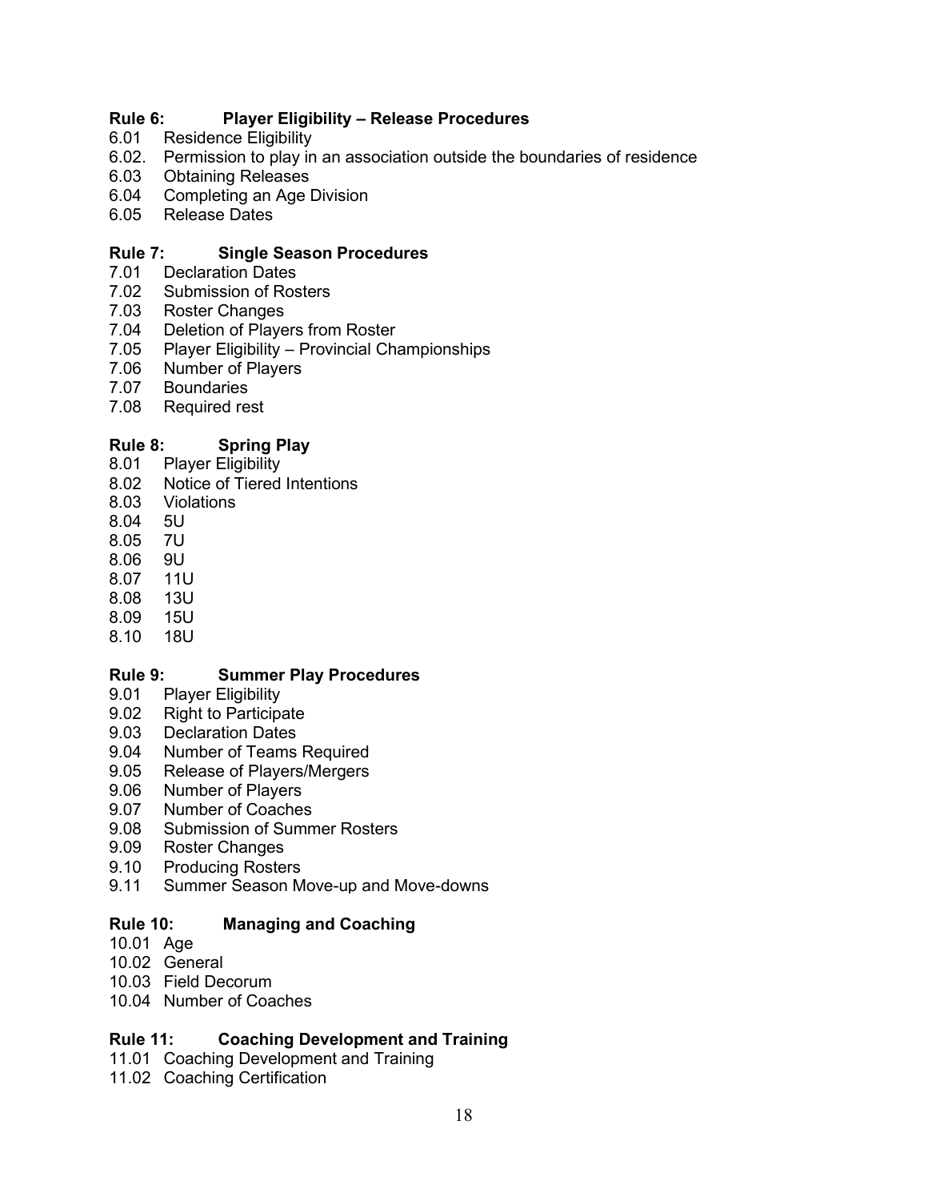**Rule 6: Player Eligibility – Release Procedures**

6.01 Residence Eligibility
6.02. Permission to play in an association outside the boundaries of residence
6.03 Obtaining Releases
6.04 Completing an Age Division
6.05 Release Dates

**Rule 7: Single Season Procedures**

7.01 Declaration Dates
7.02 Submission of Rosters
7.03 Roster Changes
7.04 Deletion of Players from Roster
7.05 Player Eligibility – Provincial Championships
7.06 Number of Players
7.07 Boundaries
7.08 Required rest

**Rule 8: Spring Play**

8.01 Player Eligibility
8.02 Notice of Tiered Intentions
8.03 Violations
8.04 5U
8.05 7U
8.06 9U
8.07 11U
8.08 13U
8.09 15U
8.10 18U

**Rule 9: Summer Play Procedures**

9.01 Player Eligibility
9.02 Right to Participate
9.03 Declaration Dates
9.04 Number of Teams Required
9.05 Release of Players/Mergers
9.06 Number of Players
9.07 Number of Coaches
9.08 Submission of Summer Rosters
9.09 Roster Changes
9.10 Producing Rosters
9.11 Summer Season Move-up and Move-downs

**Rule 10: Managing and Coaching**

10.01 Age
10.02 General
10.03 Field Decorum
10.04 Number of Coaches

**Rule 11: Coaching Development and Training**

11.01 Coaching Development and Training
11.02 Coaching Certification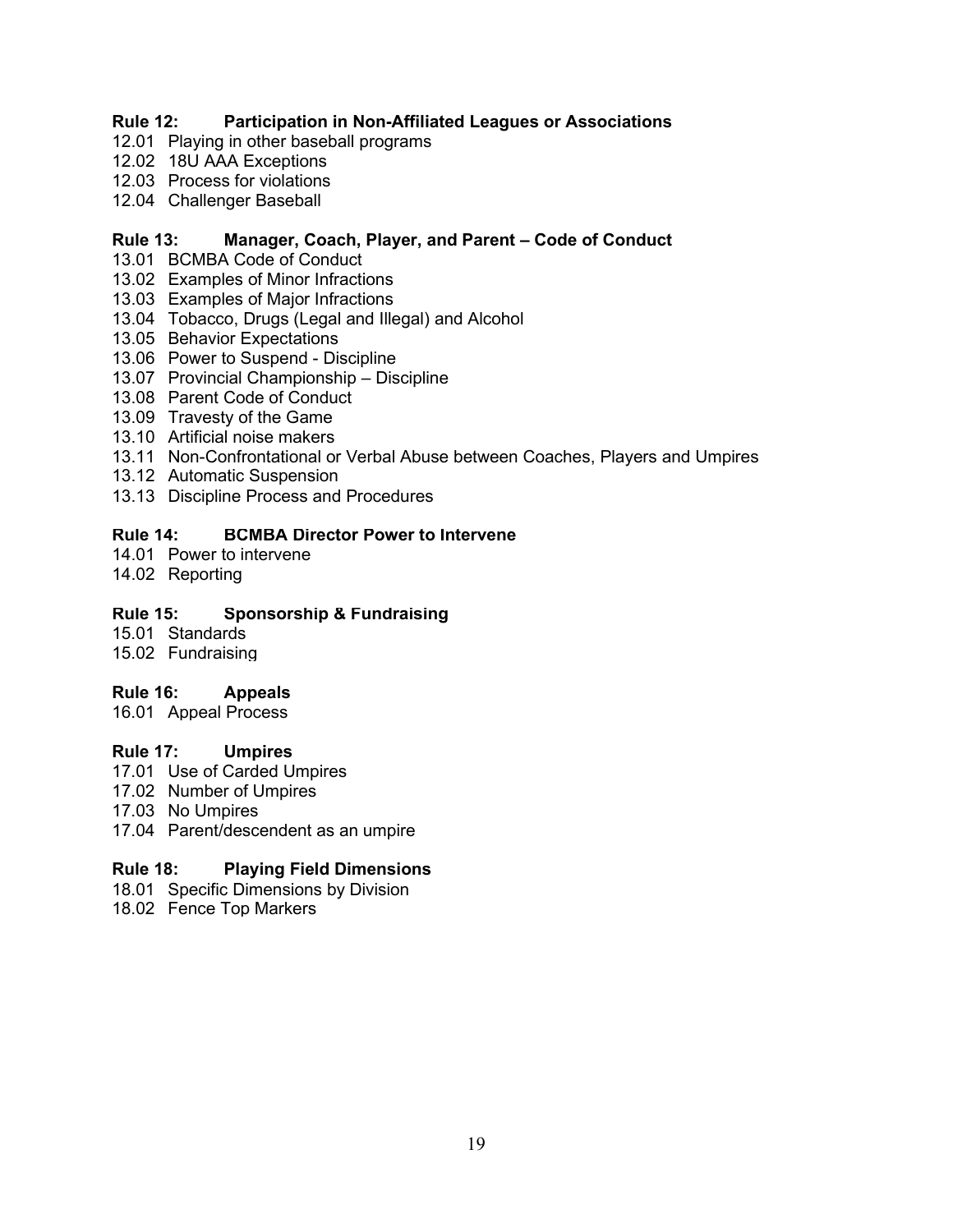**Rule 12: Participation in Non-Affiliated Leagues or Associations**

12.01 Playing in other baseball programs
12.02 18U AAA Exceptions
12.03 Process for violations
12.04 Challenger Baseball

**Rule 13: Manager, Coach, Player, and Parent – Code of Conduct**

13.01 BCMBA Code of Conduct
13.02 Examples of Minor Infractions
13.03 Examples of Major Infractions
13.04 Tobacco, Drugs (Legal and Illegal) and Alcohol
13.05 Behavior Expectations
13.06 Power to Suspend - Discipline
13.07 Provincial Championship – Discipline
13.08 Parent Code of Conduct
13.09 Travesty of the Game
13.10 Artificial noise makers
13.11 Non-Confrontational or Verbal Abuse between Coaches, Players and Umpires
13.12 Automatic Suspension
13.13 Discipline Process and Procedures

**Rule 14: BCMBA Director Power to Intervene**

14.01 Power to intervene
14.02 Reporting

**Rule 15: Sponsorship & Fundraising**

15.01 Standards
15.02 Fundraising

**Rule 16: Appeals**

16.01 Appeal Process

**Rule 17: Umpires**

17.01 Use of Carded Umpires
17.02 Number of Umpires
17.03 No Umpires
17.04 Parent/descendent as an umpire

**Rule 18: Playing Field Dimensions**

18.01 Specific Dimensions by Division
18.02 Fence Top Markers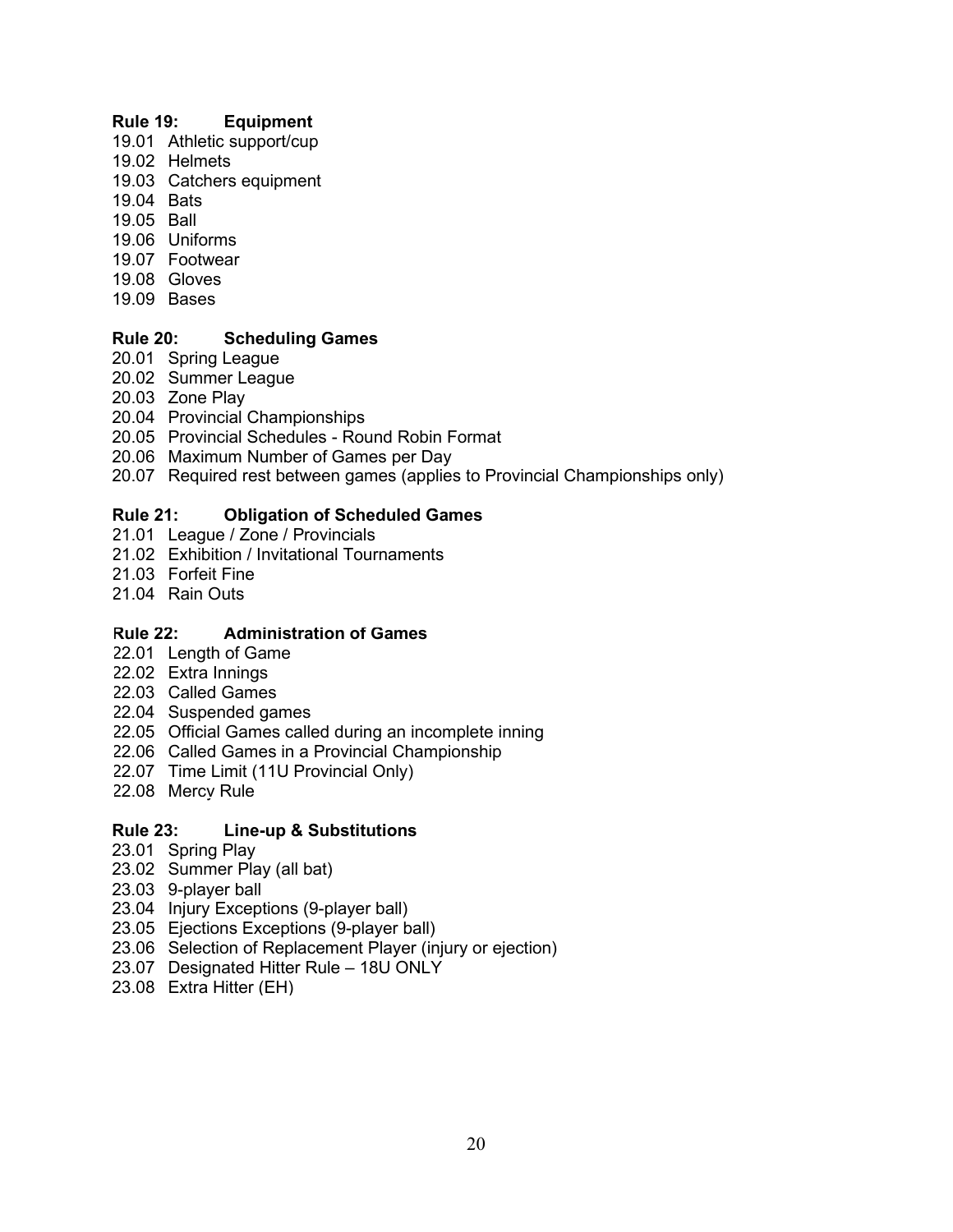**Rule 19: Equipment**

19.01 Athletic support/cup
19.02 Helmets
19.03 Catchers equipment
19.04 Bats
19.05 Ball
19.06 Uniforms
19.07 Footwear
19.08 Gloves
19.09 Bases

**Rule 20: Scheduling Games**

20.01 Spring League
20.02 Summer League
20.03 Zone Play
20.04 Provincial Championships
20.05 Provincial Schedules - Round Robin Format
20.06 Maximum Number of Games per Day
20.07 Required rest between games (applies to Provincial Championships only)

**Rule 21: Obligation of Scheduled Games**

21.01 League / Zone / Provincials
21.02 Exhibition / Invitational Tournaments
21.03 Forfeit Fine
21.04 Rain Outs

**Rule 22: Administration of Games**

22.01 Length of Game
22.02 Extra Innings
22.03 Called Games
22.04 Suspended games
22.05 Official Games called during an incomplete inning
22.06 Called Games in a Provincial Championship
22.07 Time Limit (11U Provincial Only)
22.08 Mercy Rule

**Rule 23: Line-up & Substitutions**

23.01 Spring Play
23.02 Summer Play (all bat)
23.03 9-player ball
23.04 Injury Exceptions (9-player ball)
23.05 Ejections Exceptions (9-player ball)
23.06 Selection of Replacement Player (injury or ejection)
23.07 Designated Hitter Rule – 18U ONLY
23.08 Extra Hitter (EH)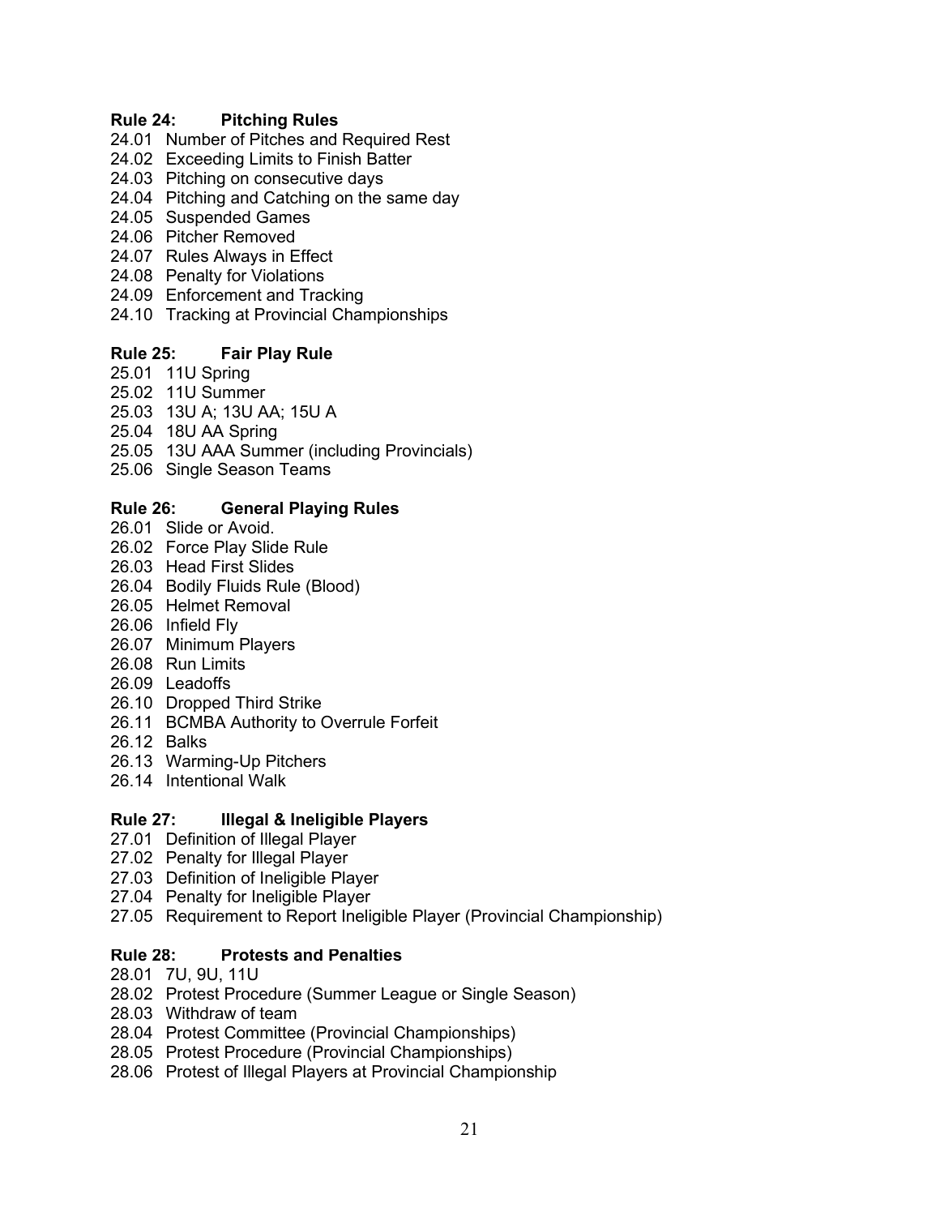**Rule 24: Pitching Rules**

24.01 Number of Pitches and Required Rest
24.02 Exceeding Limits to Finish Batter
24.03 Pitching on consecutive days
24.04 Pitching and Catching on the same day
24.05 Suspended Games
24.06 Pitcher Removed
24.07 Rules Always in Effect
24.08 Penalty for Violations
24.09 Enforcement and Tracking
24.10 Tracking at Provincial Championships

**Rule 25: Fair Play Rule**

25.01 11U Spring
25.02 11U Summer
25.03 13U A; 13U AA; 15U A
25.04 18U AA Spring
25.05 13U AAA Summer (including Provincials)
25.06 Single Season Teams

**Rule 26: General Playing Rules**

26.01 Slide or Avoid.
26.02 Force Play Slide Rule
26.03 Head First Slides
26.04 Bodily Fluids Rule (Blood)
26.05 Helmet Removal
26.06 Infield Fly
26.07 Minimum Players
26.08 Run Limits
26.09 Leadoffs
26.10 Dropped Third Strike
26.11 BCMBA Authority to Overrule Forfeit
26.12 Balks
26.13 Warming-Up Pitchers
26.14 Intentional Walk

**Rule 27: Illegal & Ineligible Players**

27.01 Definition of Illegal Player
27.02 Penalty for Illegal Player
27.03 Definition of Ineligible Player
27.04 Penalty for Ineligible Player
27.05 Requirement to Report Ineligible Player (Provincial Championship)

**Rule 28: Protests and Penalties**

28.01 7U, 9U, 11U
28.02 Protest Procedure (Summer League or Single Season)
28.03 Withdraw of team
28.04 Protest Committee (Provincial Championships)
28.05 Protest Procedure (Provincial Championships)
28.06 Protest of Illegal Players at Provincial Championship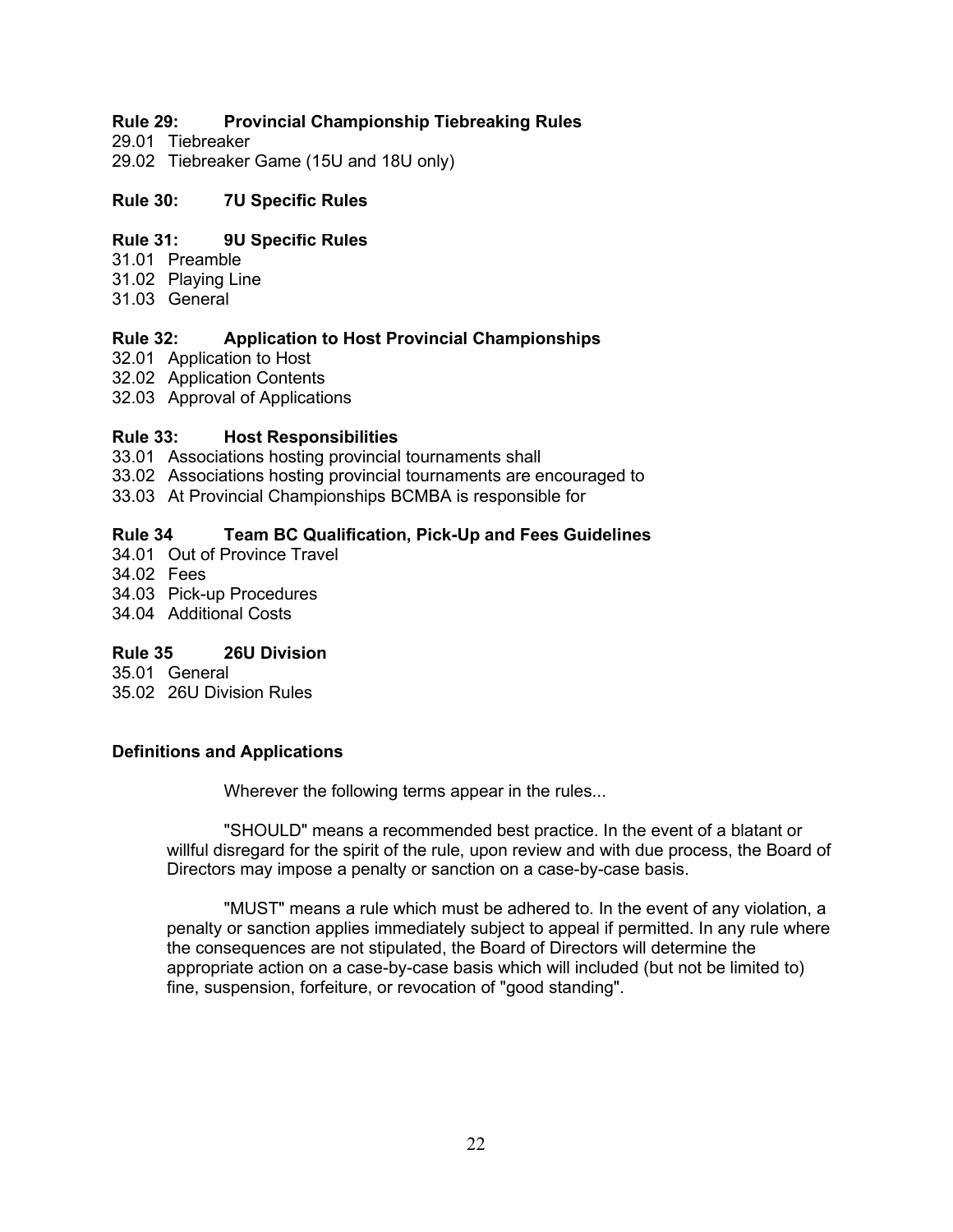**Rule 29: Provincial Championship Tiebreaking Rules**

29.01 Tiebreaker
29.02 Tiebreaker Game (15U and 18U only)

**Rule 30: 7U Specific Rules**

**Rule 31: 9U Specific Rules**

31.01 Preamble
31.02 Playing Line
31.03 General

**Rule 32: Application to Host Provincial Championships**

32.01 Application to Host
32.02 Application Contents
32.03 Approval of Applications

**Rule 33: Host Responsibilities**

33.01 Associations hosting provincial tournaments shall
33.02 Associations hosting provincial tournaments are encouraged to
33.03 At Provincial Championships BCMBA is responsible for

**Rule 34 Team BC Qualification, Pick-Up and Fees Guidelines**

34.01 Out of Province Travel
34.02 Fees
34.03 Pick-up Procedures
34.04 Additional Costs

**Rule 35 26U Division**

35.01 General
35.02 26U Division Rules

**Definitions and Applications**

Wherever the following terms appear in the rules...

"SHOULD" means a recommended best practice. In the event of a blatant or willful disregard for the spirit of the rule, upon review and with due process, the Board of Directors may impose a penalty or sanction on a case-by-case basis.

"MUST" means a rule which must be adhered to. In the event of any violation, a penalty or sanction applies immediately subject to appeal if permitted. In any rule where the consequences are not stipulated, the Board of Directors will determine the appropriate action on a case-by-case basis which will included (but not be limited to) fine, suspension, forfeiture, or revocation of "good standing".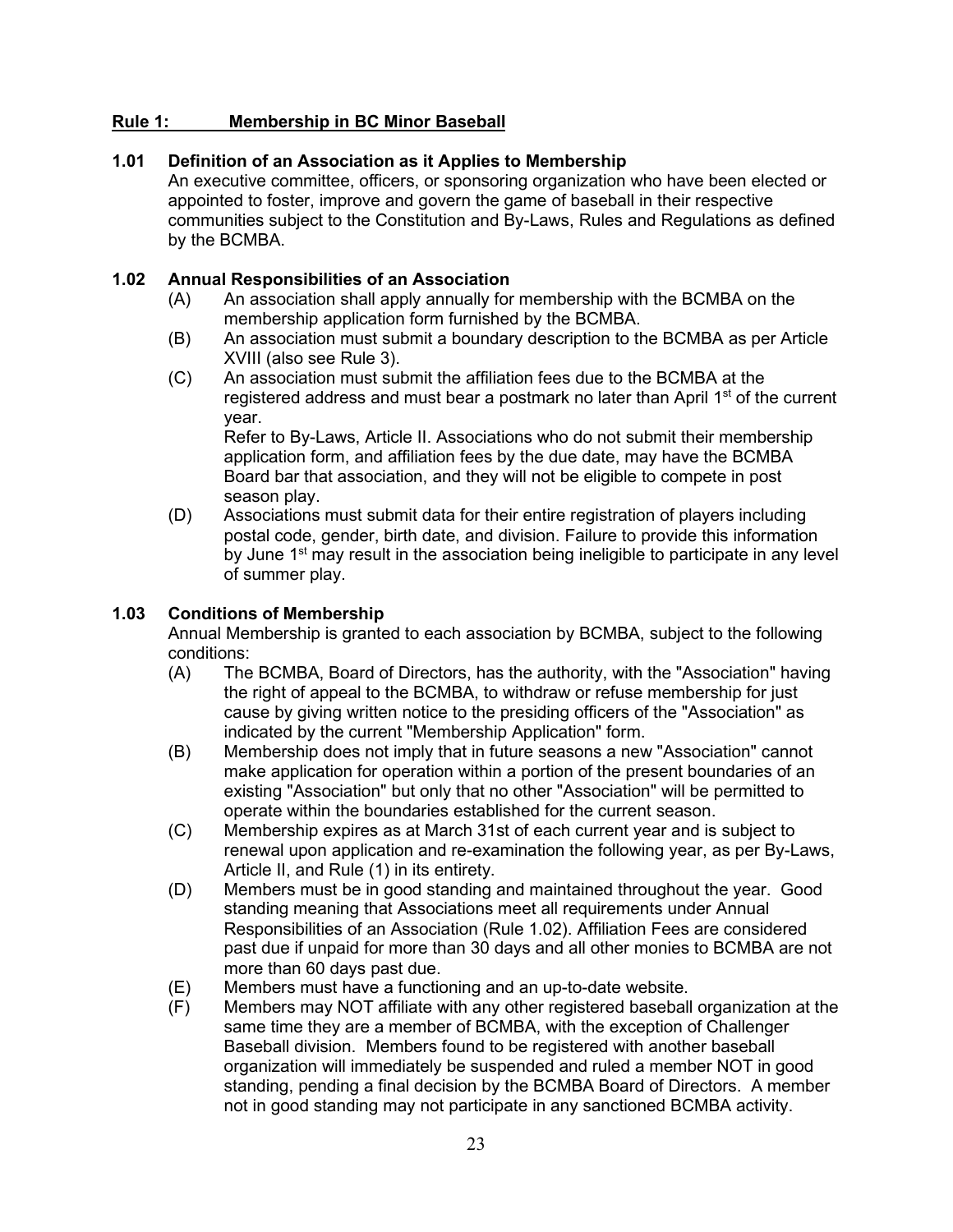## Rule 1: Membership in BC Minor Baseball

### 1.01 Definition of an Association as it Applies to Membership

An executive committee, officers, or sponsoring organization who have been elected or appointed to foster, improve and govern the game of baseball in their respective communities subject to the Constitution and By-Laws, Rules and Regulations as defined by the BCMBA.

### 1.02 Annual Responsibilities of an Association

(A) An association shall apply annually for membership with the BCMBA on the membership application form furnished by the BCMBA.

(B) An association must submit a boundary description to the BCMBA as per Article XVIII (also see Rule 3).

(C) An association must submit the affiliation fees due to the BCMBA at the registered address and must bear a postmark no later than April 1st of the current year.
Refer to By-Laws, Article II. Associations who do not submit their membership application form, and affiliation fees by the due date, may have the BCMBA Board bar that association, and they will not be eligible to compete in post season play.

(D) Associations must submit data for their entire registration of players including postal code, gender, birth date, and division. Failure to provide this information by June 1st may result in the association being ineligible to participate in any level of summer play.

### 1.03 Conditions of Membership

Annual Membership is granted to each association by BCMBA, subject to the following conditions:

(A) The BCMBA, Board of Directors, has the authority, with the "Association" having the right of appeal to the BCMBA, to withdraw or refuse membership for just cause by giving written notice to the presiding officers of the "Association" as indicated by the current "Membership Application" form.

(B) Membership does not imply that in future seasons a new "Association" cannot make application for operation within a portion of the present boundaries of an existing "Association" but only that no other "Association" will be permitted to operate within the boundaries established for the current season.

(C) Membership expires as at March 31st of each current year and is subject to renewal upon application and re-examination the following year, as per By-Laws, Article II, and Rule (1) in its entirety.

(D) Members must be in good standing and maintained throughout the year. Good standing meaning that Associations meet all requirements under Annual Responsibilities of an Association (Rule 1.02). Affiliation Fees are considered past due if unpaid for more than 30 days and all other monies to BCMBA are not more than 60 days past due.

(E) Members must have a functioning and an up-to-date website.

(F) Members may NOT affiliate with any other registered baseball organization at the same time they are a member of BCMBA, with the exception of Challenger Baseball division. Members found to be registered with another baseball organization will immediately be suspended and ruled a member NOT in good standing, pending a final decision by the BCMBA Board of Directors. A member not in good standing may not participate in any sanctioned BCMBA activity.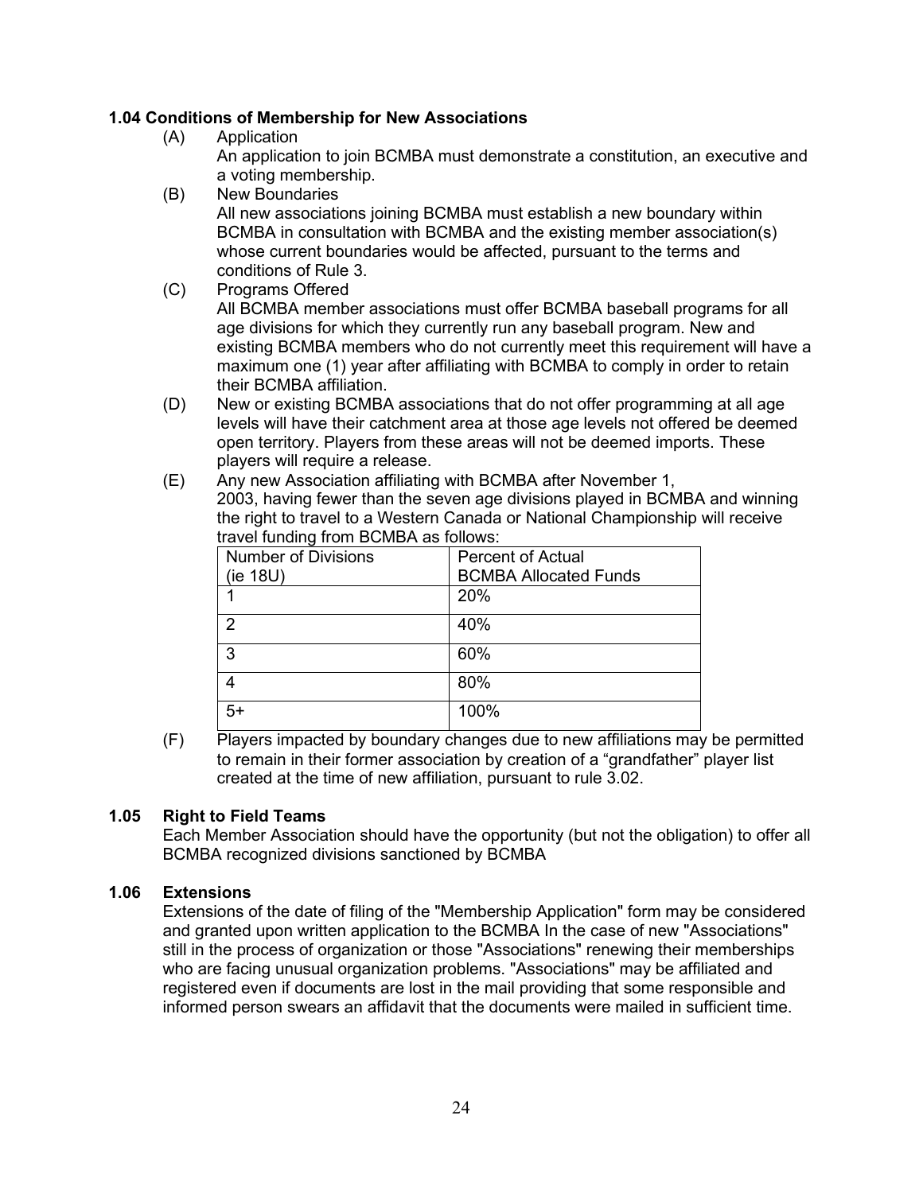### 1.04 Conditions of Membership for New Associations

(A) Application
An application to join BCMBA must demonstrate a constitution, an executive and a voting membership.

(B) New Boundaries
All new associations joining BCMBA must establish a new boundary within BCMBA in consultation with BCMBA and the existing member association(s) whose current boundaries would be affected, pursuant to the terms and conditions of Rule 3.

(C) Programs Offered
All BCMBA member associations must offer BCMBA baseball programs for all age divisions for which they currently run any baseball program. New and existing BCMBA members who do not currently meet this requirement will have a maximum one (1) year after affiliating with BCMBA to comply in order to retain their BCMBA affiliation.

(D) New or existing BCMBA associations that do not offer programming at all age levels will have their catchment area at those age levels not offered be deemed open territory. Players from these areas will not be deemed imports. These players will require a release.

(E) Any new Association affiliating with BCMBA after November 1, 2003, having fewer than the seven age divisions played in BCMBA and winning the right to travel to a Western Canada or National Championship will receive travel funding from BCMBA as follows:

| Number of Divisions (ie 18U) | Percent of Actual BCMBA Allocated Funds |
|---|---|
| 1 | 20% |
| 2 | 40% |
| 3 | 60% |
| 4 | 80% |
| 5+ | 100% |

(F) Players impacted by boundary changes due to new affiliations may be permitted to remain in their former association by creation of a “grandfather” player list created at the time of new affiliation, pursuant to rule 3.02.

### 1.05 Right to Field Teams

Each Member Association should have the opportunity (but not the obligation) to offer all BCMBA recognized divisions sanctioned by BCMBA

### 1.06 Extensions

Extensions of the date of filing of the "Membership Application" form may be considered and granted upon written application to the BCMBA In the case of new "Associations" still in the process of organization or those "Associations" renewing their memberships who are facing unusual organization problems. "Associations" may be affiliated and registered even if documents are lost in the mail providing that some responsible and informed person swears an affidavit that the documents were mailed in sufficient time.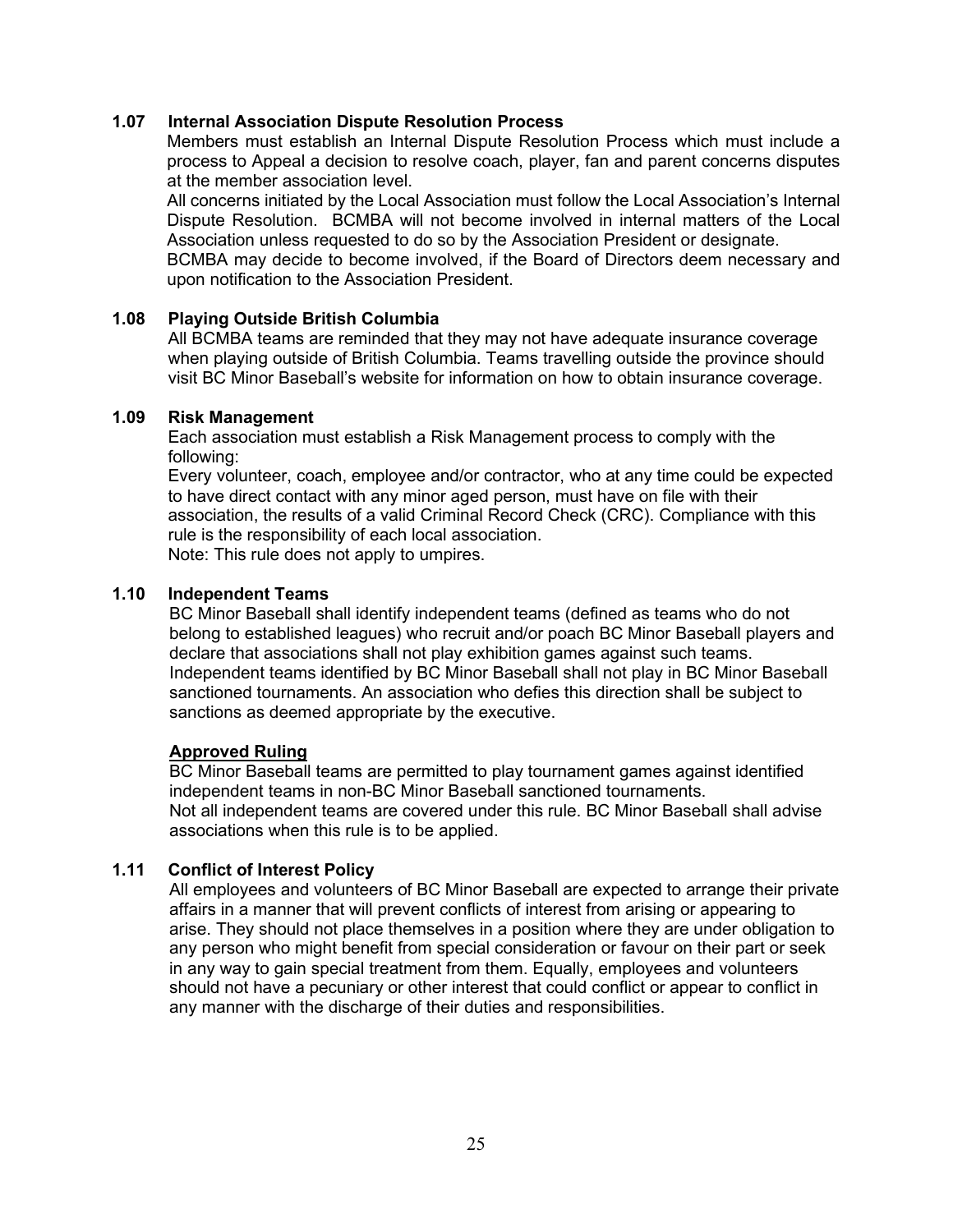### 1.07 Internal Association Dispute Resolution Process

Members must establish an Internal Dispute Resolution Process which must include a process to Appeal a decision to resolve coach, player, fan and parent concerns disputes at the member association level.

All concerns initiated by the Local Association must follow the Local Association's Internal Dispute Resolution. BCMBA will not become involved in internal matters of the Local Association unless requested to do so by the Association President or designate.

BCMBA may decide to become involved, if the Board of Directors deem necessary and upon notification to the Association President.

### 1.08 Playing Outside British Columbia

All BCMBA teams are reminded that they may not have adequate insurance coverage when playing outside of British Columbia. Teams travelling outside the province should visit BC Minor Baseball's website for information on how to obtain insurance coverage.

### 1.09 Risk Management

Each association must establish a Risk Management process to comply with the following:

Every volunteer, coach, employee and/or contractor, who at any time could be expected to have direct contact with any minor aged person, must have on file with their association, the results of a valid Criminal Record Check (CRC). Compliance with this rule is the responsibility of each local association.

Note: This rule does not apply to umpires.

### 1.10 Independent Teams

BC Minor Baseball shall identify independent teams (defined as teams who do not belong to established leagues) who recruit and/or poach BC Minor Baseball players and declare that associations shall not play exhibition games against such teams. Independent teams identified by BC Minor Baseball shall not play in BC Minor Baseball sanctioned tournaments. An association who defies this direction shall be subject to sanctions as deemed appropriate by the executive.

**Approved Ruling**

BC Minor Baseball teams are permitted to play tournament games against identified independent teams in non-BC Minor Baseball sanctioned tournaments.

Not all independent teams are covered under this rule. BC Minor Baseball shall advise associations when this rule is to be applied.

### 1.11 Conflict of Interest Policy

All employees and volunteers of BC Minor Baseball are expected to arrange their private affairs in a manner that will prevent conflicts of interest from arising or appearing to arise. They should not place themselves in a position where they are under obligation to any person who might benefit from special consideration or favour on their part or seek in any way to gain special treatment from them. Equally, employees and volunteers should not have a pecuniary or other interest that could conflict or appear to conflict in any manner with the discharge of their duties and responsibilities.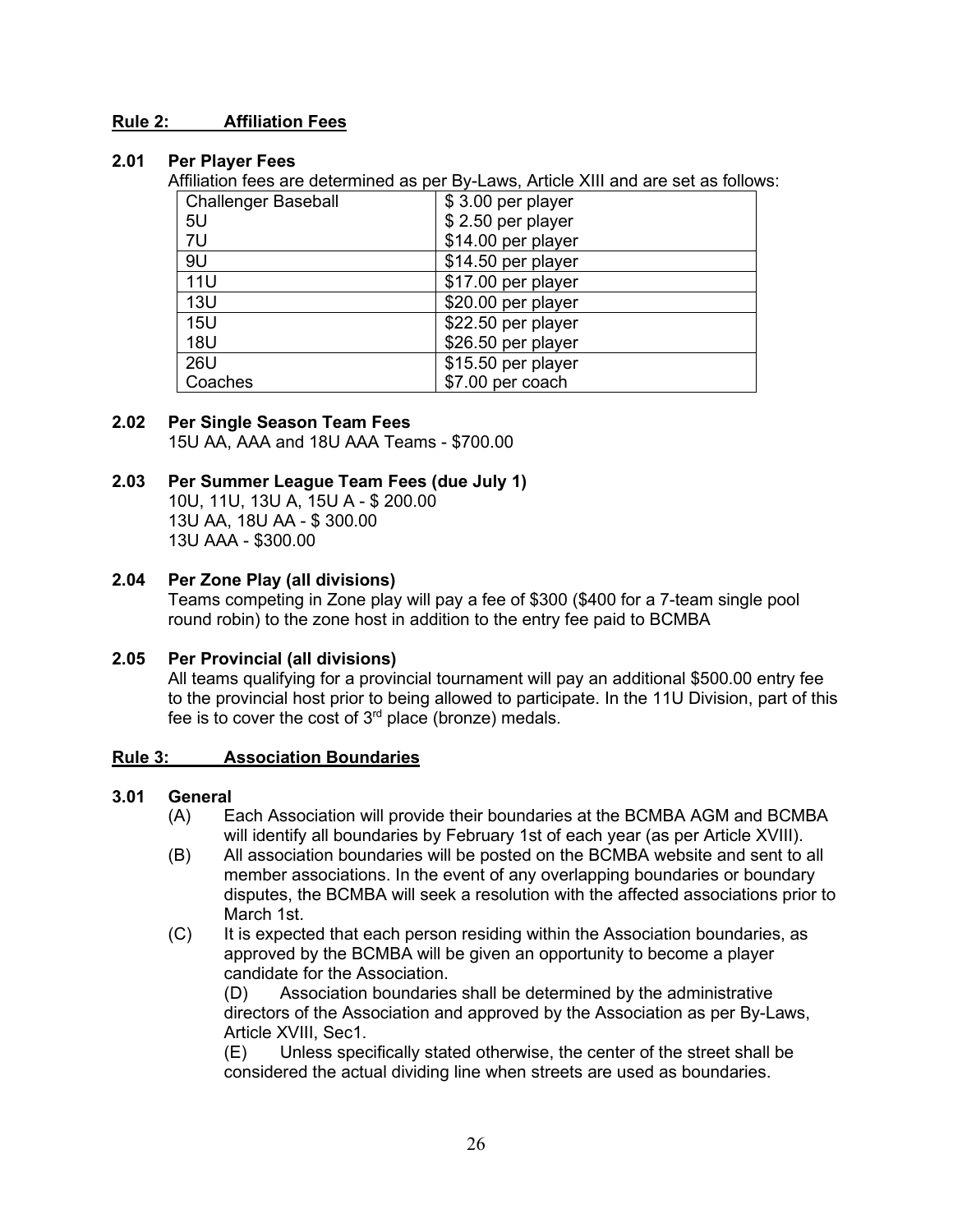## Rule 2: Affiliation Fees

### 2.01 Per Player Fees

Affiliation fees are determined as per By-Laws, Article XIII and are set as follows:

| Division | Fee |
|---|---|
| Challenger Baseball | $ 3.00 per player |
| 5U | $ 2.50 per player |
| 7U | $14.00 per player |
| 9U | $14.50 per player |
| 11U | $17.00 per player |
| 13U | $20.00 per player |
| 15U | $22.50 per player |
| 18U | $26.50 per player |
| 26U | $15.50 per player |
| Coaches | $7.00 per coach |

### 2.02 Per Single Season Team Fees

15U AA, AAA and 18U AAA Teams - $700.00

### 2.03 Per Summer League Team Fees (due July 1)

10U, 11U, 13U A, 15U A - $ 200.00
13U AA, 18U AA - $ 300.00
13U AAA - $300.00

### 2.04 Per Zone Play (all divisions)

Teams competing in Zone play will pay a fee of $300 ($400 for a 7-team single pool round robin) to the zone host in addition to the entry fee paid to BCMBA

### 2.05 Per Provincial (all divisions)

All teams qualifying for a provincial tournament will pay an additional $500.00 entry fee to the provincial host prior to being allowed to participate. In the 11U Division, part of this fee is to cover the cost of 3rd place (bronze) medals.

## Rule 3: Association Boundaries

### 3.01 General

(A) Each Association will provide their boundaries at the BCMBA AGM and BCMBA will identify all boundaries by February 1st of each year (as per Article XVIII).

(B) All association boundaries will be posted on the BCMBA website and sent to all member associations. In the event of any overlapping boundaries or boundary disputes, the BCMBA will seek a resolution with the affected associations prior to March 1st.

(C) It is expected that each person residing within the Association boundaries, as approved by the BCMBA will be given an opportunity to become a player candidate for the Association.

(D) Association boundaries shall be determined by the administrative directors of the Association and approved by the Association as per By-Laws, Article XVIII, Sec1.

(E) Unless specifically stated otherwise, the center of the street shall be considered the actual dividing line when streets are used as boundaries.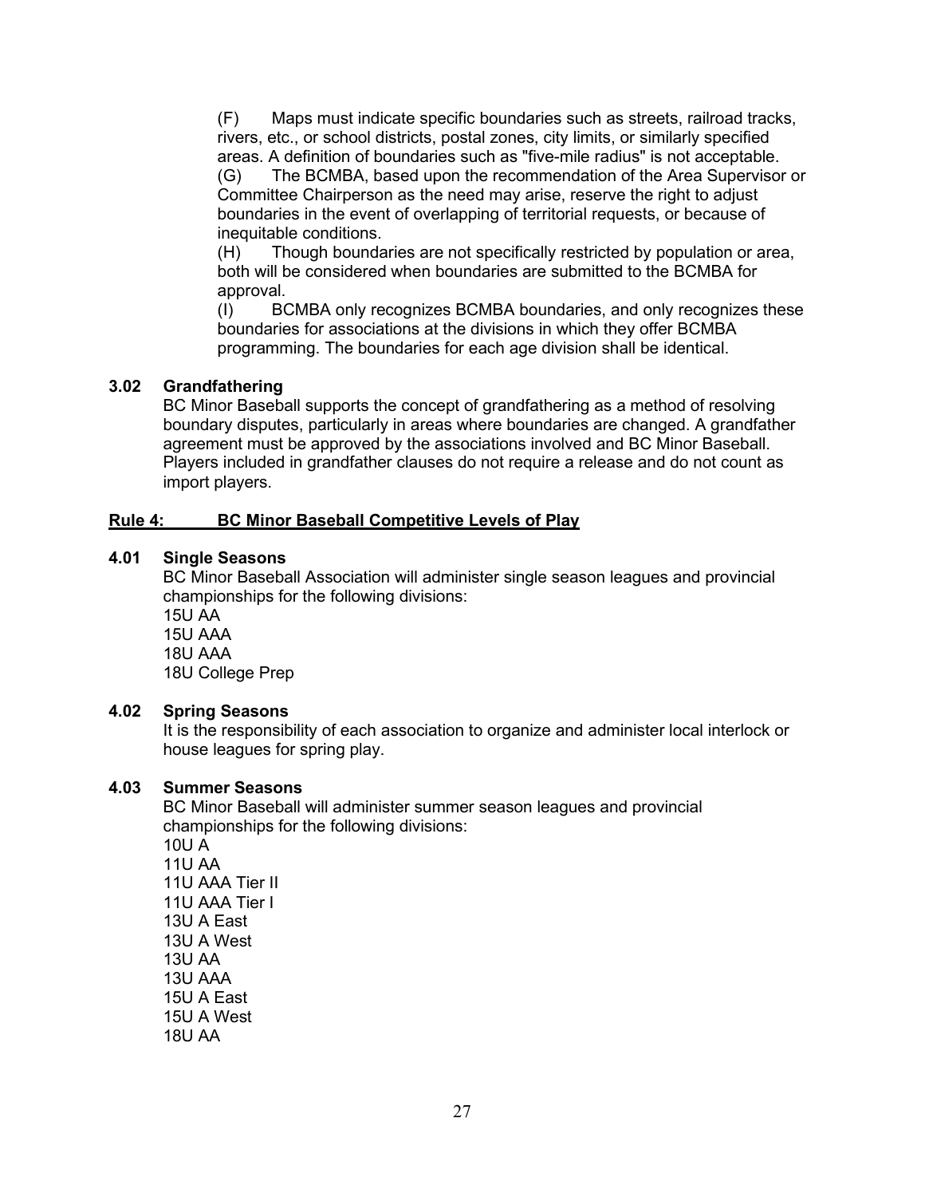(F) Maps must indicate specific boundaries such as streets, railroad tracks, rivers, etc., or school districts, postal zones, city limits, or similarly specified areas. A definition of boundaries such as "five-mile radius" is not acceptable.

(G) The BCMBA, based upon the recommendation of the Area Supervisor or Committee Chairperson as the need may arise, reserve the right to adjust boundaries in the event of overlapping of territorial requests, or because of inequitable conditions.

(H) Though boundaries are not specifically restricted by population or area, both will be considered when boundaries are submitted to the BCMBA for approval.

(I) BCMBA only recognizes BCMBA boundaries, and only recognizes these boundaries for associations at the divisions in which they offer BCMBA programming. The boundaries for each age division shall be identical.

### 3.02 Grandfathering

BC Minor Baseball supports the concept of grandfathering as a method of resolving boundary disputes, particularly in areas where boundaries are changed. A grandfather agreement must be approved by the associations involved and BC Minor Baseball. Players included in grandfather clauses do not require a release and do not count as import players.

## Rule 4: BC Minor Baseball Competitive Levels of Play

### 4.01 Single Seasons

BC Minor Baseball Association will administer single season leagues and provincial championships for the following divisions:

15U AA
15U AAA
18U AAA
18U College Prep

### 4.02 Spring Seasons

It is the responsibility of each association to organize and administer local interlock or house leagues for spring play.

### 4.03 Summer Seasons

BC Minor Baseball will administer summer season leagues and provincial championships for the following divisions:

10U A
11U AA
11U AAA Tier II
11U AAA Tier I
13U A East
13U A West
13U AA
13U AAA
15U A East
15U A West
18U AA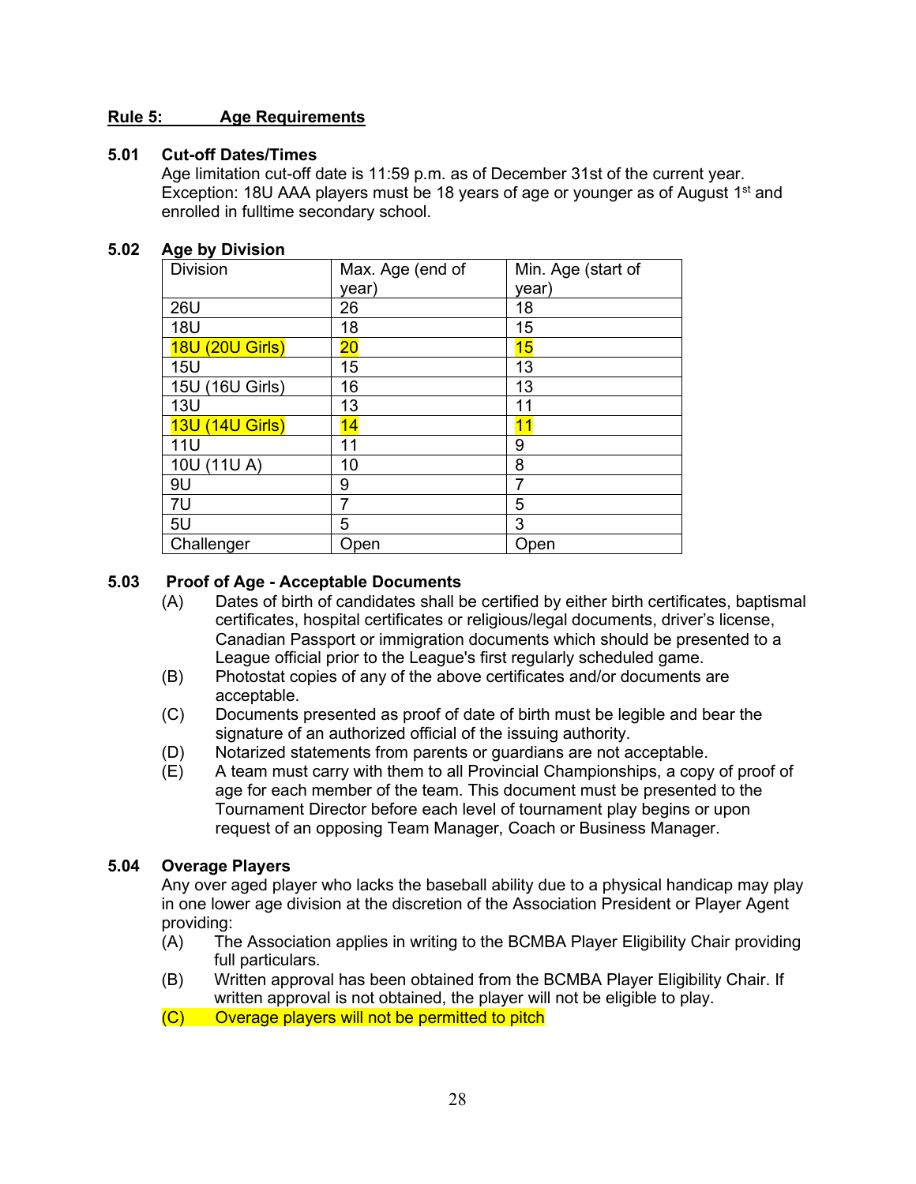## Rule 5: Age Requirements

### 5.01 Cut-off Dates/Times

Age limitation cut-off date is 11:59 p.m. as of December 31st of the current year. Exception: 18U AAA players must be 18 years of age or younger as of August 1st and enrolled in fulltime secondary school.

### 5.02 Age by Division

| Division | Max. Age (end of year) | Min. Age (start of year) |
|---|---|---|
| 26U | 26 | 18 |
| 18U | 18 | 15 |
| 18U (20U Girls) | 20 | 15 |
| 15U | 15 | 13 |
| 15U (16U Girls) | 16 | 13 |
| 13U | 13 | 11 |
| 13U (14U Girls) | 14 | 11 |
| 11U | 11 | 9 |
| 10U (11U A) | 10 | 8 |
| 9U | 9 | 7 |
| 7U | 7 | 5 |
| 5U | 5 | 3 |
| Challenger | Open | Open |

### 5.03 Proof of Age - Acceptable Documents

(A) Dates of birth of candidates shall be certified by either birth certificates, baptismal certificates, hospital certificates or religious/legal documents, driver's license, Canadian Passport or immigration documents which should be presented to a League official prior to the League's first regularly scheduled game.

(B) Photostat copies of any of the above certificates and/or documents are acceptable.

(C) Documents presented as proof of date of birth must be legible and bear the signature of an authorized official of the issuing authority.

(D) Notarized statements from parents or guardians are not acceptable.

(E) A team must carry with them to all Provincial Championships, a copy of proof of age for each member of the team. This document must be presented to the Tournament Director before each level of tournament play begins or upon request of an opposing Team Manager, Coach or Business Manager.

### 5.04 Overage Players

Any over aged player who lacks the baseball ability due to a physical handicap may play in one lower age division at the discretion of the Association President or Player Agent providing:

(A) The Association applies in writing to the BCMBA Player Eligibility Chair providing full particulars.

(B) Written approval has been obtained from the BCMBA Player Eligibility Chair. If written approval is not obtained, the player will not be eligible to play.

(C) Overage players will not be permitted to pitch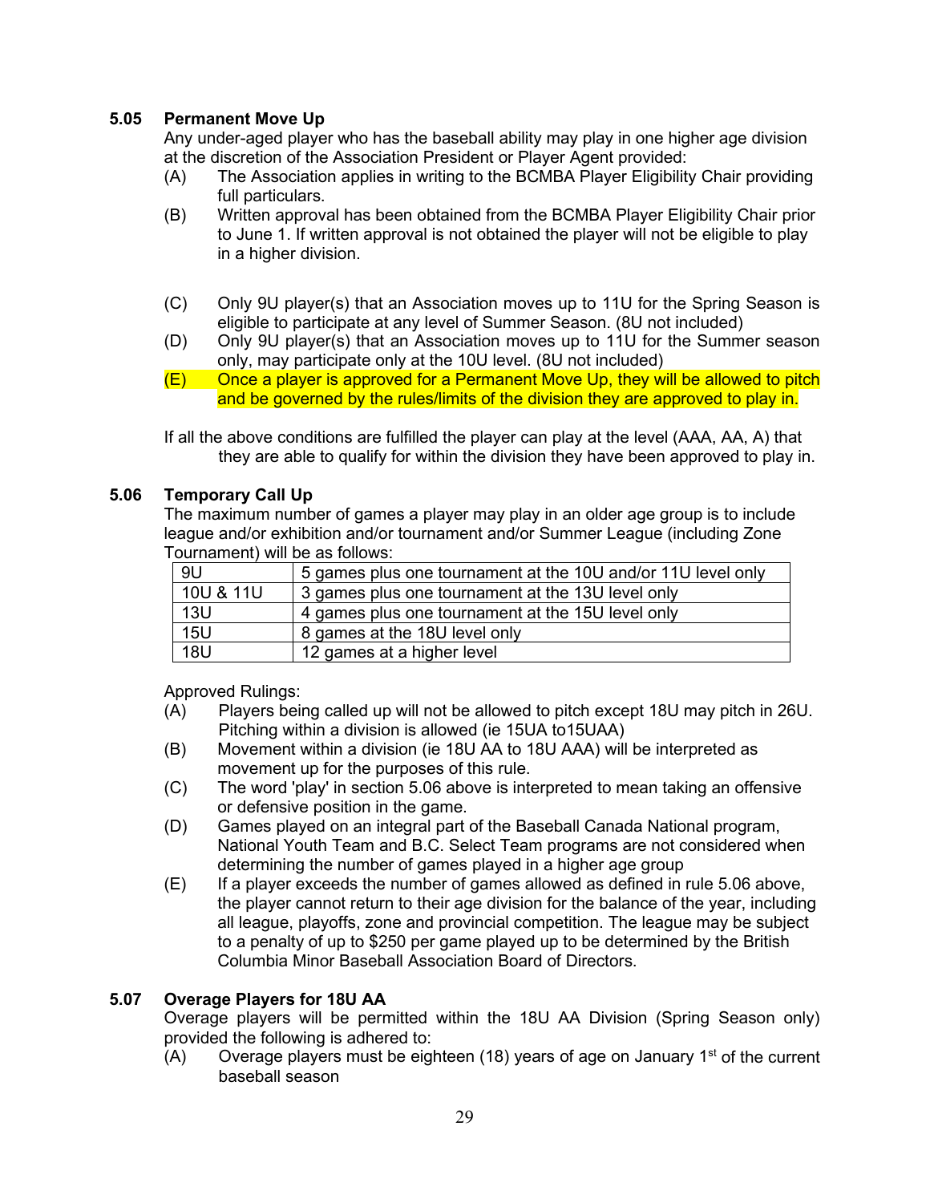### 5.05 Permanent Move Up

Any under-aged player who has the baseball ability may play in one higher age division at the discretion of the Association President or Player Agent provided:

(A) The Association applies in writing to the BCMBA Player Eligibility Chair providing full particulars.

(B) Written approval has been obtained from the BCMBA Player Eligibility Chair prior to June 1. If written approval is not obtained the player will not be eligible to play in a higher division.

(C) Only 9U player(s) that an Association moves up to 11U for the Spring Season is eligible to participate at any level of Summer Season. (8U not included)

(D) Only 9U player(s) that an Association moves up to 11U for the Summer season only, may participate only at the 10U level. (8U not included)

(E) Once a player is approved for a Permanent Move Up, they will be allowed to pitch and be governed by the rules/limits of the division they are approved to play in.

If all the above conditions are fulfilled the player can play at the level (AAA, AA, A) that they are able to qualify for within the division they have been approved to play in.

### 5.06 Temporary Call Up

The maximum number of games a player may play in an older age group is to include league and/or exhibition and/or tournament and/or Summer League (including Zone Tournament) will be as follows:

| | |
|---|---|
| 9U | 5 games plus one tournament at the 10U and/or 11U level only |
| 10U & 11U | 3 games plus one tournament at the 13U level only |
| 13U | 4 games plus one tournament at the 15U level only |
| 15U | 8 games at the 18U level only |
| 18U | 12 games at a higher level |

Approved Rulings:

(A) Players being called up will not be allowed to pitch except 18U may pitch in 26U. Pitching within a division is allowed (ie 15UA to15UAA)

(B) Movement within a division (ie 18U AA to 18U AAA) will be interpreted as movement up for the purposes of this rule.

(C) The word 'play' in section 5.06 above is interpreted to mean taking an offensive or defensive position in the game.

(D) Games played on an integral part of the Baseball Canada National program, National Youth Team and B.C. Select Team programs are not considered when determining the number of games played in a higher age group

(E) If a player exceeds the number of games allowed as defined in rule 5.06 above, the player cannot return to their age division for the balance of the year, including all league, playoffs, zone and provincial competition. The league may be subject to a penalty of up to $250 per game played up to be determined by the British Columbia Minor Baseball Association Board of Directors.

### 5.07 Overage Players for 18U AA

Overage players will be permitted within the 18U AA Division (Spring Season only) provided the following is adhered to:

(A) Overage players must be eighteen (18) years of age on January 1st of the current baseball season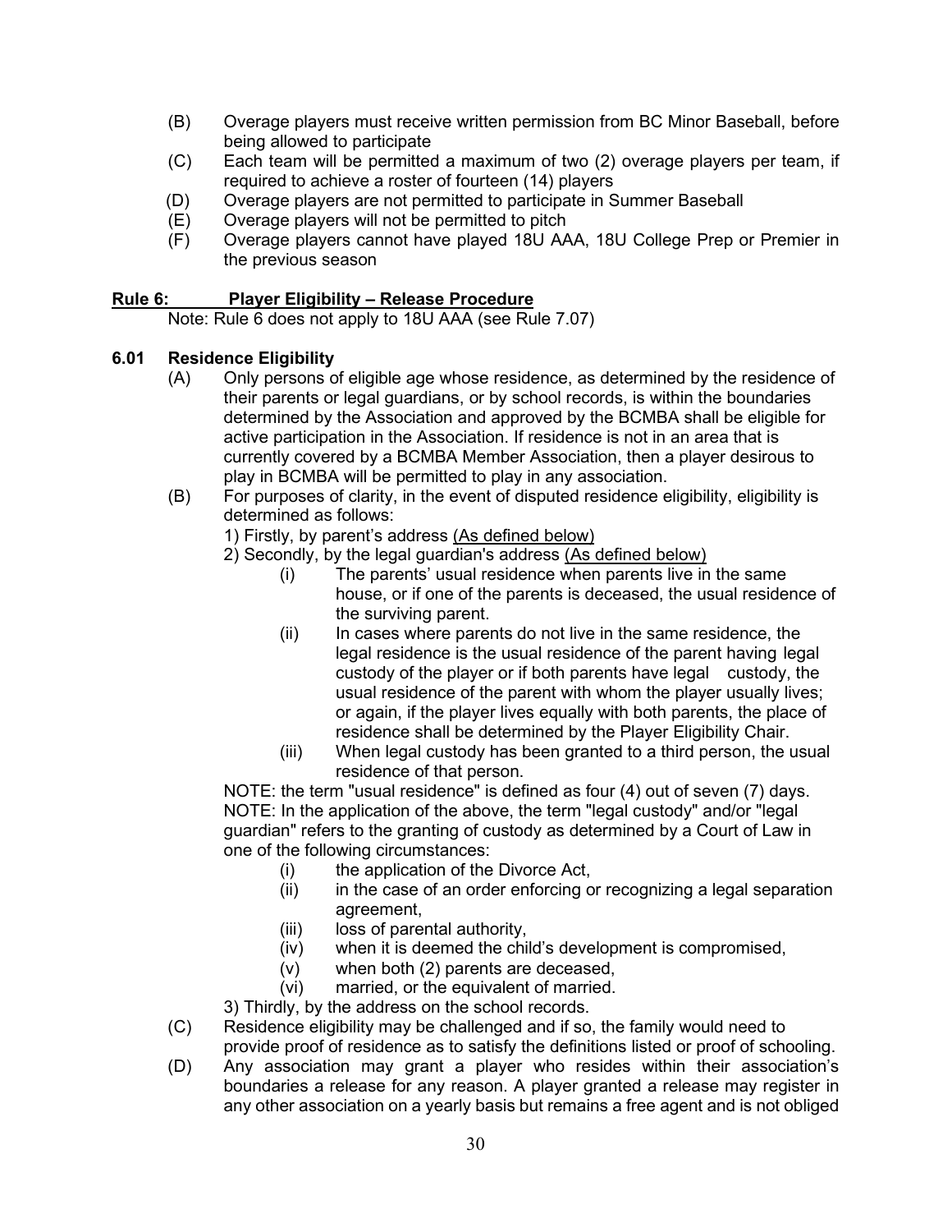(B) Overage players must receive written permission from BC Minor Baseball, before being allowed to participate

(C) Each team will be permitted a maximum of two (2) overage players per team, if required to achieve a roster of fourteen (14) players

(D) Overage players are not permitted to participate in Summer Baseball

(E) Overage players will not be permitted to pitch

(F) Overage players cannot have played 18U AAA, 18U College Prep or Premier in the previous season

## <u>Rule 6: Player Eligibility – Release Procedure</u>

Note: Rule 6 does not apply to 18U AAA (see Rule 7.07)

### 6.01 Residence Eligibility

(A) Only persons of eligible age whose residence, as determined by the residence of their parents or legal guardians, or by school records, is within the boundaries determined by the Association and approved by the BCMBA shall be eligible for active participation in the Association. If residence is not in an area that is currently covered by a BCMBA Member Association, then a player desirous to play in BCMBA will be permitted to play in any association.

(B) For purposes of clarity, in the event of disputed residence eligibility, eligibility is determined as follows:

1) Firstly, by parent's address <u>(As defined below)</u>

2) Secondly, by the legal guardian's address <u>(As defined below)</u>

- (i) The parents' usual residence when parents live in the same house, or if one of the parents is deceased, the usual residence of the surviving parent.
- (ii) In cases where parents do not live in the same residence, the legal residence is the usual residence of the parent having legal custody of the player or if both parents have legal custody, the usual residence of the parent with whom the player usually lives; or again, if the player lives equally with both parents, the place of residence shall be determined by the Player Eligibility Chair.
- (iii) When legal custody has been granted to a third person, the usual residence of that person.

NOTE: the term "usual residence" is defined as four (4) out of seven (7) days.
NOTE: In the application of the above, the term "legal custody" and/or "legal guardian" refers to the granting of custody as determined by a Court of Law in one of the following circumstances:

- (i) the application of the Divorce Act,
- (ii) in the case of an order enforcing or recognizing a legal separation agreement,
- (iii) loss of parental authority,
- (iv) when it is deemed the child's development is compromised,
- (v) when both (2) parents are deceased,
- (vi) married, or the equivalent of married.

3) Thirdly, by the address on the school records.

(C) Residence eligibility may be challenged and if so, the family would need to provide proof of residence as to satisfy the definitions listed or proof of schooling.

(D) Any association may grant a player who resides within their association's boundaries a release for any reason. A player granted a release may register in any other association on a yearly basis but remains a free agent and is not obliged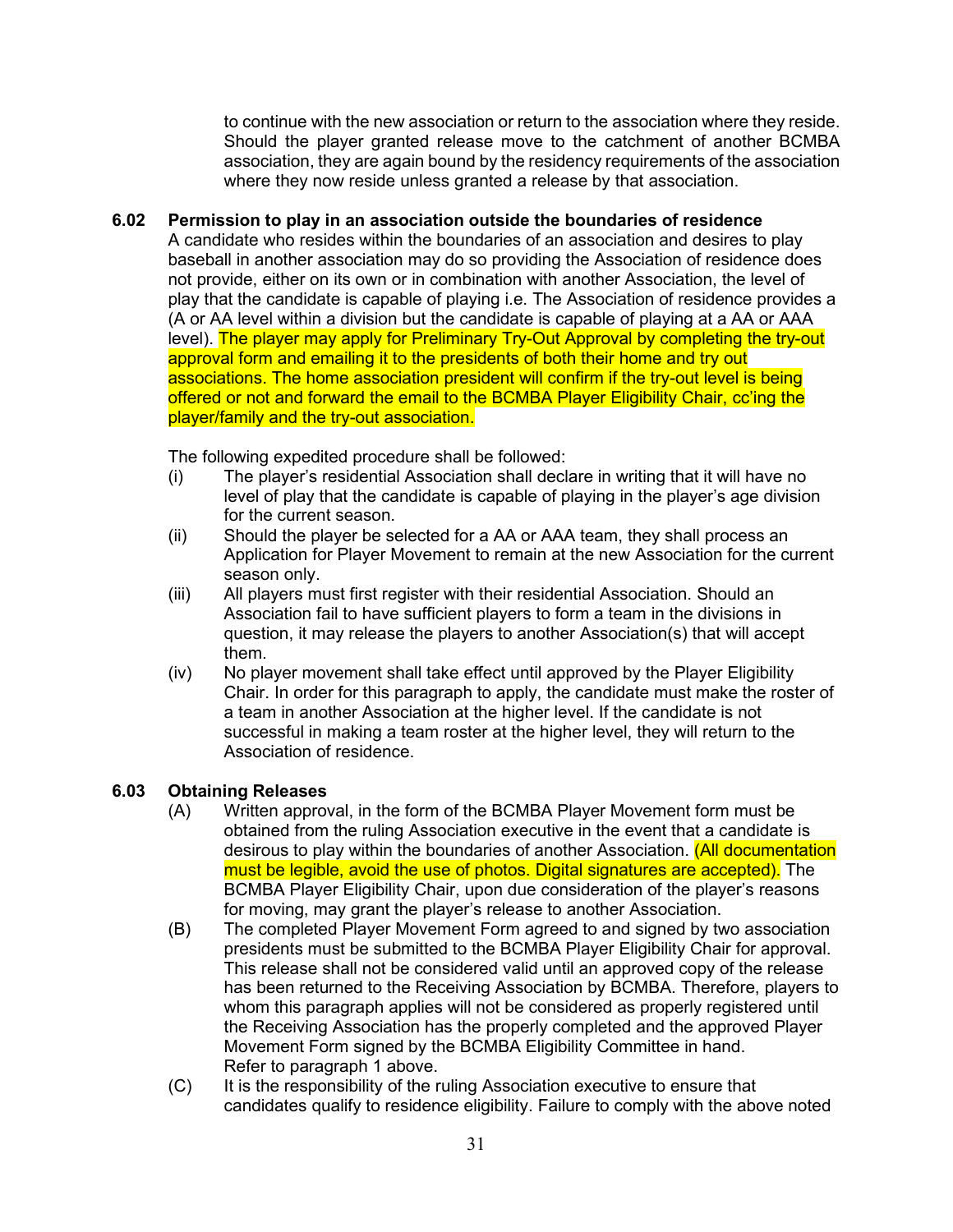to continue with the new association or return to the association where they reside. Should the player granted release move to the catchment of another BCMBA association, they are again bound by the residency requirements of the association where they now reside unless granted a release by that association.

**6.02 Permission to play in an association outside the boundaries of residence**

A candidate who resides within the boundaries of an association and desires to play baseball in another association may do so providing the Association of residence does not provide, either on its own or in combination with another Association, the level of play that the candidate is capable of playing i.e. The Association of residence provides a (A or AA level within a division but the candidate is capable of playing at a AA or AAA level). The player may apply for Preliminary Try-Out Approval by completing the try-out approval form and emailing it to the presidents of both their home and try out associations. The home association president will confirm if the try-out level is being offered or not and forward the email to the BCMBA Player Eligibility Chair, cc'ing the player/family and the try-out association.

The following expedited procedure shall be followed:

(i) The player's residential Association shall declare in writing that it will have no level of play that the candidate is capable of playing in the player's age division for the current season.

(ii) Should the player be selected for a AA or AAA team, they shall process an Application for Player Movement to remain at the new Association for the current season only.

(iii) All players must first register with their residential Association. Should an Association fail to have sufficient players to form a team in the divisions in question, it may release the players to another Association(s) that will accept them.

(iv) No player movement shall take effect until approved by the Player Eligibility Chair. In order for this paragraph to apply, the candidate must make the roster of a team in another Association at the higher level. If the candidate is not successful in making a team roster at the higher level, they will return to the Association of residence.

**6.03 Obtaining Releases**

(A) Written approval, in the form of the BCMBA Player Movement form must be obtained from the ruling Association executive in the event that a candidate is desirous to play within the boundaries of another Association. (All documentation must be legible, avoid the use of photos. Digital signatures are accepted). The BCMBA Player Eligibility Chair, upon due consideration of the player's reasons for moving, may grant the player's release to another Association.

(B) The completed Player Movement Form agreed to and signed by two association presidents must be submitted to the BCMBA Player Eligibility Chair for approval. This release shall not be considered valid until an approved copy of the release has been returned to the Receiving Association by BCMBA. Therefore, players to whom this paragraph applies will not be considered as properly registered until the Receiving Association has the properly completed and the approved Player Movement Form signed by the BCMBA Eligibility Committee in hand. Refer to paragraph 1 above.

(C) It is the responsibility of the ruling Association executive to ensure that candidates qualify to residence eligibility. Failure to comply with the above noted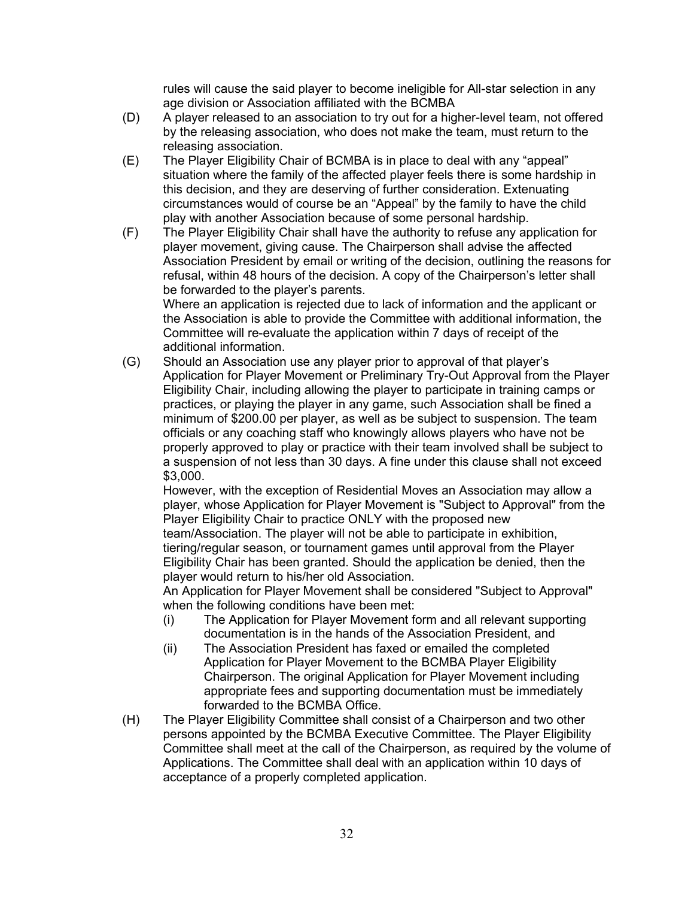rules will cause the said player to become ineligible for All-star selection in any age division or Association affiliated with the BCMBA

(D) A player released to an association to try out for a higher-level team, not offered by the releasing association, who does not make the team, must return to the releasing association.

(E) The Player Eligibility Chair of BCMBA is in place to deal with any "appeal" situation where the family of the affected player feels there is some hardship in this decision, and they are deserving of further consideration. Extenuating circumstances would of course be an "Appeal" by the family to have the child play with another Association because of some personal hardship.

(F) The Player Eligibility Chair shall have the authority to refuse any application for player movement, giving cause. The Chairperson shall advise the affected Association President by email or writing of the decision, outlining the reasons for refusal, within 48 hours of the decision. A copy of the Chairperson's letter shall be forwarded to the player's parents.
Where an application is rejected due to lack of information and the applicant or the Association is able to provide the Committee with additional information, the Committee will re-evaluate the application within 7 days of receipt of the additional information.

(G) Should an Association use any player prior to approval of that player's Application for Player Movement or Preliminary Try-Out Approval from the Player Eligibility Chair, including allowing the player to participate in training camps or practices, or playing the player in any game, such Association shall be fined a minimum of $200.00 per player, as well as be subject to suspension. The team officials or any coaching staff who knowingly allows players who have not be properly approved to play or practice with their team involved shall be subject to a suspension of not less than 30 days. A fine under this clause shall not exceed $3,000.
However, with the exception of Residential Moves an Association may allow a player, whose Application for Player Movement is "Subject to Approval" from the Player Eligibility Chair to practice ONLY with the proposed new team/Association. The player will not be able to participate in exhibition, tiering/regular season, or tournament games until approval from the Player Eligibility Chair has been granted. Should the application be denied, then the player would return to his/her old Association.
An Application for Player Movement shall be considered "Subject to Approval" when the following conditions have been met:
    (i) The Application for Player Movement form and all relevant supporting documentation is in the hands of the Association President, and
    (ii) The Association President has faxed or emailed the completed Application for Player Movement to the BCMBA Player Eligibility Chairperson. The original Application for Player Movement including appropriate fees and supporting documentation must be immediately forwarded to the BCMBA Office.

(H) The Player Eligibility Committee shall consist of a Chairperson and two other persons appointed by the BCMBA Executive Committee. The Player Eligibility Committee shall meet at the call of the Chairperson, as required by the volume of Applications. The Committee shall deal with an application within 10 days of acceptance of a properly completed application.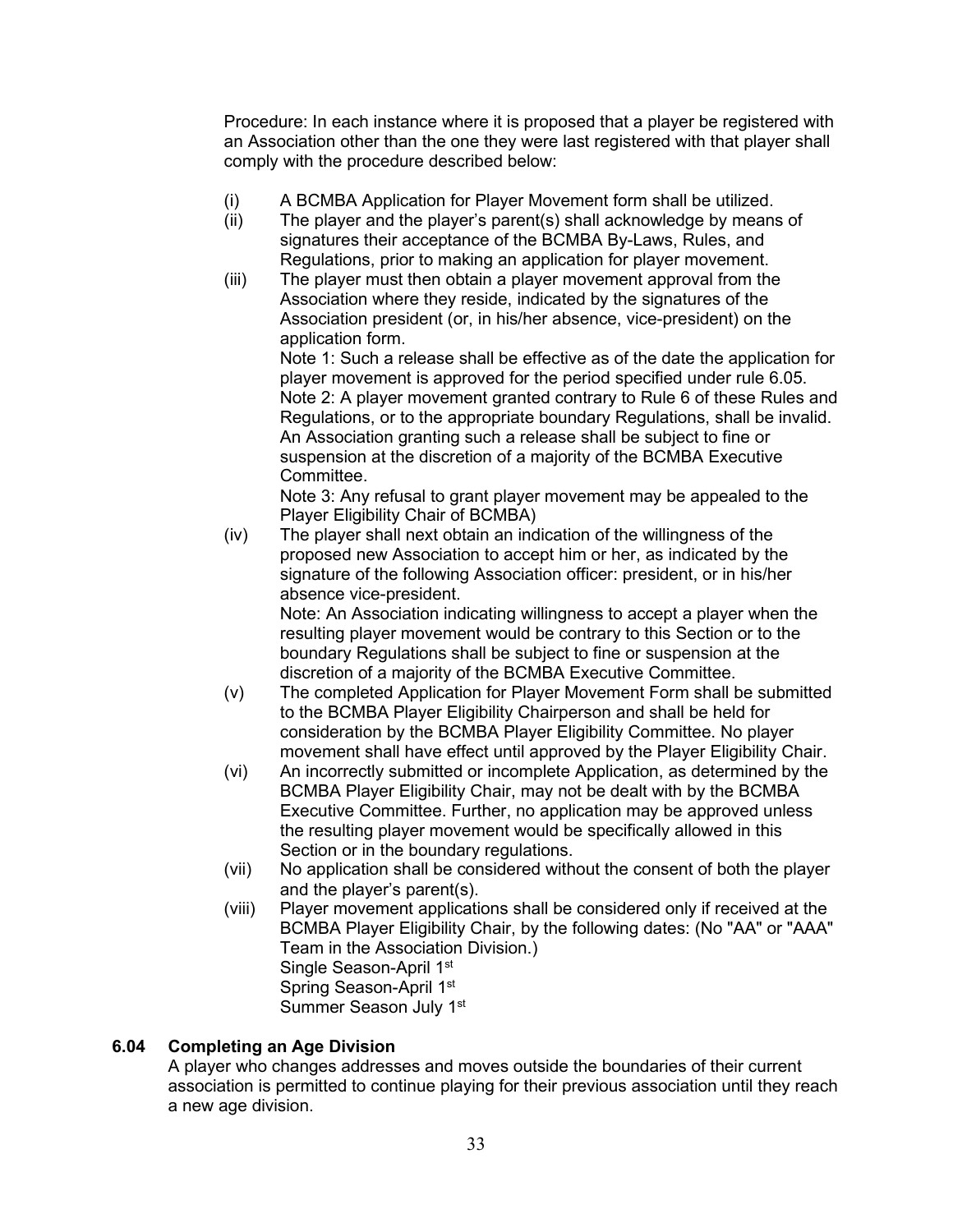Procedure: In each instance where it is proposed that a player be registered with an Association other than the one they were last registered with that player shall comply with the procedure described below:

(i) A BCMBA Application for Player Movement form shall be utilized.

(ii) The player and the player's parent(s) shall acknowledge by means of signatures their acceptance of the BCMBA By-Laws, Rules, and Regulations, prior to making an application for player movement.

(iii) The player must then obtain a player movement approval from the Association where they reside, indicated by the signatures of the Association president (or, in his/her absence, vice-president) on the application form.

Note 1: Such a release shall be effective as of the date the application for player movement is approved for the period specified under rule 6.05.

Note 2: A player movement granted contrary to Rule 6 of these Rules and Regulations, or to the appropriate boundary Regulations, shall be invalid. An Association granting such a release shall be subject to fine or suspension at the discretion of a majority of the BCMBA Executive Committee.

Note 3: Any refusal to grant player movement may be appealed to the Player Eligibility Chair of BCMBA)

(iv) The player shall next obtain an indication of the willingness of the proposed new Association to accept him or her, as indicated by the signature of the following Association officer: president, or in his/her absence vice-president.

Note: An Association indicating willingness to accept a player when the resulting player movement would be contrary to this Section or to the boundary Regulations shall be subject to fine or suspension at the discretion of a majority of the BCMBA Executive Committee.

(v) The completed Application for Player Movement Form shall be submitted to the BCMBA Player Eligibility Chairperson and shall be held for consideration by the BCMBA Player Eligibility Committee. No player movement shall have effect until approved by the Player Eligibility Chair.

(vi) An incorrectly submitted or incomplete Application, as determined by the BCMBA Player Eligibility Chair, may not be dealt with by the BCMBA Executive Committee. Further, no application may be approved unless the resulting player movement would be specifically allowed in this Section or in the boundary regulations.

(vii) No application shall be considered without the consent of both the player and the player's parent(s).

(viii) Player movement applications shall be considered only if received at the BCMBA Player Eligibility Chair, by the following dates: (No "AA" or "AAA" Team in the Association Division.)
Single Season-April 1st
Spring Season-April 1st
Summer Season July 1st

### 6.04 Completing an Age Division

A player who changes addresses and moves outside the boundaries of their current association is permitted to continue playing for their previous association until they reach a new age division.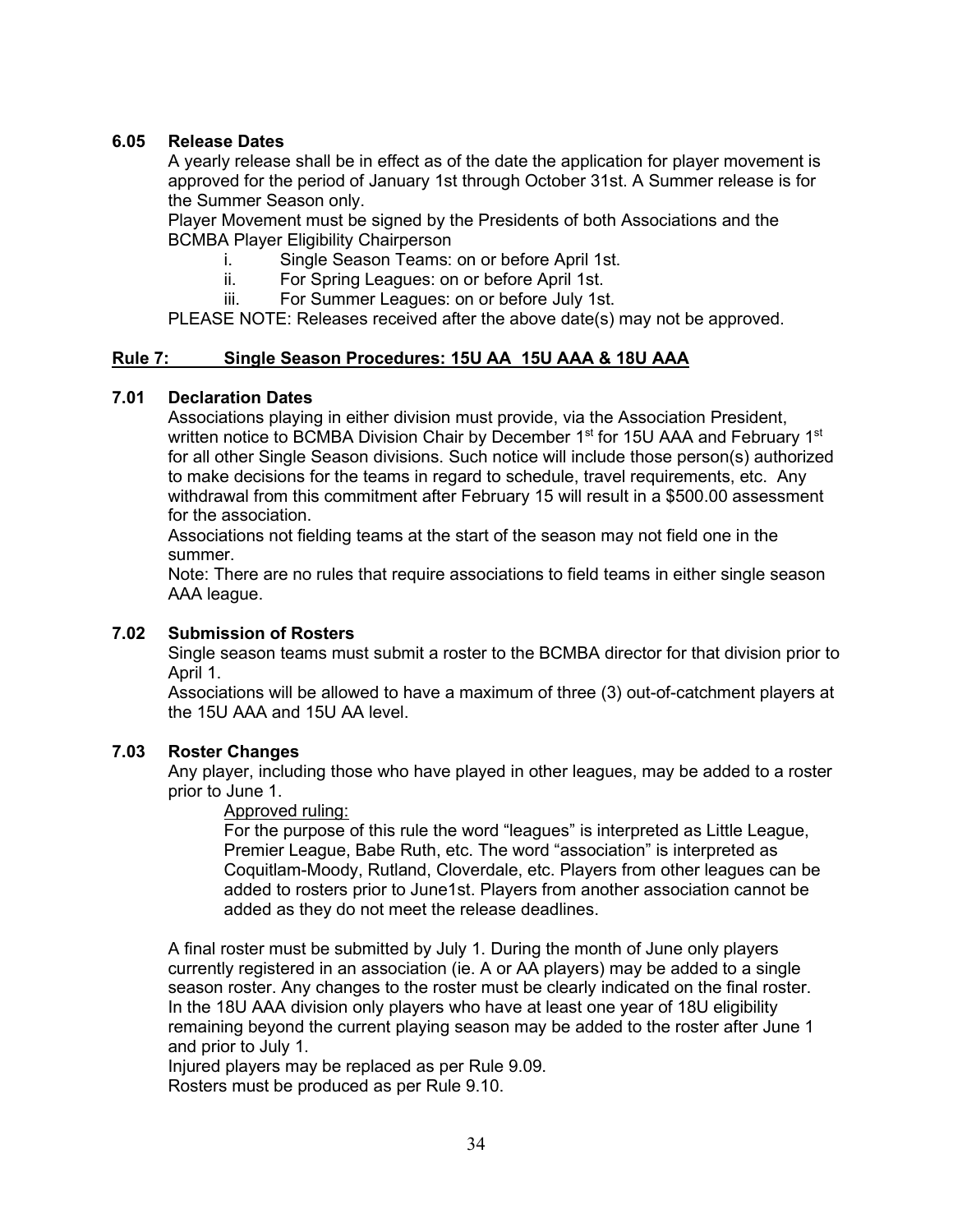### 6.05 Release Dates

A yearly release shall be in effect as of the date the application for player movement is approved for the period of January 1st through October 31st. A Summer release is for the Summer Season only.

Player Movement must be signed by the Presidents of both Associations and the BCMBA Player Eligibility Chairperson

i. Single Season Teams: on or before April 1st.
ii. For Spring Leagues: on or before April 1st.
iii. For Summer Leagues: on or before July 1st.

PLEASE NOTE: Releases received after the above date(s) may not be approved.

## Rule 7: Single Season Procedures: 15U AA 15U AAA & 18U AAA

### 7.01 Declaration Dates

Associations playing in either division must provide, via the Association President, written notice to BCMBA Division Chair by December 1st for 15U AAA and February 1st for all other Single Season divisions. Such notice will include those person(s) authorized to make decisions for the teams in regard to schedule, travel requirements, etc. Any withdrawal from this commitment after February 15 will result in a $500.00 assessment for the association.

Associations not fielding teams at the start of the season may not field one in the summer.

Note: There are no rules that require associations to field teams in either single season AAA league.

### 7.02 Submission of Rosters

Single season teams must submit a roster to the BCMBA director for that division prior to April 1.

Associations will be allowed to have a maximum of three (3) out-of-catchment players at the 15U AAA and 15U AA level.

### 7.03 Roster Changes

Any player, including those who have played in other leagues, may be added to a roster prior to June 1.

Approved ruling:

For the purpose of this rule the word "leagues" is interpreted as Little League, Premier League, Babe Ruth, etc. The word "association" is interpreted as Coquitlam-Moody, Rutland, Cloverdale, etc. Players from other leagues can be added to rosters prior to June1st. Players from another association cannot be added as they do not meet the release deadlines.

A final roster must be submitted by July 1. During the month of June only players currently registered in an association (ie. A or AA players) may be added to a single season roster. Any changes to the roster must be clearly indicated on the final roster. In the 18U AAA division only players who have at least one year of 18U eligibility remaining beyond the current playing season may be added to the roster after June 1 and prior to July 1.

Injured players may be replaced as per Rule 9.09.

Rosters must be produced as per Rule 9.10.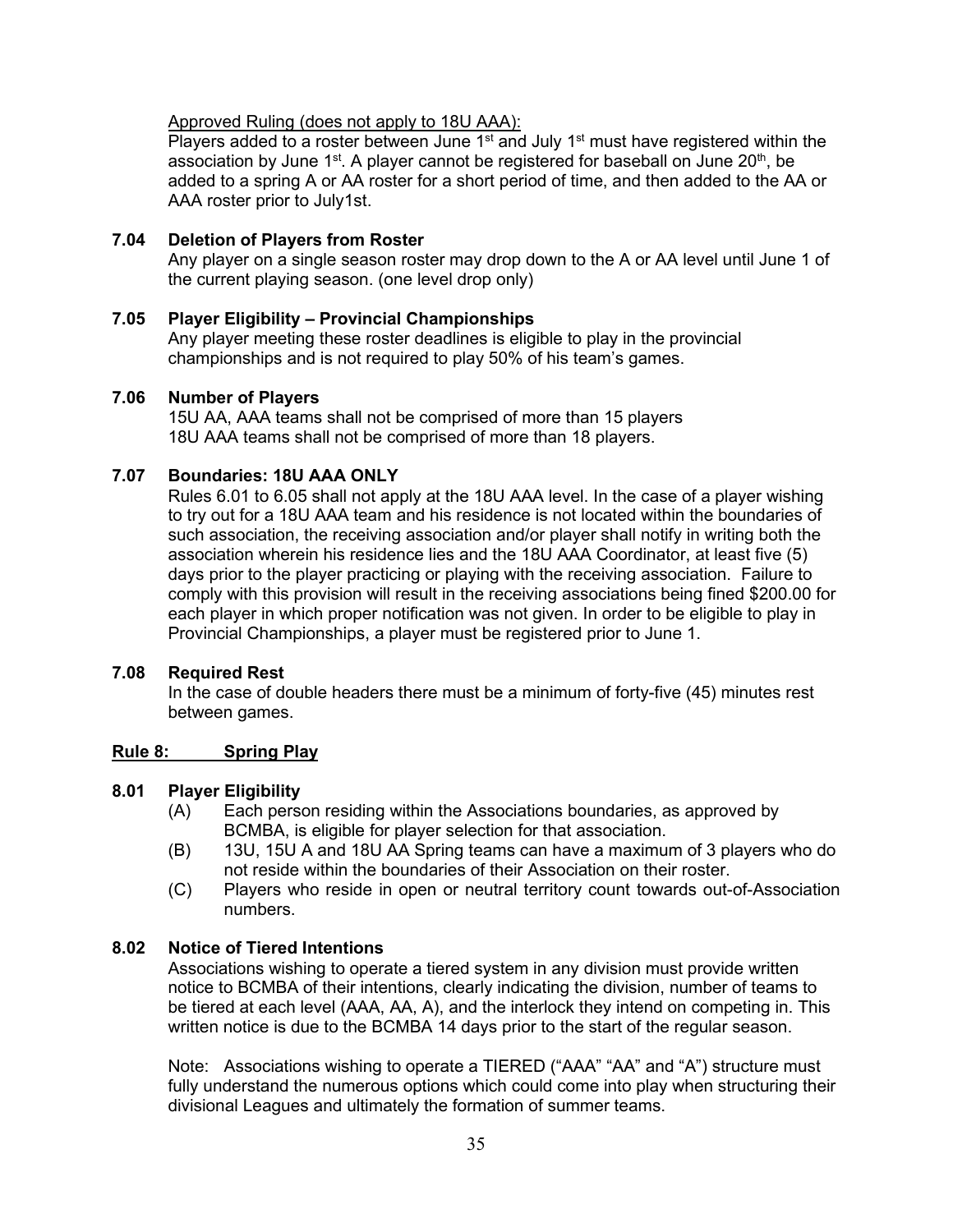Approved Ruling (does not apply to 18U AAA):

Players added to a roster between June 1st and July 1st must have registered within the association by June 1st. A player cannot be registered for baseball on June 20th, be added to a spring A or AA roster for a short period of time, and then added to the AA or AAA roster prior to July1st.

### 7.04 Deletion of Players from Roster

Any player on a single season roster may drop down to the A or AA level until June 1 of the current playing season. (one level drop only)

### 7.05 Player Eligibility – Provincial Championships

Any player meeting these roster deadlines is eligible to play in the provincial championships and is not required to play 50% of his team's games.

### 7.06 Number of Players

15U AA, AAA teams shall not be comprised of more than 15 players
18U AAA teams shall not be comprised of more than 18 players.

### 7.07 Boundaries: 18U AAA ONLY

Rules 6.01 to 6.05 shall not apply at the 18U AAA level. In the case of a player wishing to try out for a 18U AAA team and his residence is not located within the boundaries of such association, the receiving association and/or player shall notify in writing both the association wherein his residence lies and the 18U AAA Coordinator, at least five (5) days prior to the player practicing or playing with the receiving association. Failure to comply with this provision will result in the receiving associations being fined $200.00 for each player in which proper notification was not given. In order to be eligible to play in Provincial Championships, a player must be registered prior to June 1.

### 7.08 Required Rest

In the case of double headers there must be a minimum of forty-five (45) minutes rest between games.

## Rule 8: Spring Play

### 8.01 Player Eligibility

(A) Each person residing within the Associations boundaries, as approved by BCMBA, is eligible for player selection for that association.

(B) 13U, 15U A and 18U AA Spring teams can have a maximum of 3 players who do not reside within the boundaries of their Association on their roster.

(C) Players who reside in open or neutral territory count towards out-of-Association numbers.

### 8.02 Notice of Tiered Intentions

Associations wishing to operate a tiered system in any division must provide written notice to BCMBA of their intentions, clearly indicating the division, number of teams to be tiered at each level (AAA, AA, A), and the interlock they intend on competing in. This written notice is due to the BCMBA 14 days prior to the start of the regular season.

Note: Associations wishing to operate a TIERED ("AAA" "AA" and "A") structure must fully understand the numerous options which could come into play when structuring their divisional Leagues and ultimately the formation of summer teams.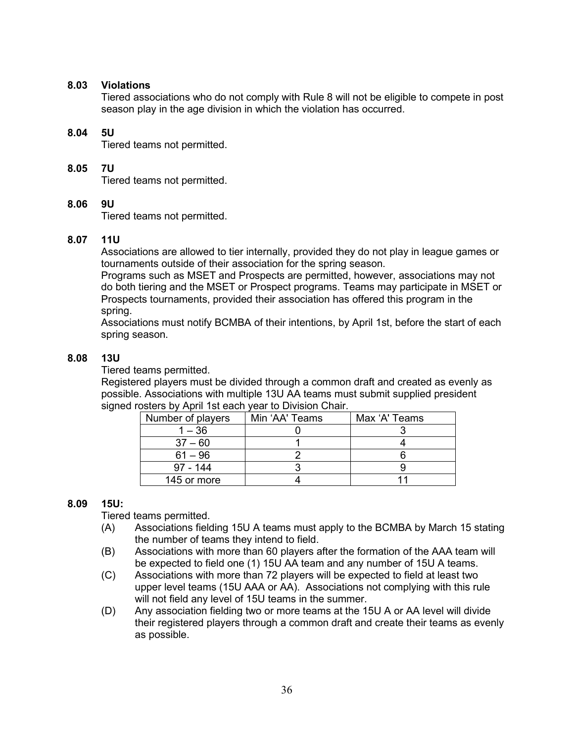### 8.03 Violations

Tiered associations who do not comply with Rule 8 will not be eligible to compete in post season play in the age division in which the violation has occurred.

### 8.04 5U

Tiered teams not permitted.

### 8.05 7U

Tiered teams not permitted.

### 8.06 9U

Tiered teams not permitted.

### 8.07 11U

Associations are allowed to tier internally, provided they do not play in league games or tournaments outside of their association for the spring season.

Programs such as MSET and Prospects are permitted, however, associations may not do both tiering and the MSET or Prospect programs. Teams may participate in MSET or Prospects tournaments, provided their association has offered this program in the spring.

Associations must notify BCMBA of their intentions, by April 1st, before the start of each spring season.

### 8.08 13U

Tiered teams permitted.

Registered players must be divided through a common draft and created as evenly as possible. Associations with multiple 13U AA teams must submit supplied president signed rosters by April 1st each year to Division Chair.

| Number of players | Min 'AA' Teams | Max 'A' Teams |
|---|---|---|
| 1 – 36 | 0 | 3 |
| 37 – 60 | 1 | 4 |
| 61 – 96 | 2 | 6 |
| 97 - 144 | 3 | 9 |
| 145 or more | 4 | 11 |

### 8.09 15U:

Tiered teams permitted.

(A) Associations fielding 15U A teams must apply to the BCMBA by March 15 stating the number of teams they intend to field.

(B) Associations with more than 60 players after the formation of the AAA team will be expected to field one (1) 15U AA team and any number of 15U A teams.

(C) Associations with more than 72 players will be expected to field at least two upper level teams (15U AAA or AA). Associations not complying with this rule will not field any level of 15U teams in the summer.

(D) Any association fielding two or more teams at the 15U A or AA level will divide their registered players through a common draft and create their teams as evenly as possible.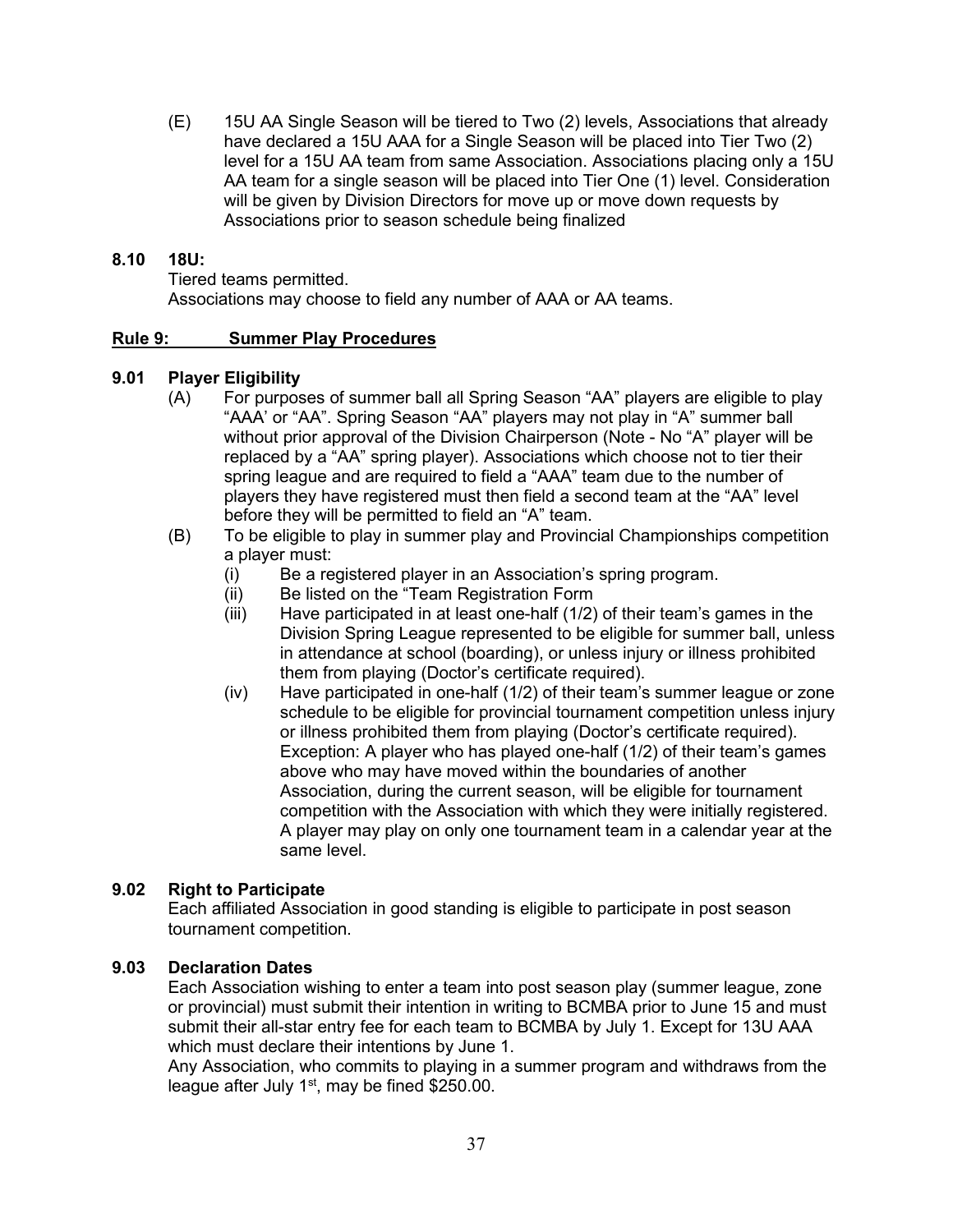(E) 15U AA Single Season will be tiered to Two (2) levels, Associations that already have declared a 15U AAA for a Single Season will be placed into Tier Two (2) level for a 15U AA team from same Association. Associations placing only a 15U AA team for a single season will be placed into Tier One (1) level. Consideration will be given by Division Directors for move up or move down requests by Associations prior to season schedule being finalized

**8.10 18U:**

Tiered teams permitted.
Associations may choose to field any number of AAA or AA teams.

## Rule 9: Summer Play Procedures

**9.01 Player Eligibility**

(A) For purposes of summer ball all Spring Season "AA" players are eligible to play "AAA' or "AA". Spring Season "AA" players may not play in "A" summer ball without prior approval of the Division Chairperson (Note - No "A" player will be replaced by a "AA" spring player). Associations which choose not to tier their spring league and are required to field a "AAA" team due to the number of players they have registered must then field a second team at the "AA" level before they will be permitted to field an "A" team.

(B) To be eligible to play in summer play and Provincial Championships competition a player must:

(i) Be a registered player in an Association's spring program.

(ii) Be listed on the "Team Registration Form

(iii) Have participated in at least one-half (1/2) of their team's games in the Division Spring League represented to be eligible for summer ball, unless in attendance at school (boarding), or unless injury or illness prohibited them from playing (Doctor's certificate required).

(iv) Have participated in one-half (1/2) of their team's summer league or zone schedule to be eligible for provincial tournament competition unless injury or illness prohibited them from playing (Doctor's certificate required). Exception: A player who has played one-half (1/2) of their team's games above who may have moved within the boundaries of another Association, during the current season, will be eligible for tournament competition with the Association with which they were initially registered. A player may play on only one tournament team in a calendar year at the same level.

**9.02 Right to Participate**

Each affiliated Association in good standing is eligible to participate in post season tournament competition.

**9.03 Declaration Dates**

Each Association wishing to enter a team into post season play (summer league, zone or provincial) must submit their intention in writing to BCMBA prior to June 15 and must submit their all-star entry fee for each team to BCMBA by July 1. Except for 13U AAA which must declare their intentions by June 1.

Any Association, who commits to playing in a summer program and withdraws from the league after July 1st, may be fined $250.00.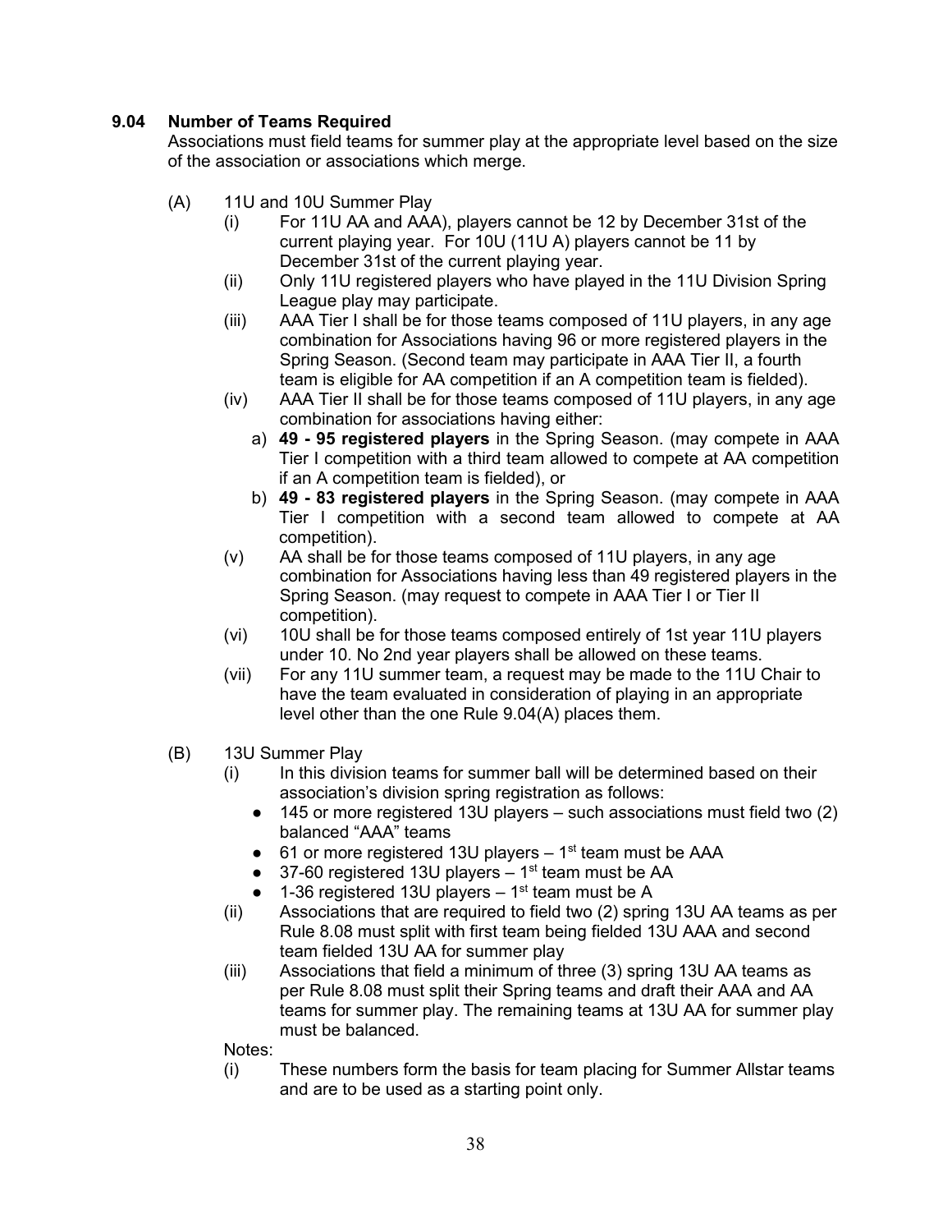### 9.04 Number of Teams Required

Associations must field teams for summer play at the appropriate level based on the size of the association or associations which merge.

(A) 11U and 10U Summer Play

- (i) For 11U AA and AAA), players cannot be 12 by December 31st of the current playing year. For 10U (11U A) players cannot be 11 by December 31st of the current playing year.
- (ii) Only 11U registered players who have played in the 11U Division Spring League play may participate.
- (iii) AAA Tier I shall be for those teams composed of 11U players, in any age combination for Associations having 96 or more registered players in the Spring Season. (Second team may participate in AAA Tier II, a fourth team is eligible for AA competition if an A competition team is fielded).
- (iv) AAA Tier II shall be for those teams composed of 11U players, in any age combination for associations having either:
    - a) **49 - 95 registered players** in the Spring Season. (may compete in AAA Tier I competition with a third team allowed to compete at AA competition if an A competition team is fielded), or
    - b) **49 - 83 registered players** in the Spring Season. (may compete in AAA Tier I competition with a second team allowed to compete at AA competition).
- (v) AA shall be for those teams composed of 11U players, in any age combination for Associations having less than 49 registered players in the Spring Season. (may request to compete in AAA Tier I or Tier II competition).
- (vi) 10U shall be for those teams composed entirely of 1st year 11U players under 10. No 2nd year players shall be allowed on these teams.
- (vii) For any 11U summer team, a request may be made to the 11U Chair to have the team evaluated in consideration of playing in an appropriate level other than the one Rule 9.04(A) places them.

(B) 13U Summer Play

- (i) In this division teams for summer ball will be determined based on their association's division spring registration as follows:
    - 145 or more registered 13U players – such associations must field two (2) balanced "AAA" teams
    - 61 or more registered 13U players – 1st team must be AAA
    - 37-60 registered 13U players – 1st team must be AA
    - 1-36 registered 13U players – 1st team must be A
- (ii) Associations that are required to field two (2) spring 13U AA teams as per Rule 8.08 must split with first team being fielded 13U AAA and second team fielded 13U AA for summer play
- (iii) Associations that field a minimum of three (3) spring 13U AA teams as per Rule 8.08 must split their Spring teams and draft their AAA and AA teams for summer play. The remaining teams at 13U AA for summer play must be balanced.

Notes:

- (i) These numbers form the basis for team placing for Summer Allstar teams and are to be used as a starting point only.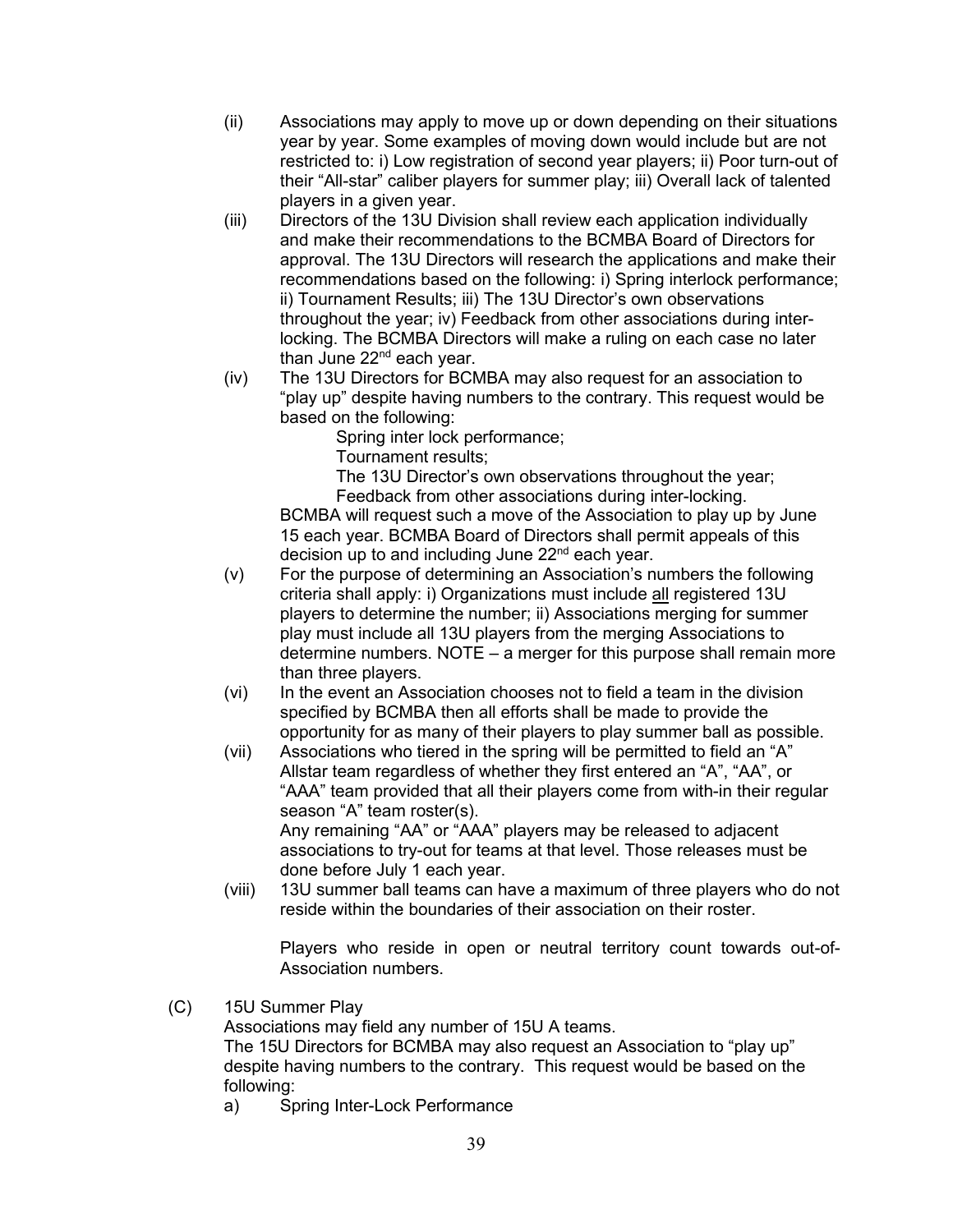(ii) Associations may apply to move up or down depending on their situations year by year. Some examples of moving down would include but are not restricted to: i) Low registration of second year players; ii) Poor turn-out of their “All-star” caliber players for summer play; iii) Overall lack of talented players in a given year.

(iii) Directors of the 13U Division shall review each application individually and make their recommendations to the BCMBA Board of Directors for approval. The 13U Directors will research the applications and make their recommendations based on the following: i) Spring interlock performance; ii) Tournament Results; iii) The 13U Director’s own observations throughout the year; iv) Feedback from other associations during inter-locking. The BCMBA Directors will make a ruling on each case no later than June 22nd each year.

(iv) The 13U Directors for BCMBA may also request for an association to “play up” despite having numbers to the contrary. This request would be based on the following:

Spring inter lock performance;
Tournament results;
The 13U Director’s own observations throughout the year;
Feedback from other associations during inter-locking.

BCMBA will request such a move of the Association to play up by June 15 each year. BCMBA Board of Directors shall permit appeals of this decision up to and including June 22nd each year.

(v) For the purpose of determining an Association’s numbers the following criteria shall apply: i) Organizations must include <u>all</u> registered 13U players to determine the number; ii) Associations merging for summer play must include all 13U players from the merging Associations to determine numbers. NOTE – a merger for this purpose shall remain more than three players.

(vi) In the event an Association chooses not to field a team in the division specified by BCMBA then all efforts shall be made to provide the opportunity for as many of their players to play summer ball as possible.

(vii) Associations who tiered in the spring will be permitted to field an “A” Allstar team regardless of whether they first entered an “A”, “AA”, or “AAA” team provided that all their players come from with-in their regular season “A” team roster(s).
Any remaining “AA” or “AAA” players may be released to adjacent associations to try-out for teams at that level. Those releases must be done before July 1 each year.

(viii) 13U summer ball teams can have a maximum of three players who do not reside within the boundaries of their association on their roster.

Players who reside in open or neutral territory count towards out-of-Association numbers.

(C) 15U Summer Play

Associations may field any number of 15U A teams.
The 15U Directors for BCMBA may also request an Association to “play up” despite having numbers to the contrary. This request would be based on the following:

a) Spring Inter-Lock Performance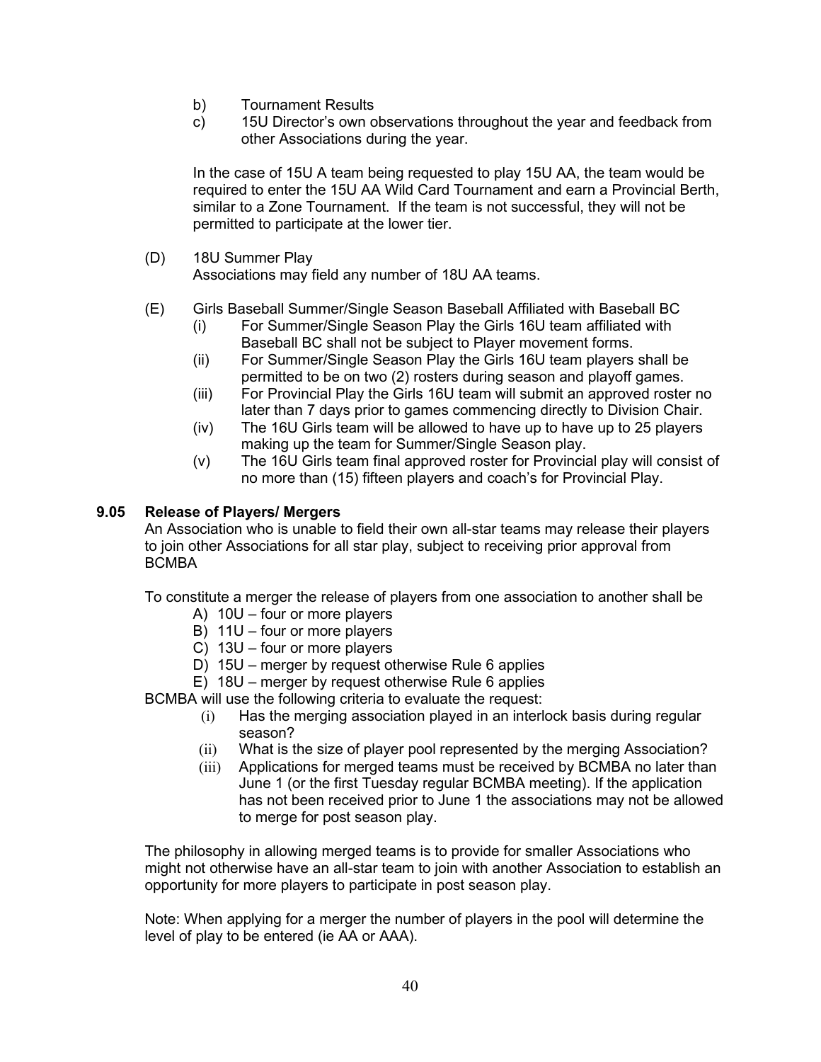b) Tournament Results

c) 15U Director's own observations throughout the year and feedback from other Associations during the year.

In the case of 15U A team being requested to play 15U AA, the team would be required to enter the 15U AA Wild Card Tournament and earn a Provincial Berth, similar to a Zone Tournament. If the team is not successful, they will not be permitted to participate at the lower tier.

(D) 18U Summer Play
Associations may field any number of 18U AA teams.

(E) Girls Baseball Summer/Single Season Baseball Affiliated with Baseball BC

- (i) For Summer/Single Season Play the Girls 16U team affiliated with Baseball BC shall not be subject to Player movement forms.
- (ii) For Summer/Single Season Play the Girls 16U team players shall be permitted to be on two (2) rosters during season and playoff games.
- (iii) For Provincial Play the Girls 16U team will submit an approved roster no later than 7 days prior to games commencing directly to Division Chair.
- (iv) The 16U Girls team will be allowed to have up to have up to 25 players making up the team for Summer/Single Season play.
- (v) The 16U Girls team final approved roster for Provincial play will consist of no more than (15) fifteen players and coach's for Provincial Play.

### 9.05 Release of Players/ Mergers

An Association who is unable to field their own all-star teams may release their players to join other Associations for all star play, subject to receiving prior approval from BCMBA

To constitute a merger the release of players from one association to another shall be

- A) 10U – four or more players
- B) 11U – four or more players
- C) 13U – four or more players
- D) 15U – merger by request otherwise Rule 6 applies
- E) 18U – merger by request otherwise Rule 6 applies

BCMBA will use the following criteria to evaluate the request:

- (i) Has the merging association played in an interlock basis during regular season?
- (ii) What is the size of player pool represented by the merging Association?
- (iii) Applications for merged teams must be received by BCMBA no later than June 1 (or the first Tuesday regular BCMBA meeting). If the application has not been received prior to June 1 the associations may not be allowed to merge for post season play.

The philosophy in allowing merged teams is to provide for smaller Associations who might not otherwise have an all-star team to join with another Association to establish an opportunity for more players to participate in post season play.

Note: When applying for a merger the number of players in the pool will determine the level of play to be entered (ie AA or AAA).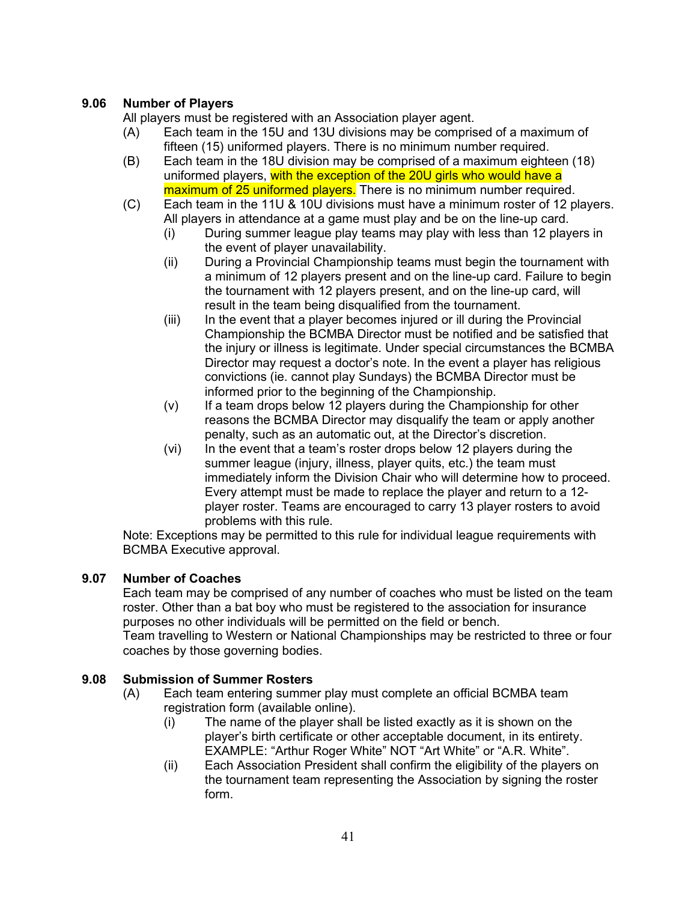### 9.06 Number of Players

All players must be registered with an Association player agent.

(A) Each team in the 15U and 13U divisions may be comprised of a maximum of fifteen (15) uniformed players. There is no minimum number required.

(B) Each team in the 18U division may be comprised of a maximum eighteen (18) uniformed players, with the exception of the 20U girls who would have a maximum of 25 uniformed players. There is no minimum number required.

(C) Each team in the 11U & 10U divisions must have a minimum roster of 12 players. All players in attendance at a game must play and be on the line-up card.

- (i) During summer league play teams may play with less than 12 players in the event of player unavailability.
- (ii) During a Provincial Championship teams must begin the tournament with a minimum of 12 players present and on the line-up card. Failure to begin the tournament with 12 players present, and on the line-up card, will result in the team being disqualified from the tournament.
- (iii) In the event that a player becomes injured or ill during the Provincial Championship the BCMBA Director must be notified and be satisfied that the injury or illness is legitimate. Under special circumstances the BCMBA Director may request a doctor's note. In the event a player has religious convictions (ie. cannot play Sundays) the BCMBA Director must be informed prior to the beginning of the Championship.
- (v) If a team drops below 12 players during the Championship for other reasons the BCMBA Director may disqualify the team or apply another penalty, such as an automatic out, at the Director's discretion.
- (vi) In the event that a team's roster drops below 12 players during the summer league (injury, illness, player quits, etc.) the team must immediately inform the Division Chair who will determine how to proceed. Every attempt must be made to replace the player and return to a 12-player roster. Teams are encouraged to carry 13 player rosters to avoid problems with this rule.

Note: Exceptions may be permitted to this rule for individual league requirements with BCMBA Executive approval.

### 9.07 Number of Coaches

Each team may be comprised of any number of coaches who must be listed on the team roster. Other than a bat boy who must be registered to the association for insurance purposes no other individuals will be permitted on the field or bench.
Team travelling to Western or National Championships may be restricted to three or four coaches by those governing bodies.

### 9.08 Submission of Summer Rosters

(A) Each team entering summer play must complete an official BCMBA team registration form (available online).

- (i) The name of the player shall be listed exactly as it is shown on the player's birth certificate or other acceptable document, in its entirety. EXAMPLE: "Arthur Roger White" NOT "Art White" or "A.R. White".
- (ii) Each Association President shall confirm the eligibility of the players on the tournament team representing the Association by signing the roster form.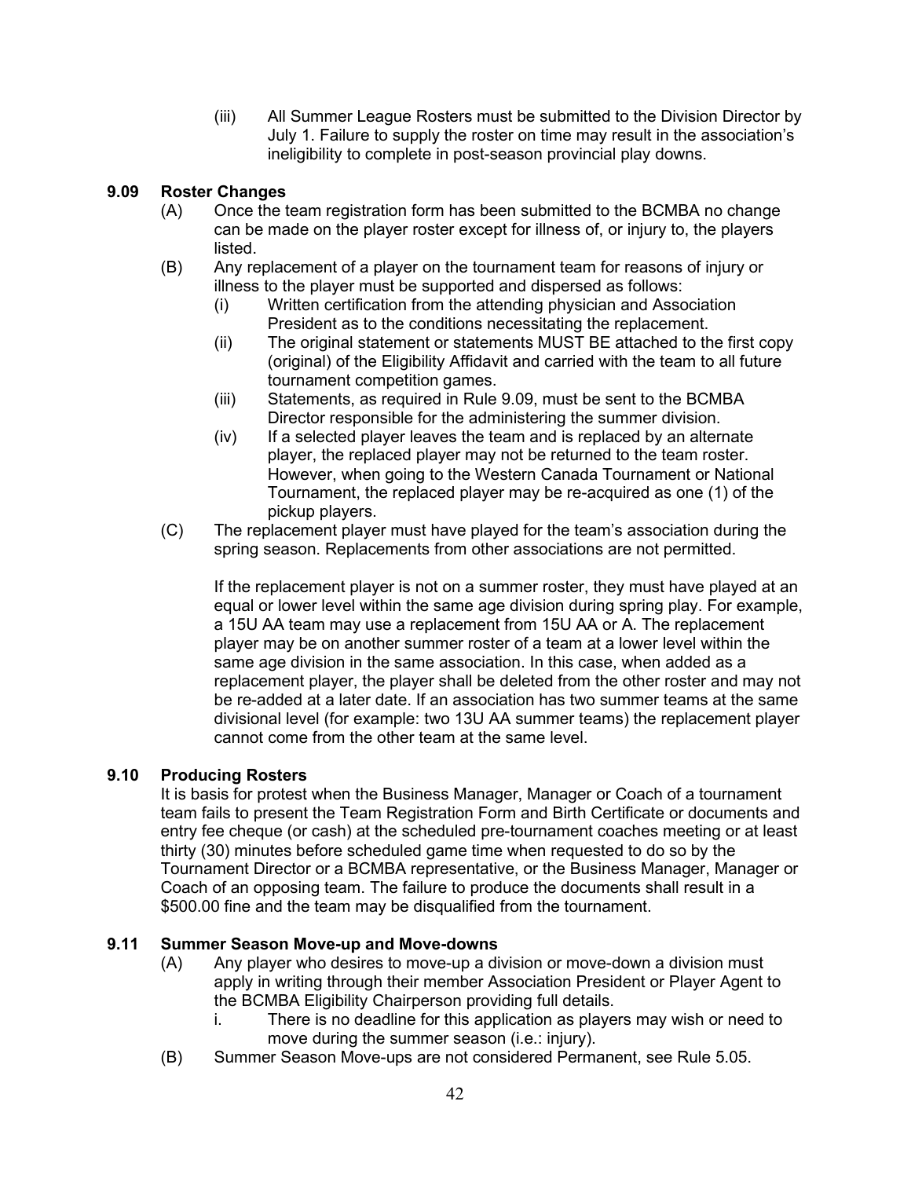(iii) All Summer League Rosters must be submitted to the Division Director by July 1. Failure to supply the roster on time may result in the association's ineligibility to complete in post-season provincial play downs.

### 9.09 Roster Changes

(A) Once the team registration form has been submitted to the BCMBA no change can be made on the player roster except for illness of, or injury to, the players listed.

(B) Any replacement of a player on the tournament team for reasons of injury or illness to the player must be supported and dispersed as follows:

- (i) Written certification from the attending physician and Association President as to the conditions necessitating the replacement.
- (ii) The original statement or statements MUST BE attached to the first copy (original) of the Eligibility Affidavit and carried with the team to all future tournament competition games.
- (iii) Statements, as required in Rule 9.09, must be sent to the BCMBA Director responsible for the administering the summer division.
- (iv) If a selected player leaves the team and is replaced by an alternate player, the replaced player may not be returned to the team roster. However, when going to the Western Canada Tournament or National Tournament, the replaced player may be re-acquired as one (1) of the pickup players.

(C) The replacement player must have played for the team's association during the spring season. Replacements from other associations are not permitted.

If the replacement player is not on a summer roster, they must have played at an equal or lower level within the same age division during spring play. For example, a 15U AA team may use a replacement from 15U AA or A. The replacement player may be on another summer roster of a team at a lower level within the same age division in the same association. In this case, when added as a replacement player, the player shall be deleted from the other roster and may not be re-added at a later date. If an association has two summer teams at the same divisional level (for example: two 13U AA summer teams) the replacement player cannot come from the other team at the same level.

### 9.10 Producing Rosters

It is basis for protest when the Business Manager, Manager or Coach of a tournament team fails to present the Team Registration Form and Birth Certificate or documents and entry fee cheque (or cash) at the scheduled pre-tournament coaches meeting or at least thirty (30) minutes before scheduled game time when requested to do so by the Tournament Director or a BCMBA representative, or the Business Manager, Manager or Coach of an opposing team. The failure to produce the documents shall result in a $500.00 fine and the team may be disqualified from the tournament.

### 9.11 Summer Season Move-up and Move-downs

(A) Any player who desires to move-up a division or move-down a division must apply in writing through their member Association President or Player Agent to the BCMBA Eligibility Chairperson providing full details.

- i. There is no deadline for this application as players may wish or need to move during the summer season (i.e.: injury).

(B) Summer Season Move-ups are not considered Permanent, see Rule 5.05.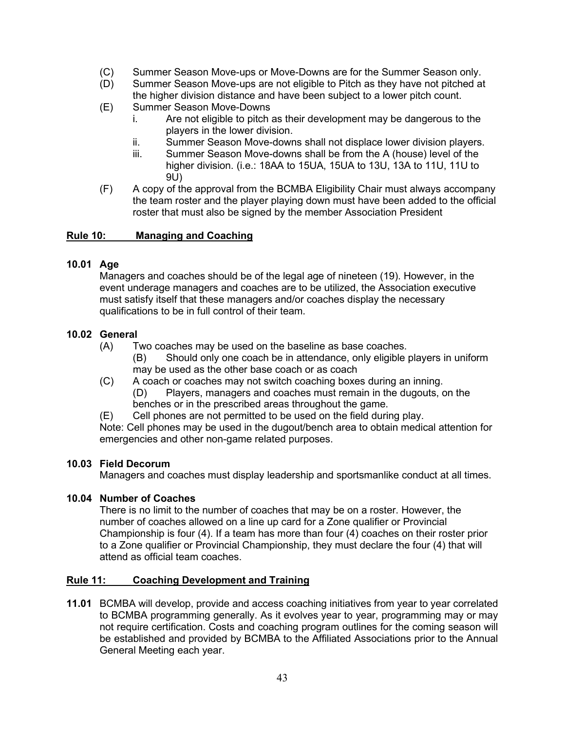(C) Summer Season Move-ups or Move-Downs are for the Summer Season only.

(D) Summer Season Move-ups are not eligible to Pitch as they have not pitched at the higher division distance and have been subject to a lower pitch count.

(E) Summer Season Move-Downs

 i. Are not eligible to pitch as their development may be dangerous to the players in the lower division.

 ii. Summer Season Move-downs shall not displace lower division players.

 iii. Summer Season Move-downs shall be from the A (house) level of the higher division. (i.e.: 18AA to 15UA, 15UA to 13U, 13A to 11U, 11U to 9U)

(F) A copy of the approval from the BCMBA Eligibility Chair must always accompany the team roster and the player playing down must have been added to the official roster that must also be signed by the member Association President

## Rule 10: Managing and Coaching

### 10.01 Age

Managers and coaches should be of the legal age of nineteen (19). However, in the event underage managers and coaches are to be utilized, the Association executive must satisfy itself that these managers and/or coaches display the necessary qualifications to be in full control of their team.

### 10.02 General

(A) Two coaches may be used on the baseline as base coaches.

(B) Should only one coach be in attendance, only eligible players in uniform may be used as the other base coach or as coach

(C) A coach or coaches may not switch coaching boxes during an inning.

(D) Players, managers and coaches must remain in the dugouts, on the benches or in the prescribed areas throughout the game.

(E) Cell phones are not permitted to be used on the field during play.

Note: Cell phones may be used in the dugout/bench area to obtain medical attention for emergencies and other non-game related purposes.

### 10.03 Field Decorum

Managers and coaches must display leadership and sportsmanlike conduct at all times.

### 10.04 Number of Coaches

There is no limit to the number of coaches that may be on a roster. However, the number of coaches allowed on a line up card for a Zone qualifier or Provincial Championship is four (4). If a team has more than four (4) coaches on their roster prior to a Zone qualifier or Provincial Championship, they must declare the four (4) that will attend as official team coaches.

## Rule 11: Coaching Development and Training

**11.01** BCMBA will develop, provide and access coaching initiatives from year to year correlated to BCMBA programming generally. As it evolves year to year, programming may or may not require certification. Costs and coaching program outlines for the coming season will be established and provided by BCMBA to the Affiliated Associations prior to the Annual General Meeting each year.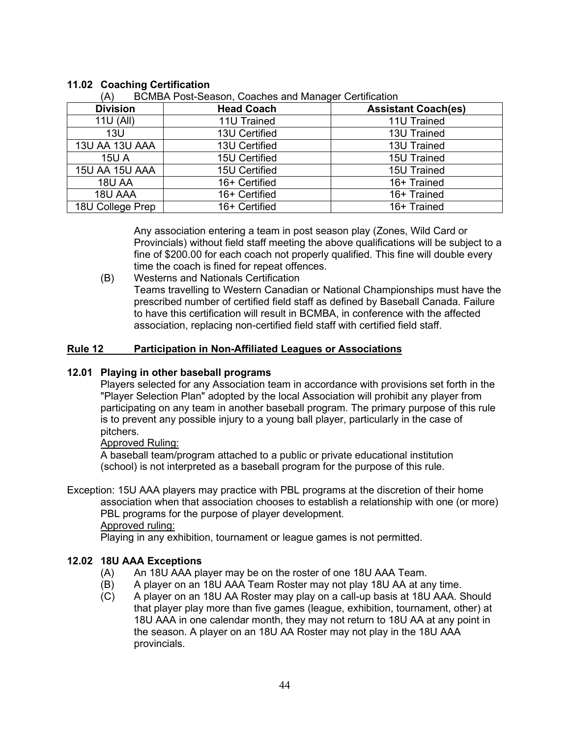### 11.02 Coaching Certification

(A) BCMBA Post-Season, Coaches and Manager Certification

| Division | Head Coach | Assistant Coach(es) |
|---|---|---|
| 11U (All) | 11U Trained | 11U Trained |
| 13U | 13U Certified | 13U Trained |
| 13U AA 13U AAA | 13U Certified | 13U Trained |
| 15U A | 15U Certified | 15U Trained |
| 15U AA 15U AAA | 15U Certified | 15U Trained |
| 18U AA | 16+ Certified | 16+ Trained |
| 18U AAA | 16+ Certified | 16+ Trained |
| 18U College Prep | 16+ Certified | 16+ Trained |

Any association entering a team in post season play (Zones, Wild Card or Provincials) without field staff meeting the above qualifications will be subject to a fine of $200.00 for each coach not properly qualified. This fine will double every time the coach is fined for repeat offences.

(B) Westerns and Nationals Certification
Teams travelling to Western Canadian or National Championships must have the prescribed number of certified field staff as defined by Baseball Canada. Failure to have this certification will result in BCMBA, in conference with the affected association, replacing non-certified field staff with certified field staff.

## Rule 12 Participation in Non-Affiliated Leagues or Associations

### 12.01 Playing in other baseball programs

Players selected for any Association team in accordance with provisions set forth in the "Player Selection Plan" adopted by the local Association will prohibit any player from participating on any team in another baseball program. The primary purpose of this rule is to prevent any possible injury to a young ball player, particularly in the case of pitchers.

Approved Ruling:
A baseball team/program attached to a public or private educational institution (school) is not interpreted as a baseball program for the purpose of this rule.

Exception: 15U AAA players may practice with PBL programs at the discretion of their home association when that association chooses to establish a relationship with one (or more) PBL programs for the purpose of player development.

Approved ruling:
Playing in any exhibition, tournament or league games is not permitted.

### 12.02 18U AAA Exceptions

(A) An 18U AAA player may be on the roster of one 18U AAA Team.

(B) A player on an 18U AAA Team Roster may not play 18U AA at any time.

(C) A player on an 18U AA Roster may play on a call-up basis at 18U AAA. Should that player play more than five games (league, exhibition, tournament, other) at 18U AAA in one calendar month, they may not return to 18U AA at any point in the season. A player on an 18U AA Roster may not play in the 18U AAA provincials.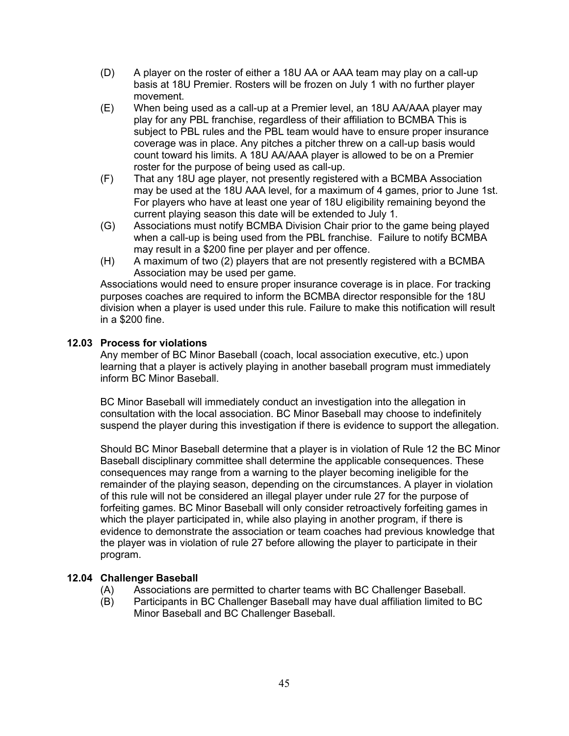(D) A player on the roster of either a 18U AA or AAA team may play on a call-up basis at 18U Premier. Rosters will be frozen on July 1 with no further player movement.

(E) When being used as a call-up at a Premier level, an 18U AA/AAA player may play for any PBL franchise, regardless of their affiliation to BCMBA This is subject to PBL rules and the PBL team would have to ensure proper insurance coverage was in place. Any pitches a pitcher threw on a call-up basis would count toward his limits. A 18U AA/AAA player is allowed to be on a Premier roster for the purpose of being used as call-up.

(F) That any 18U age player, not presently registered with a BCMBA Association may be used at the 18U AAA level, for a maximum of 4 games, prior to June 1st. For players who have at least one year of 18U eligibility remaining beyond the current playing season this date will be extended to July 1.

(G) Associations must notify BCMBA Division Chair prior to the game being played when a call-up is being used from the PBL franchise. Failure to notify BCMBA may result in a $200 fine per player and per offence.

(H) A maximum of two (2) players that are not presently registered with a BCMBA Association may be used per game.

Associations would need to ensure proper insurance coverage is in place. For tracking purposes coaches are required to inform the BCMBA director responsible for the 18U division when a player is used under this rule. Failure to make this notification will result in a $200 fine.

### 12.03 Process for violations

Any member of BC Minor Baseball (coach, local association executive, etc.) upon learning that a player is actively playing in another baseball program must immediately inform BC Minor Baseball.

BC Minor Baseball will immediately conduct an investigation into the allegation in consultation with the local association. BC Minor Baseball may choose to indefinitely suspend the player during this investigation if there is evidence to support the allegation.

Should BC Minor Baseball determine that a player is in violation of Rule 12 the BC Minor Baseball disciplinary committee shall determine the applicable consequences. These consequences may range from a warning to the player becoming ineligible for the remainder of the playing season, depending on the circumstances. A player in violation of this rule will not be considered an illegal player under rule 27 for the purpose of forfeiting games. BC Minor Baseball will only consider retroactively forfeiting games in which the player participated in, while also playing in another program, if there is evidence to demonstrate the association or team coaches had previous knowledge that the player was in violation of rule 27 before allowing the player to participate in their program.

### 12.04 Challenger Baseball

(A) Associations are permitted to charter teams with BC Challenger Baseball.

(B) Participants in BC Challenger Baseball may have dual affiliation limited to BC Minor Baseball and BC Challenger Baseball.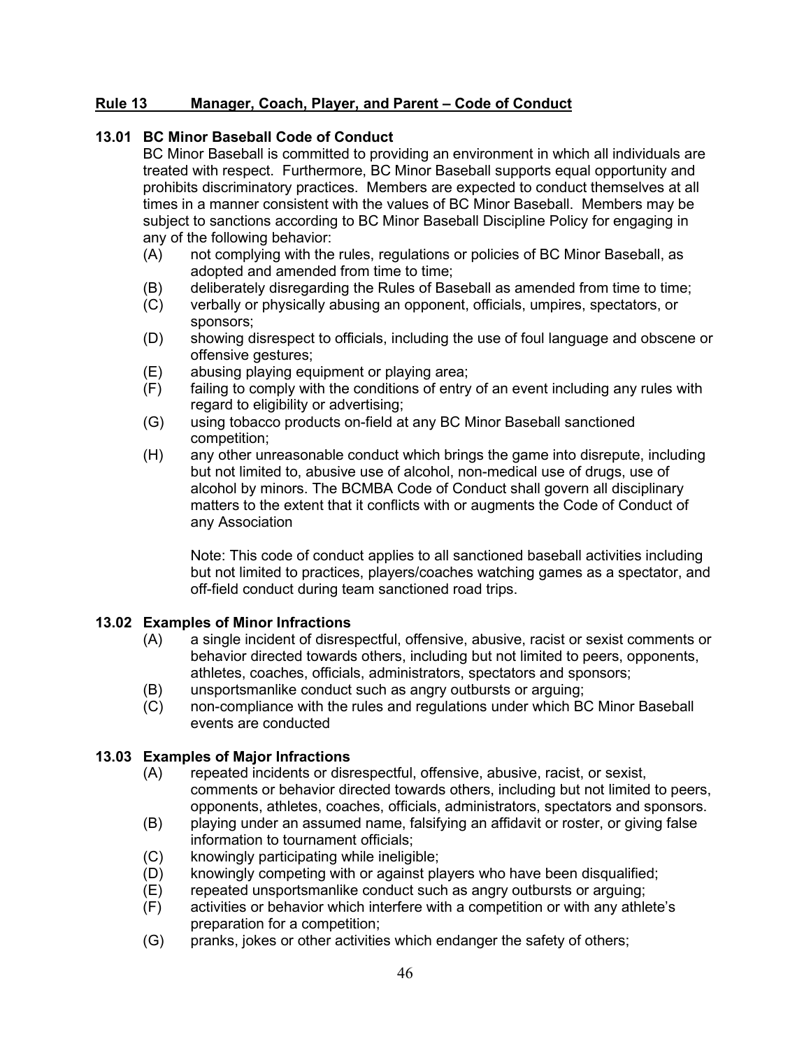## Rule 13 Manager, Coach, Player, and Parent – Code of Conduct

### 13.01 BC Minor Baseball Code of Conduct

BC Minor Baseball is committed to providing an environment in which all individuals are treated with respect. Furthermore, BC Minor Baseball supports equal opportunity and prohibits discriminatory practices. Members are expected to conduct themselves at all times in a manner consistent with the values of BC Minor Baseball. Members may be subject to sanctions according to BC Minor Baseball Discipline Policy for engaging in any of the following behavior:

- (A) not complying with the rules, regulations or policies of BC Minor Baseball, as adopted and amended from time to time;
- (B) deliberately disregarding the Rules of Baseball as amended from time to time;
- (C) verbally or physically abusing an opponent, officials, umpires, spectators, or sponsors;
- (D) showing disrespect to officials, including the use of foul language and obscene or offensive gestures;
- (E) abusing playing equipment or playing area;
- (F) failing to comply with the conditions of entry of an event including any rules with regard to eligibility or advertising;
- (G) using tobacco products on-field at any BC Minor Baseball sanctioned competition;
- (H) any other unreasonable conduct which brings the game into disrepute, including but not limited to, abusive use of alcohol, non-medical use of drugs, use of alcohol by minors. The BCMBA Code of Conduct shall govern all disciplinary matters to the extent that it conflicts with or augments the Code of Conduct of any Association

  Note: This code of conduct applies to all sanctioned baseball activities including but not limited to practices, players/coaches watching games as a spectator, and off-field conduct during team sanctioned road trips.

### 13.02 Examples of Minor Infractions

- (A) a single incident of disrespectful, offensive, abusive, racist or sexist comments or behavior directed towards others, including but not limited to peers, opponents, athletes, coaches, officials, administrators, spectators and sponsors;
- (B) unsportsmanlike conduct such as angry outbursts or arguing;
- (C) non-compliance with the rules and regulations under which BC Minor Baseball events are conducted

### 13.03 Examples of Major Infractions

- (A) repeated incidents or disrespectful, offensive, abusive, racist, or sexist, comments or behavior directed towards others, including but not limited to peers, opponents, athletes, coaches, officials, administrators, spectators and sponsors.
- (B) playing under an assumed name, falsifying an affidavit or roster, or giving false information to tournament officials;
- (C) knowingly participating while ineligible;
- (D) knowingly competing with or against players who have been disqualified;
- (E) repeated unsportsmanlike conduct such as angry outbursts or arguing;
- (F) activities or behavior which interfere with a competition or with any athlete's preparation for a competition;
- (G) pranks, jokes or other activities which endanger the safety of others;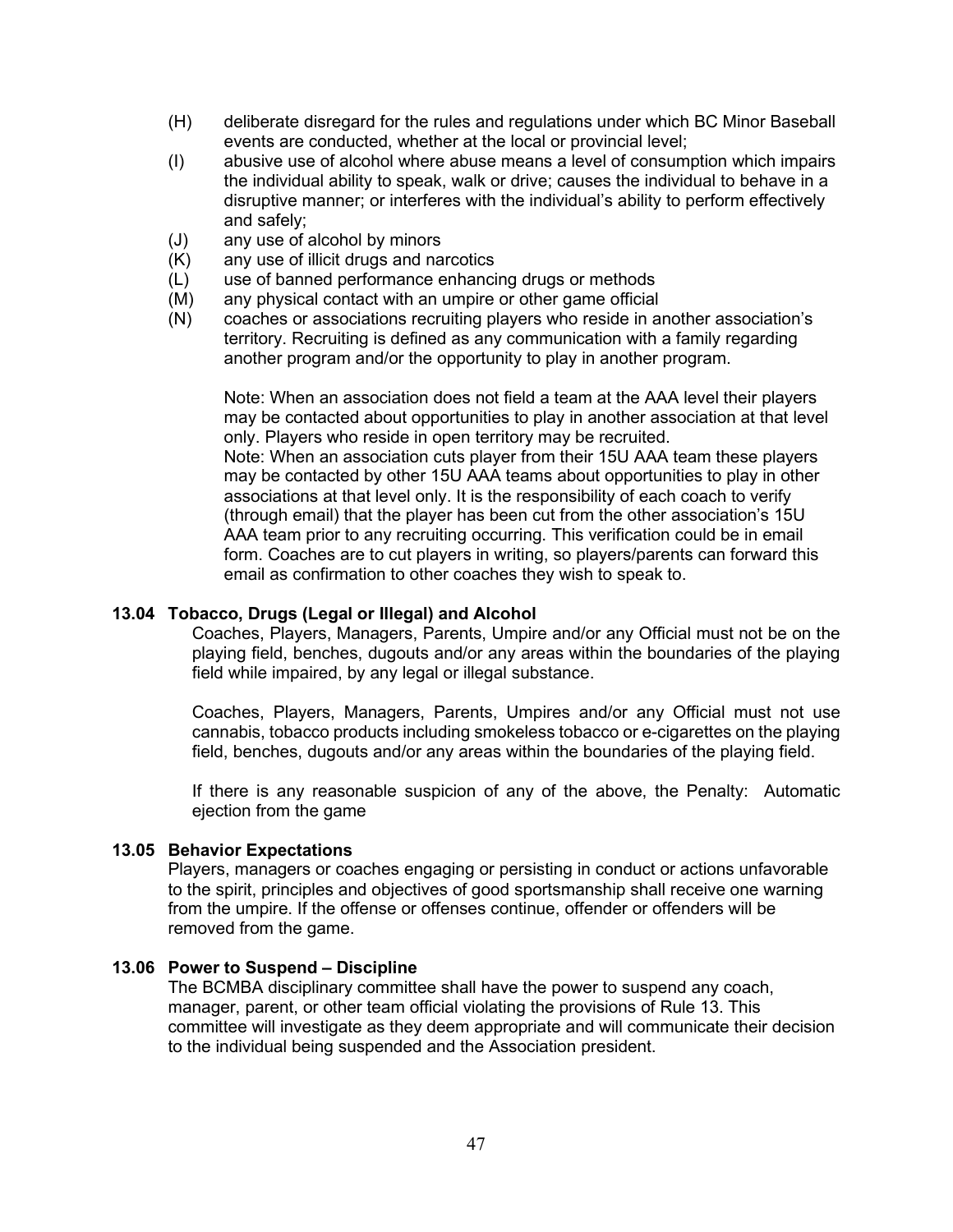(H) deliberate disregard for the rules and regulations under which BC Minor Baseball events are conducted, whether at the local or provincial level;

(I) abusive use of alcohol where abuse means a level of consumption which impairs the individual ability to speak, walk or drive; causes the individual to behave in a disruptive manner; or interferes with the individual's ability to perform effectively and safely;

(J) any use of alcohol by minors

(K) any use of illicit drugs and narcotics

(L) use of banned performance enhancing drugs or methods

(M) any physical contact with an umpire or other game official

(N) coaches or associations recruiting players who reside in another association's territory. Recruiting is defined as any communication with a family regarding another program and/or the opportunity to play in another program.

Note: When an association does not field a team at the AAA level their players may be contacted about opportunities to play in another association at that level only. Players who reside in open territory may be recruited.
Note: When an association cuts player from their 15U AAA team these players may be contacted by other 15U AAA teams about opportunities to play in other associations at that level only. It is the responsibility of each coach to verify (through email) that the player has been cut from the other association's 15U AAA team prior to any recruiting occurring. This verification could be in email form. Coaches are to cut players in writing, so players/parents can forward this email as confirmation to other coaches they wish to speak to.

### 13.04 Tobacco, Drugs (Legal or Illegal) and Alcohol

Coaches, Players, Managers, Parents, Umpire and/or any Official must not be on the playing field, benches, dugouts and/or any areas within the boundaries of the playing field while impaired, by any legal or illegal substance.

Coaches, Players, Managers, Parents, Umpires and/or any Official must not use cannabis, tobacco products including smokeless tobacco or e-cigarettes on the playing field, benches, dugouts and/or any areas within the boundaries of the playing field.

If there is any reasonable suspicion of any of the above, the Penalty: Automatic ejection from the game

### 13.05 Behavior Expectations

Players, managers or coaches engaging or persisting in conduct or actions unfavorable to the spirit, principles and objectives of good sportsmanship shall receive one warning from the umpire. If the offense or offenses continue, offender or offenders will be removed from the game.

### 13.06 Power to Suspend – Discipline

The BCMBA disciplinary committee shall have the power to suspend any coach, manager, parent, or other team official violating the provisions of Rule 13. This committee will investigate as they deem appropriate and will communicate their decision to the individual being suspended and the Association president.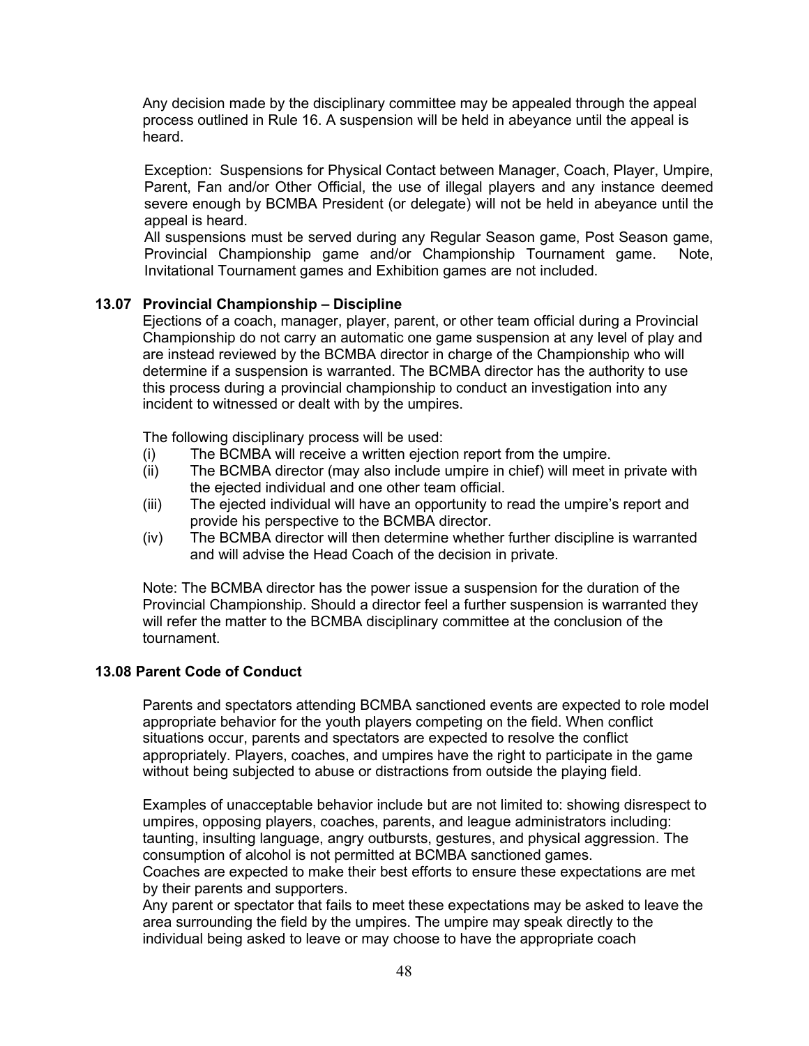Any decision made by the disciplinary committee may be appealed through the appeal process outlined in Rule 16. A suspension will be held in abeyance until the appeal is heard.

Exception: Suspensions for Physical Contact between Manager, Coach, Player, Umpire, Parent, Fan and/or Other Official, the use of illegal players and any instance deemed severe enough by BCMBA President (or delegate) will not be held in abeyance until the appeal is heard.
All suspensions must be served during any Regular Season game, Post Season game, Provincial Championship game and/or Championship Tournament game. Note, Invitational Tournament games and Exhibition games are not included.

### 13.07 Provincial Championship – Discipline

Ejections of a coach, manager, player, parent, or other team official during a Provincial Championship do not carry an automatic one game suspension at any level of play and are instead reviewed by the BCMBA director in charge of the Championship who will determine if a suspension is warranted. The BCMBA director has the authority to use this process during a provincial championship to conduct an investigation into any incident to witnessed or dealt with by the umpires.

The following disciplinary process will be used:

(i) The BCMBA will receive a written ejection report from the umpire.
(ii) The BCMBA director (may also include umpire in chief) will meet in private with the ejected individual and one other team official.
(iii) The ejected individual will have an opportunity to read the umpire's report and provide his perspective to the BCMBA director.
(iv) The BCMBA director will then determine whether further discipline is warranted and will advise the Head Coach of the decision in private.

Note: The BCMBA director has the power issue a suspension for the duration of the Provincial Championship. Should a director feel a further suspension is warranted they will refer the matter to the BCMBA disciplinary committee at the conclusion of the tournament.

### 13.08 Parent Code of Conduct

Parents and spectators attending BCMBA sanctioned events are expected to role model appropriate behavior for the youth players competing on the field. When conflict situations occur, parents and spectators are expected to resolve the conflict appropriately. Players, coaches, and umpires have the right to participate in the game without being subjected to abuse or distractions from outside the playing field.

Examples of unacceptable behavior include but are not limited to: showing disrespect to umpires, opposing players, coaches, parents, and league administrators including: taunting, insulting language, angry outbursts, gestures, and physical aggression. The consumption of alcohol is not permitted at BCMBA sanctioned games.
Coaches are expected to make their best efforts to ensure these expectations are met by their parents and supporters.
Any parent or spectator that fails to meet these expectations may be asked to leave the area surrounding the field by the umpires. The umpire may speak directly to the individual being asked to leave or may choose to have the appropriate coach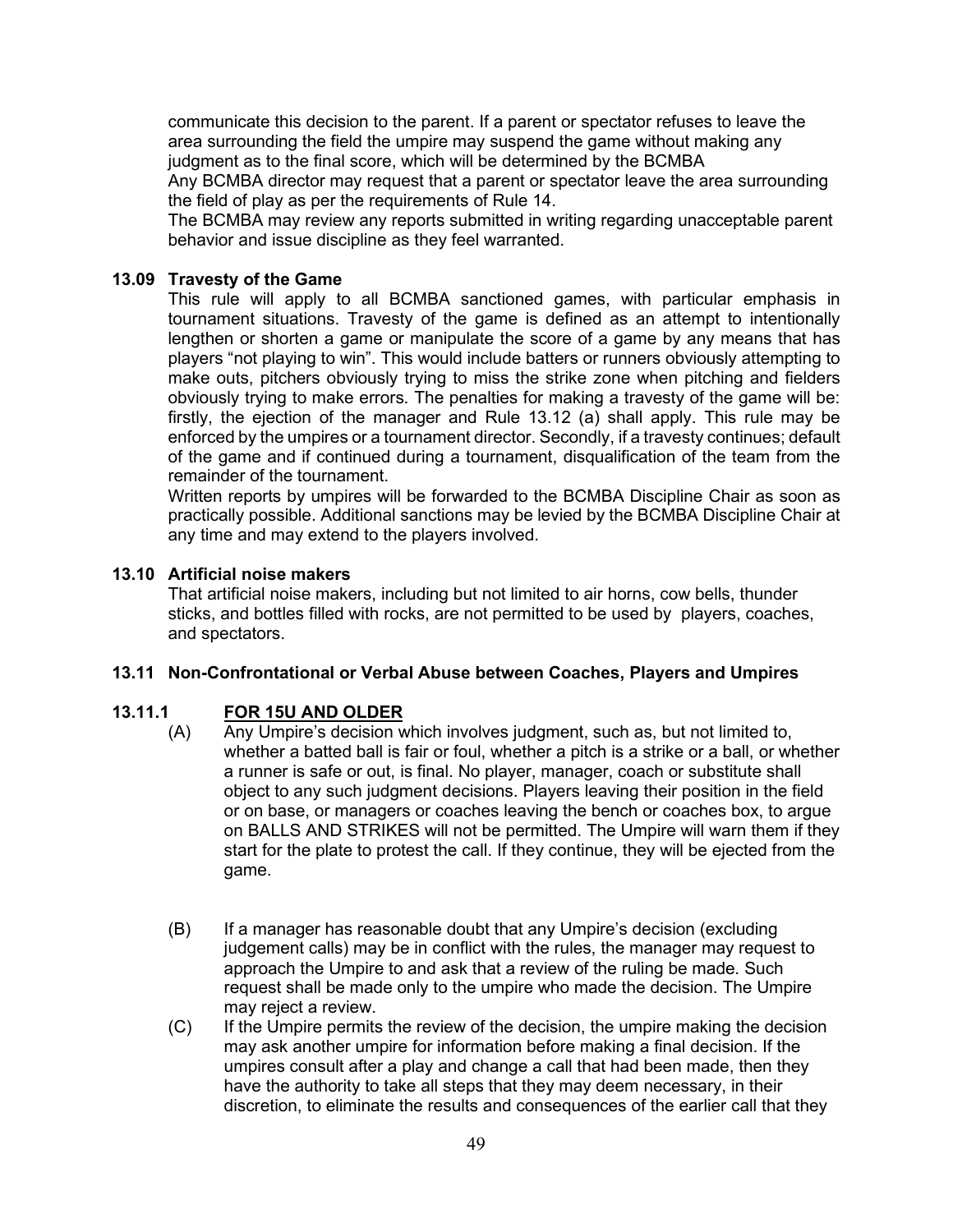communicate this decision to the parent. If a parent or spectator refuses to leave the area surrounding the field the umpire may suspend the game without making any judgment as to the final score, which will be determined by the BCMBA

Any BCMBA director may request that a parent or spectator leave the area surrounding the field of play as per the requirements of Rule 14.

The BCMBA may review any reports submitted in writing regarding unacceptable parent behavior and issue discipline as they feel warranted.

### 13.09 Travesty of the Game

This rule will apply to all BCMBA sanctioned games, with particular emphasis in tournament situations. Travesty of the game is defined as an attempt to intentionally lengthen or shorten a game or manipulate the score of a game by any means that has players "not playing to win". This would include batters or runners obviously attempting to make outs, pitchers obviously trying to miss the strike zone when pitching and fielders obviously trying to make errors. The penalties for making a travesty of the game will be: firstly, the ejection of the manager and Rule 13.12 (a) shall apply. This rule may be enforced by the umpires or a tournament director. Secondly, if a travesty continues; default of the game and if continued during a tournament, disqualification of the team from the remainder of the tournament.

Written reports by umpires will be forwarded to the BCMBA Discipline Chair as soon as practically possible. Additional sanctions may be levied by the BCMBA Discipline Chair at any time and may extend to the players involved.

### 13.10 Artificial noise makers

That artificial noise makers, including but not limited to air horns, cow bells, thunder sticks, and bottles filled with rocks, are not permitted to be used by players, coaches, and spectators.

### 13.11 Non-Confrontational or Verbal Abuse between Coaches, Players and Umpires

### 13.11.1 <u>FOR 15U AND OLDER</u>

(A) Any Umpire's decision which involves judgment, such as, but not limited to, whether a batted ball is fair or foul, whether a pitch is a strike or a ball, or whether a runner is safe or out, is final. No player, manager, coach or substitute shall object to any such judgment decisions. Players leaving their position in the field or on base, or managers or coaches leaving the bench or coaches box, to argue on BALLS AND STRIKES will not be permitted. The Umpire will warn them if they start for the plate to protest the call. If they continue, they will be ejected from the game.

(B) If a manager has reasonable doubt that any Umpire's decision (excluding judgement calls) may be in conflict with the rules, the manager may request to approach the Umpire to and ask that a review of the ruling be made. Such request shall be made only to the umpire who made the decision. The Umpire may reject a review.

(C) If the Umpire permits the review of the decision, the umpire making the decision may ask another umpire for information before making a final decision. If the umpires consult after a play and change a call that had been made, then they have the authority to take all steps that they may deem necessary, in their discretion, to eliminate the results and consequences of the earlier call that they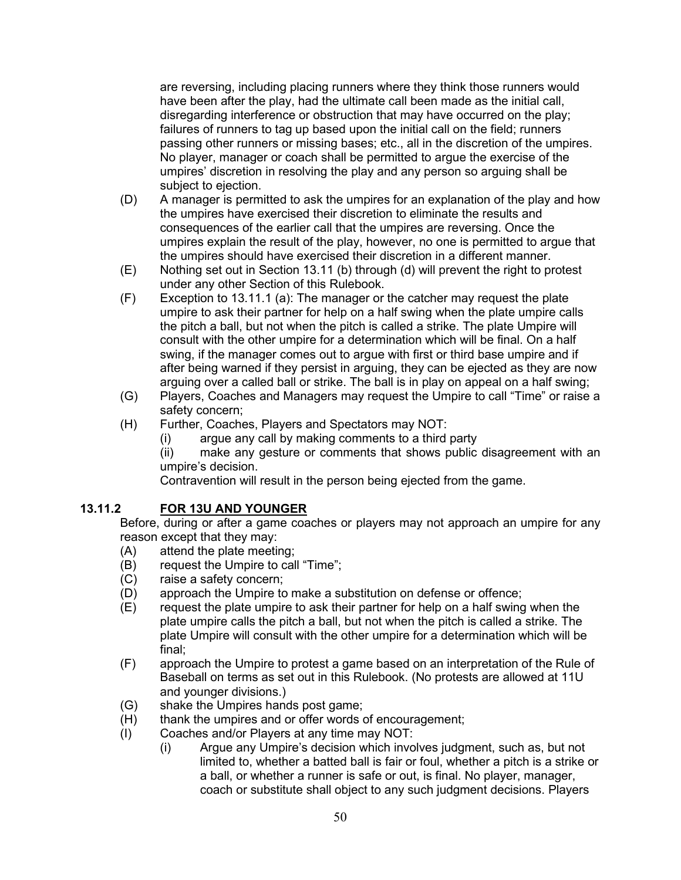are reversing, including placing runners where they think those runners would have been after the play, had the ultimate call been made as the initial call, disregarding interference or obstruction that may have occurred on the play; failures of runners to tag up based upon the initial call on the field; runners passing other runners or missing bases; etc., all in the discretion of the umpires. No player, manager or coach shall be permitted to argue the exercise of the umpires' discretion in resolving the play and any person so arguing shall be subject to ejection.

(D) A manager is permitted to ask the umpires for an explanation of the play and how the umpires have exercised their discretion to eliminate the results and consequences of the earlier call that the umpires are reversing. Once the umpires explain the result of the play, however, no one is permitted to argue that the umpires should have exercised their discretion in a different manner.

(E) Nothing set out in Section 13.11 (b) through (d) will prevent the right to protest under any other Section of this Rulebook.

(F) Exception to 13.11.1 (a): The manager or the catcher may request the plate umpire to ask their partner for help on a half swing when the plate umpire calls the pitch a ball, but not when the pitch is called a strike. The plate Umpire will consult with the other umpire for a determination which will be final. On a half swing, if the manager comes out to argue with first or third base umpire and if after being warned if they persist in arguing, they can be ejected as they are now arguing over a called ball or strike. The ball is in play on appeal on a half swing;

(G) Players, Coaches and Managers may request the Umpire to call "Time" or raise a safety concern;

(H) Further, Coaches, Players and Spectators may NOT:

(i) argue any call by making comments to a third party

(ii) make any gesture or comments that shows public disagreement with an umpire's decision.

Contravention will result in the person being ejected from the game.

## 13.11.2 FOR 13U AND YOUNGER

Before, during or after a game coaches or players may not approach an umpire for any reason except that they may:

(A) attend the plate meeting;

(B) request the Umpire to call "Time";

(C) raise a safety concern;

(D) approach the Umpire to make a substitution on defense or offence;

(E) request the plate umpire to ask their partner for help on a half swing when the plate umpire calls the pitch a ball, but not when the pitch is called a strike. The plate Umpire will consult with the other umpire for a determination which will be final;

(F) approach the Umpire to protest a game based on an interpretation of the Rule of Baseball on terms as set out in this Rulebook. (No protests are allowed at 11U and younger divisions.)

(G) shake the Umpires hands post game;

(H) thank the umpires and or offer words of encouragement;

(I) Coaches and/or Players at any time may NOT:

(i) Argue any Umpire's decision which involves judgment, such as, but not limited to, whether a batted ball is fair or foul, whether a pitch is a strike or a ball, or whether a runner is safe or out, is final. No player, manager, coach or substitute shall object to any such judgment decisions. Players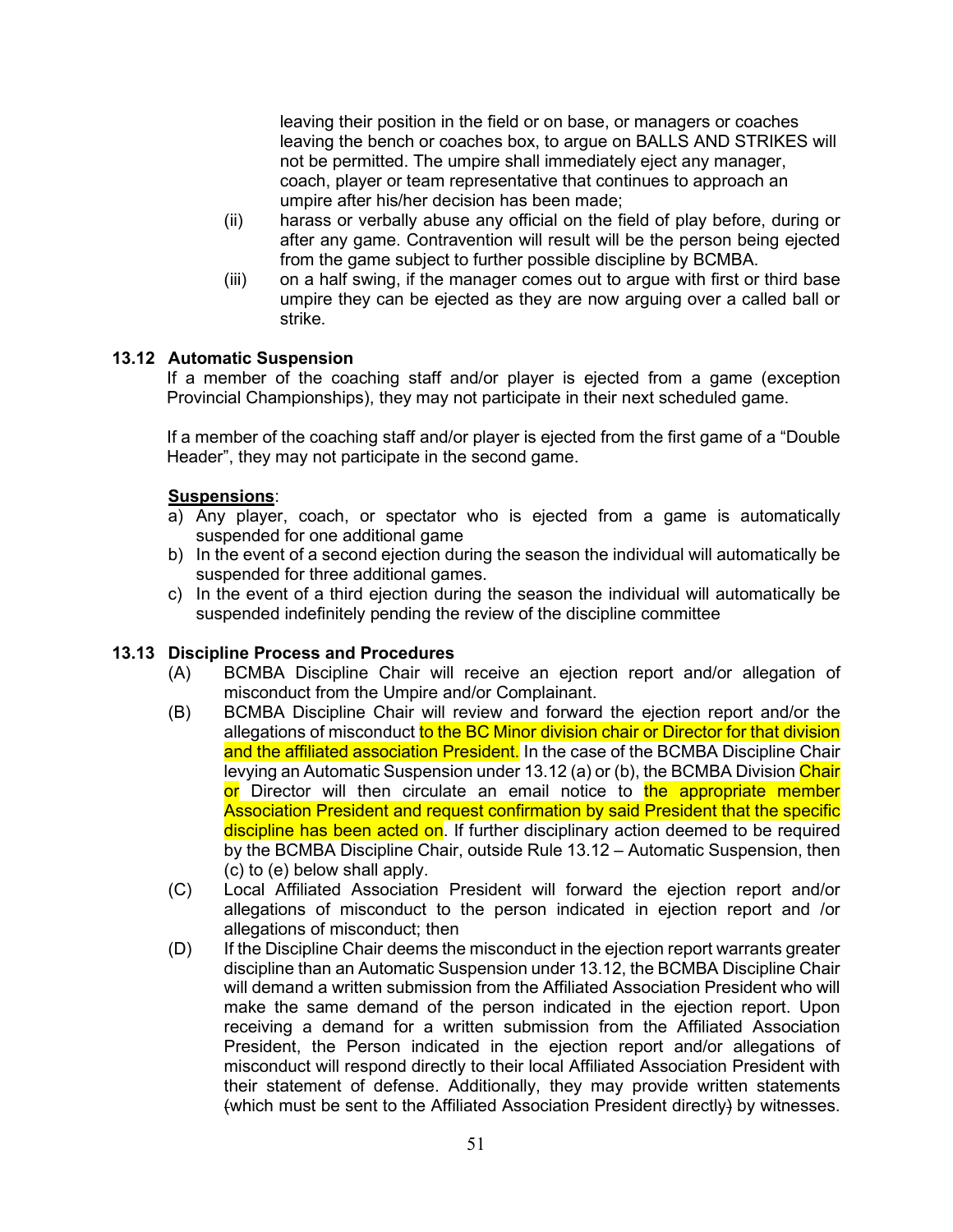leaving their position in the field or on base, or managers or coaches leaving the bench or coaches box, to argue on BALLS AND STRIKES will not be permitted. The umpire shall immediately eject any manager, coach, player or team representative that continues to approach an umpire after his/her decision has been made;

(ii) harass or verbally abuse any official on the field of play before, during or after any game. Contravention will result will be the person being ejected from the game subject to further possible discipline by BCMBA.

(iii) on a half swing, if the manager comes out to argue with first or third base umpire they can be ejected as they are now arguing over a called ball or strike.

### 13.12 Automatic Suspension

If a member of the coaching staff and/or player is ejected from a game (exception Provincial Championships), they may not participate in their next scheduled game.

If a member of the coaching staff and/or player is ejected from the first game of a "Double Header", they may not participate in the second game.

**Suspensions**:

a) Any player, coach, or spectator who is ejected from a game is automatically suspended for one additional game
b) In the event of a second ejection during the season the individual will automatically be suspended for three additional games.
c) In the event of a third ejection during the season the individual will automatically be suspended indefinitely pending the review of the discipline committee

### 13.13 Discipline Process and Procedures

(A) BCMBA Discipline Chair will receive an ejection report and/or allegation of misconduct from the Umpire and/or Complainant.

(B) BCMBA Discipline Chair will review and forward the ejection report and/or the allegations of misconduct to the BC Minor division chair or Director for that division and the affiliated association President. In the case of the BCMBA Discipline Chair levying an Automatic Suspension under 13.12 (a) or (b), the BCMBA Division Chair or Director will then circulate an email notice to the appropriate member Association President and request confirmation by said President that the specific discipline has been acted on. If further disciplinary action deemed to be required by the BCMBA Discipline Chair, outside Rule 13.12 – Automatic Suspension, then (c) to (e) below shall apply.

(C) Local Affiliated Association President will forward the ejection report and/or allegations of misconduct to the person indicated in ejection report and /or allegations of misconduct; then

(D) If the Discipline Chair deems the misconduct in the ejection report warrants greater discipline than an Automatic Suspension under 13.12, the BCMBA Discipline Chair will demand a written submission from the Affiliated Association President who will make the same demand of the person indicated in the ejection report. Upon receiving a demand for a written submission from the Affiliated Association President, the Person indicated in the ejection report and/or allegations of misconduct will respond directly to their local Affiliated Association President with their statement of defense. Additionally, they may provide written statements (which must be sent to the Affiliated Association President directly) by witnesses.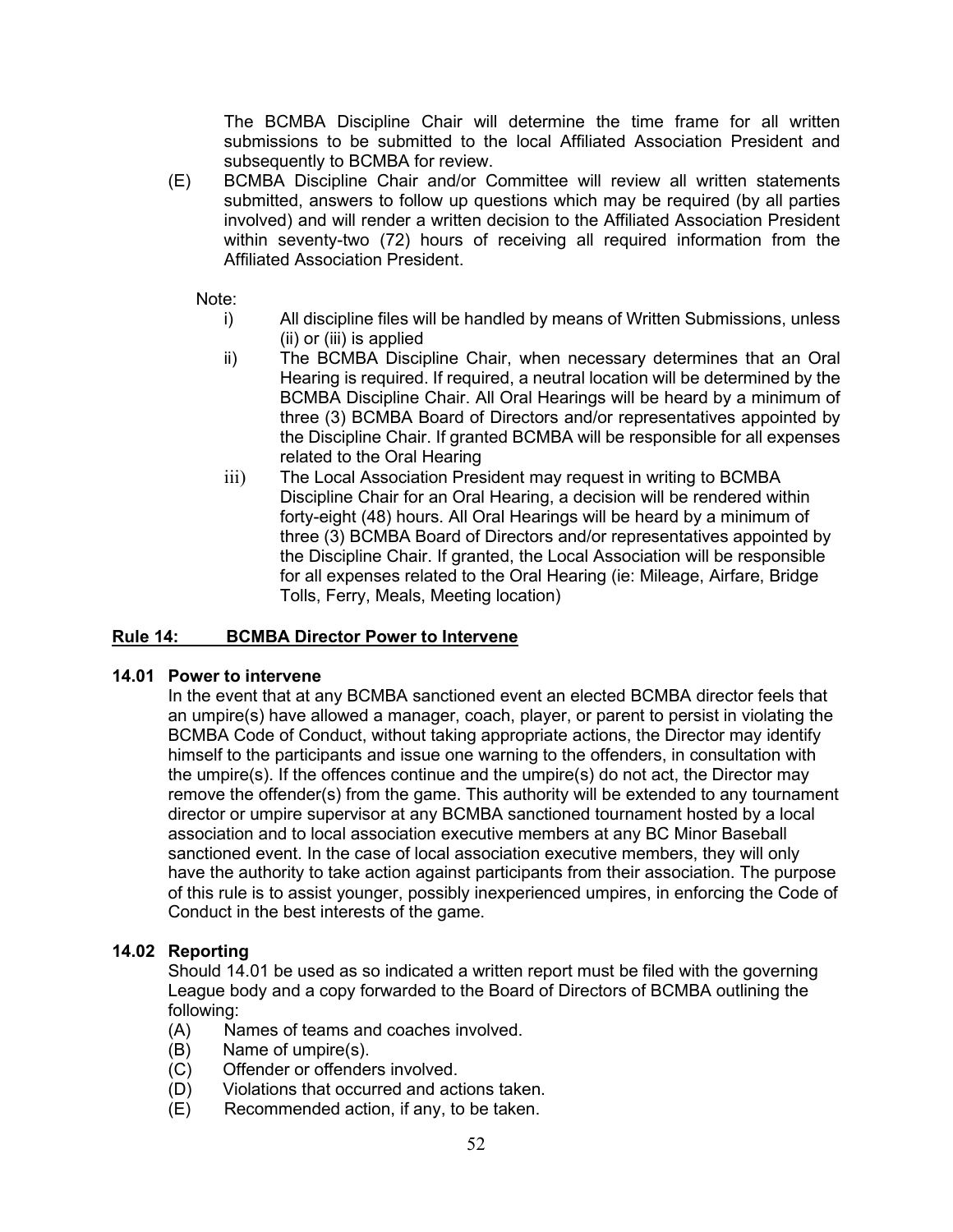The BCMBA Discipline Chair will determine the time frame for all written submissions to be submitted to the local Affiliated Association President and subsequently to BCMBA for review.

(E) BCMBA Discipline Chair and/or Committee will review all written statements submitted, answers to follow up questions which may be required (by all parties involved) and will render a written decision to the Affiliated Association President within seventy-two (72) hours of receiving all required information from the Affiliated Association President.

Note:

i) All discipline files will be handled by means of Written Submissions, unless (ii) or (iii) is applied

ii) The BCMBA Discipline Chair, when necessary determines that an Oral Hearing is required. If required, a neutral location will be determined by the BCMBA Discipline Chair. All Oral Hearings will be heard by a minimum of three (3) BCMBA Board of Directors and/or representatives appointed by the Discipline Chair. If granted BCMBA will be responsible for all expenses related to the Oral Hearing

iii) The Local Association President may request in writing to BCMBA Discipline Chair for an Oral Hearing, a decision will be rendered within forty-eight (48) hours. All Oral Hearings will be heard by a minimum of three (3) BCMBA Board of Directors and/or representatives appointed by the Discipline Chair. If granted, the Local Association will be responsible for all expenses related to the Oral Hearing (ie: Mileage, Airfare, Bridge Tolls, Ferry, Meals, Meeting location)

## Rule 14: BCMBA Director Power to Intervene

### 14.01 Power to intervene

In the event that at any BCMBA sanctioned event an elected BCMBA director feels that an umpire(s) have allowed a manager, coach, player, or parent to persist in violating the BCMBA Code of Conduct, without taking appropriate actions, the Director may identify himself to the participants and issue one warning to the offenders, in consultation with the umpire(s). If the offences continue and the umpire(s) do not act, the Director may remove the offender(s) from the game. This authority will be extended to any tournament director or umpire supervisor at any BCMBA sanctioned tournament hosted by a local association and to local association executive members at any BC Minor Baseball sanctioned event. In the case of local association executive members, they will only have the authority to take action against participants from their association. The purpose of this rule is to assist younger, possibly inexperienced umpires, in enforcing the Code of Conduct in the best interests of the game.

### 14.02 Reporting

Should 14.01 be used as so indicated a written report must be filed with the governing League body and a copy forwarded to the Board of Directors of BCMBA outlining the following:

(A) Names of teams and coaches involved.
(B) Name of umpire(s).
(C) Offender or offenders involved.
(D) Violations that occurred and actions taken.
(E) Recommended action, if any, to be taken.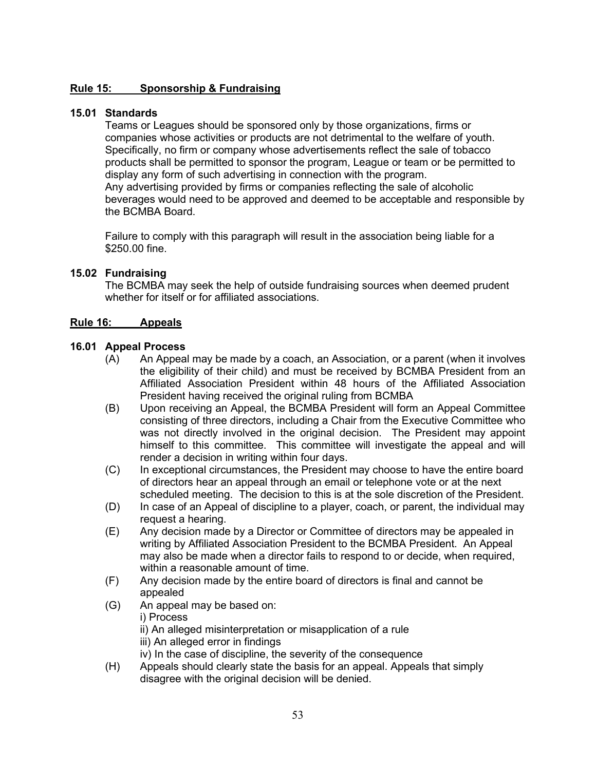## Rule 15: Sponsorship & Fundraising

### 15.01 Standards

Teams or Leagues should be sponsored only by those organizations, firms or companies whose activities or products are not detrimental to the welfare of youth. Specifically, no firm or company whose advertisements reflect the sale of tobacco products shall be permitted to sponsor the program, League or team or be permitted to display any form of such advertising in connection with the program.
Any advertising provided by firms or companies reflecting the sale of alcoholic beverages would need to be approved and deemed to be acceptable and responsible by the BCMBA Board.

Failure to comply with this paragraph will result in the association being liable for a $250.00 fine.

### 15.02 Fundraising

The BCMBA may seek the help of outside fundraising sources when deemed prudent whether for itself or for affiliated associations.

## Rule 16: Appeals

### 16.01 Appeal Process

(A) An Appeal may be made by a coach, an Association, or a parent (when it involves the eligibility of their child) and must be received by BCMBA President from an Affiliated Association President within 48 hours of the Affiliated Association President having received the original ruling from BCMBA

(B) Upon receiving an Appeal, the BCMBA President will form an Appeal Committee consisting of three directors, including a Chair from the Executive Committee who was not directly involved in the original decision. The President may appoint himself to this committee. This committee will investigate the appeal and will render a decision in writing within four days.

(C) In exceptional circumstances, the President may choose to have the entire board of directors hear an appeal through an email or telephone vote or at the next scheduled meeting. The decision to this is at the sole discretion of the President.

(D) In case of an Appeal of discipline to a player, coach, or parent, the individual may request a hearing.

(E) Any decision made by a Director or Committee of directors may be appealed in writing by Affiliated Association President to the BCMBA President. An Appeal may also be made when a director fails to respond to or decide, when required, within a reasonable amount of time.

(F) Any decision made by the entire board of directors is final and cannot be appealed

(G) An appeal may be based on:
i) Process
ii) An alleged misinterpretation or misapplication of a rule
iii) An alleged error in findings
iv) In the case of discipline, the severity of the consequence

(H) Appeals should clearly state the basis for an appeal. Appeals that simply disagree with the original decision will be denied.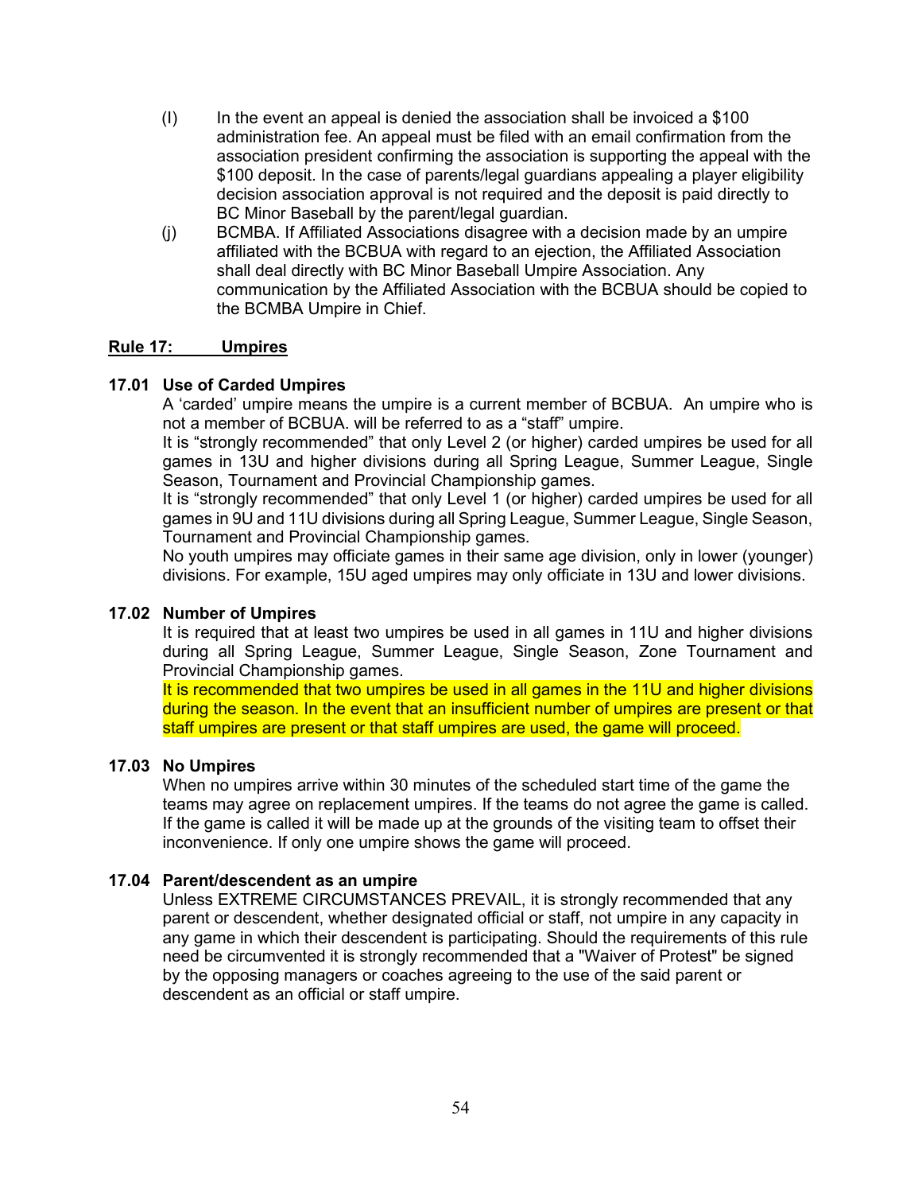(I) In the event an appeal is denied the association shall be invoiced a $100 administration fee. An appeal must be filed with an email confirmation from the association president confirming the association is supporting the appeal with the $100 deposit. In the case of parents/legal guardians appealing a player eligibility decision association approval is not required and the deposit is paid directly to BC Minor Baseball by the parent/legal guardian.

(j) BCMBA. If Affiliated Associations disagree with a decision made by an umpire affiliated with the BCBUA with regard to an ejection, the Affiliated Association shall deal directly with BC Minor Baseball Umpire Association. Any communication by the Affiliated Association with the BCBUA should be copied to the BCMBA Umpire in Chief.

## Rule 17: Umpires

### 17.01 Use of Carded Umpires

A 'carded' umpire means the umpire is a current member of BCBUA. An umpire who is not a member of BCBUA. will be referred to as a "staff" umpire.

It is "strongly recommended" that only Level 2 (or higher) carded umpires be used for all games in 13U and higher divisions during all Spring League, Summer League, Single Season, Tournament and Provincial Championship games.

It is "strongly recommended" that only Level 1 (or higher) carded umpires be used for all games in 9U and 11U divisions during all Spring League, Summer League, Single Season, Tournament and Provincial Championship games.

No youth umpires may officiate games in their same age division, only in lower (younger) divisions. For example, 15U aged umpires may only officiate in 13U and lower divisions.

### 17.02 Number of Umpires

It is required that at least two umpires be used in all games in 11U and higher divisions during all Spring League, Summer League, Single Season, Zone Tournament and Provincial Championship games.

It is recommended that two umpires be used in all games in the 11U and higher divisions during the season. In the event that an insufficient number of umpires are present or that staff umpires are present or that staff umpires are used, the game will proceed.

### 17.03 No Umpires

When no umpires arrive within 30 minutes of the scheduled start time of the game the teams may agree on replacement umpires. If the teams do not agree the game is called. If the game is called it will be made up at the grounds of the visiting team to offset their inconvenience. If only one umpire shows the game will proceed.

### 17.04 Parent/descendent as an umpire

Unless EXTREME CIRCUMSTANCES PREVAIL, it is strongly recommended that any parent or descendent, whether designated official or staff, not umpire in any capacity in any game in which their descendent is participating. Should the requirements of this rule need be circumvented it is strongly recommended that a "Waiver of Protest" be signed by the opposing managers or coaches agreeing to the use of the said parent or descendent as an official or staff umpire.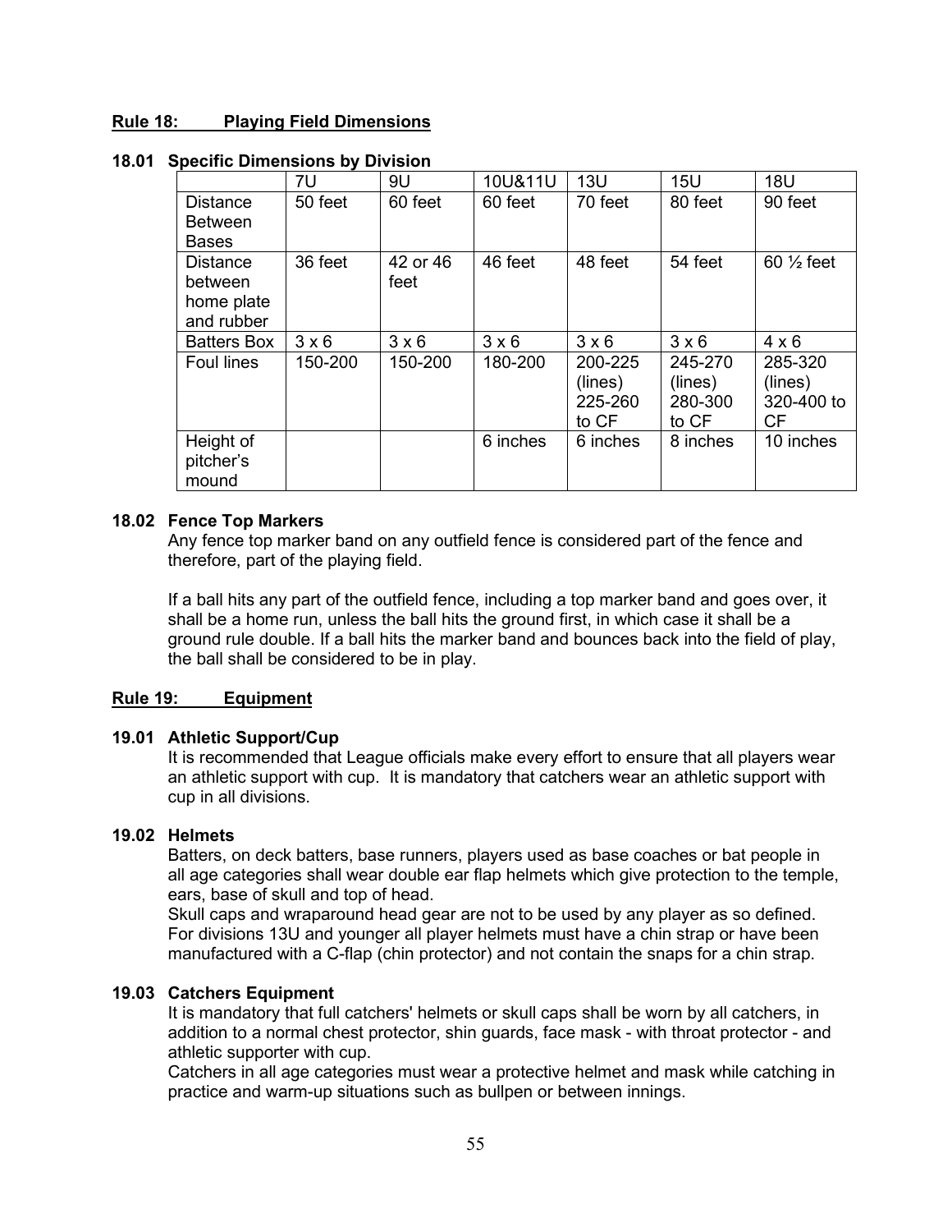## Rule 18: Playing Field Dimensions

### 18.01 Specific Dimensions by Division

| | 7U | 9U | 10U&11U | 13U | 15U | 18U |
|---|---|---|---|---|---|---|
| Distance Between Bases | 50 feet | 60 feet | 60 feet | 70 feet | 80 feet | 90 feet |
| Distance between home plate and rubber | 36 feet | 42 or 46 feet | 46 feet | 48 feet | 54 feet | 60 ½ feet |
| Batters Box | 3 x 6 | 3 x 6 | 3 x 6 | 3 x 6 | 3 x 6 | 4 x 6 |
| Foul lines | 150-200 | 150-200 | 180-200 | 200-225 (lines) 225-260 to CF | 245-270 (lines) 280-300 to CF | 285-320 (lines) 320-400 to CF |
| Height of pitcher's mound | | | 6 inches | 6 inches | 8 inches | 10 inches |

### 18.02 Fence Top Markers

Any fence top marker band on any outfield fence is considered part of the fence and therefore, part of the playing field.

If a ball hits any part of the outfield fence, including a top marker band and goes over, it shall be a home run, unless the ball hits the ground first, in which case it shall be a ground rule double. If a ball hits the marker band and bounces back into the field of play, the ball shall be considered to be in play.

## Rule 19: Equipment

### 19.01 Athletic Support/Cup

It is recommended that League officials make every effort to ensure that all players wear an athletic support with cup. It is mandatory that catchers wear an athletic support with cup in all divisions.

### 19.02 Helmets

Batters, on deck batters, base runners, players used as base coaches or bat people in all age categories shall wear double ear flap helmets which give protection to the temple, ears, base of skull and top of head.
Skull caps and wraparound head gear are not to be used by any player as so defined. For divisions 13U and younger all player helmets must have a chin strap or have been manufactured with a C-flap (chin protector) and not contain the snaps for a chin strap.

### 19.03 Catchers Equipment

It is mandatory that full catchers' helmets or skull caps shall be worn by all catchers, in addition to a normal chest protector, shin guards, face mask - with throat protector - and athletic supporter with cup.
Catchers in all age categories must wear a protective helmet and mask while catching in practice and warm-up situations such as bullpen or between innings.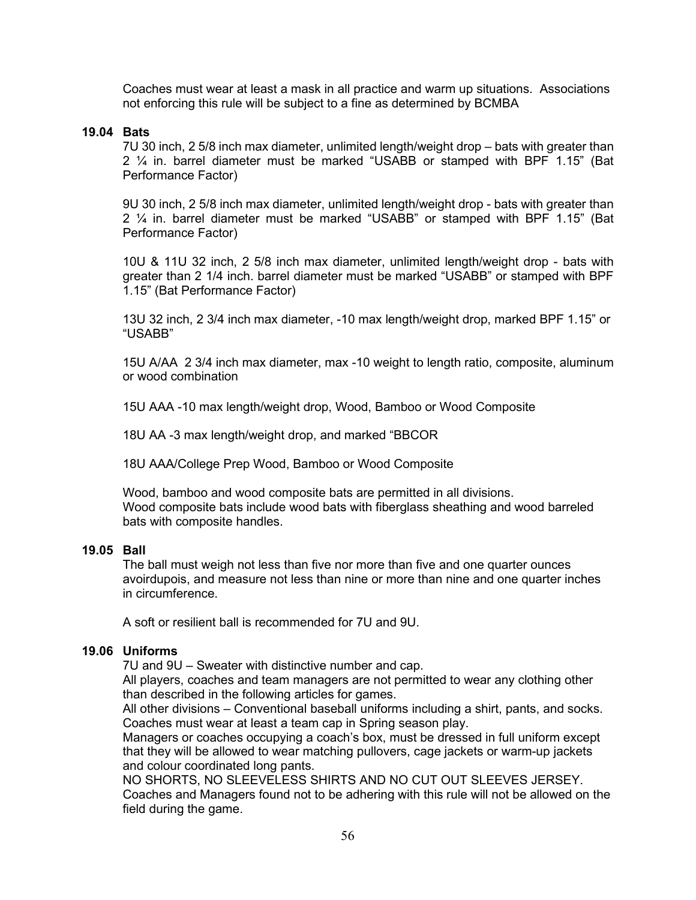Coaches must wear at least a mask in all practice and warm up situations. Associations not enforcing this rule will be subject to a fine as determined by BCMBA

### 19.04 Bats

7U 30 inch, 2 5/8 inch max diameter, unlimited length/weight drop – bats with greater than 2 ¼ in. barrel diameter must be marked "USABB or stamped with BPF 1.15" (Bat Performance Factor)

9U 30 inch, 2 5/8 inch max diameter, unlimited length/weight drop - bats with greater than 2 ¼ in. barrel diameter must be marked "USABB" or stamped with BPF 1.15" (Bat Performance Factor)

10U & 11U 32 inch, 2 5/8 inch max diameter, unlimited length/weight drop - bats with greater than 2 1/4 inch. barrel diameter must be marked "USABB" or stamped with BPF 1.15" (Bat Performance Factor)

13U 32 inch, 2 3/4 inch max diameter, -10 max length/weight drop, marked BPF 1.15" or "USABB"

15U A/AA 2 3/4 inch max diameter, max -10 weight to length ratio, composite, aluminum or wood combination

15U AAA -10 max length/weight drop, Wood, Bamboo or Wood Composite

18U AA -3 max length/weight drop, and marked "BBCOR

18U AAA/College Prep Wood, Bamboo or Wood Composite

Wood, bamboo and wood composite bats are permitted in all divisions.
Wood composite bats include wood bats with fiberglass sheathing and wood barreled bats with composite handles.

### 19.05 Ball

The ball must weigh not less than five nor more than five and one quarter ounces avoirdupois, and measure not less than nine or more than nine and one quarter inches in circumference.

A soft or resilient ball is recommended for 7U and 9U.

### 19.06 Uniforms

7U and 9U – Sweater with distinctive number and cap.
All players, coaches and team managers are not permitted to wear any clothing other than described in the following articles for games.
All other divisions – Conventional baseball uniforms including a shirt, pants, and socks.
Coaches must wear at least a team cap in Spring season play.
Managers or coaches occupying a coach's box, must be dressed in full uniform except that they will be allowed to wear matching pullovers, cage jackets or warm-up jackets and colour coordinated long pants.
NO SHORTS, NO SLEEVELESS SHIRTS AND NO CUT OUT SLEEVES JERSEY.
Coaches and Managers found not to be adhering with this rule will not be allowed on the field during the game.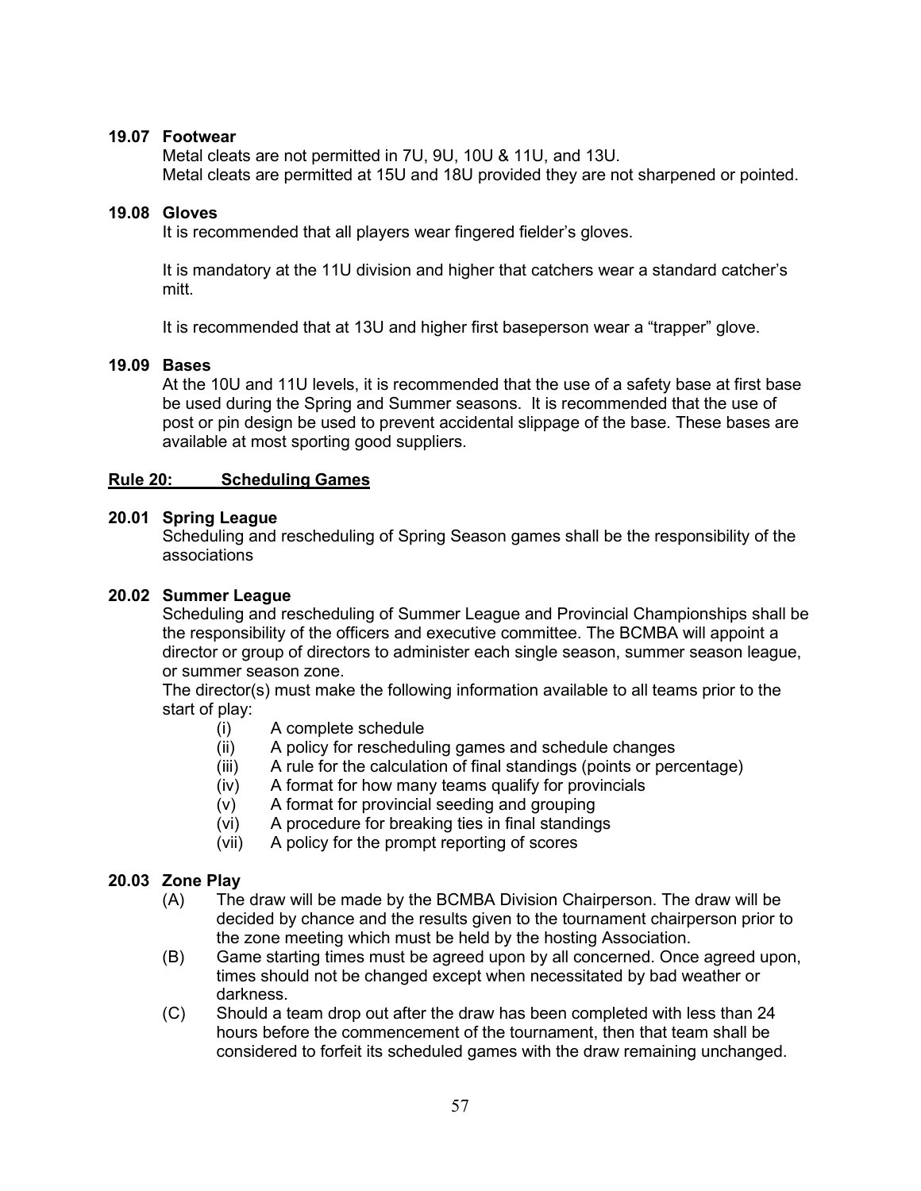### 19.07 Footwear

Metal cleats are not permitted in 7U, 9U, 10U & 11U, and 13U.
Metal cleats are permitted at 15U and 18U provided they are not sharpened or pointed.

### 19.08 Gloves

It is recommended that all players wear fingered fielder's gloves.

It is mandatory at the 11U division and higher that catchers wear a standard catcher's mitt.

It is recommended that at 13U and higher first baseperson wear a "trapper" glove.

### 19.09 Bases

At the 10U and 11U levels, it is recommended that the use of a safety base at first base be used during the Spring and Summer seasons. It is recommended that the use of post or pin design be used to prevent accidental slippage of the base. These bases are available at most sporting good suppliers.

## Rule 20: Scheduling Games

### 20.01 Spring League

Scheduling and rescheduling of Spring Season games shall be the responsibility of the associations

### 20.02 Summer League

Scheduling and rescheduling of Summer League and Provincial Championships shall be the responsibility of the officers and executive committee. The BCMBA will appoint a director or group of directors to administer each single season, summer season league, or summer season zone.

The director(s) must make the following information available to all teams prior to the start of play:

- (i) A complete schedule
- (ii) A policy for rescheduling games and schedule changes
- (iii) A rule for the calculation of final standings (points or percentage)
- (iv) A format for how many teams qualify for provincials
- (v) A format for provincial seeding and grouping
- (vi) A procedure for breaking ties in final standings
- (vii) A policy for the prompt reporting of scores

### 20.03 Zone Play

- (A) The draw will be made by the BCMBA Division Chairperson. The draw will be decided by chance and the results given to the tournament chairperson prior to the zone meeting which must be held by the hosting Association.
- (B) Game starting times must be agreed upon by all concerned. Once agreed upon, times should not be changed except when necessitated by bad weather or darkness.
- (C) Should a team drop out after the draw has been completed with less than 24 hours before the commencement of the tournament, then that team shall be considered to forfeit its scheduled games with the draw remaining unchanged.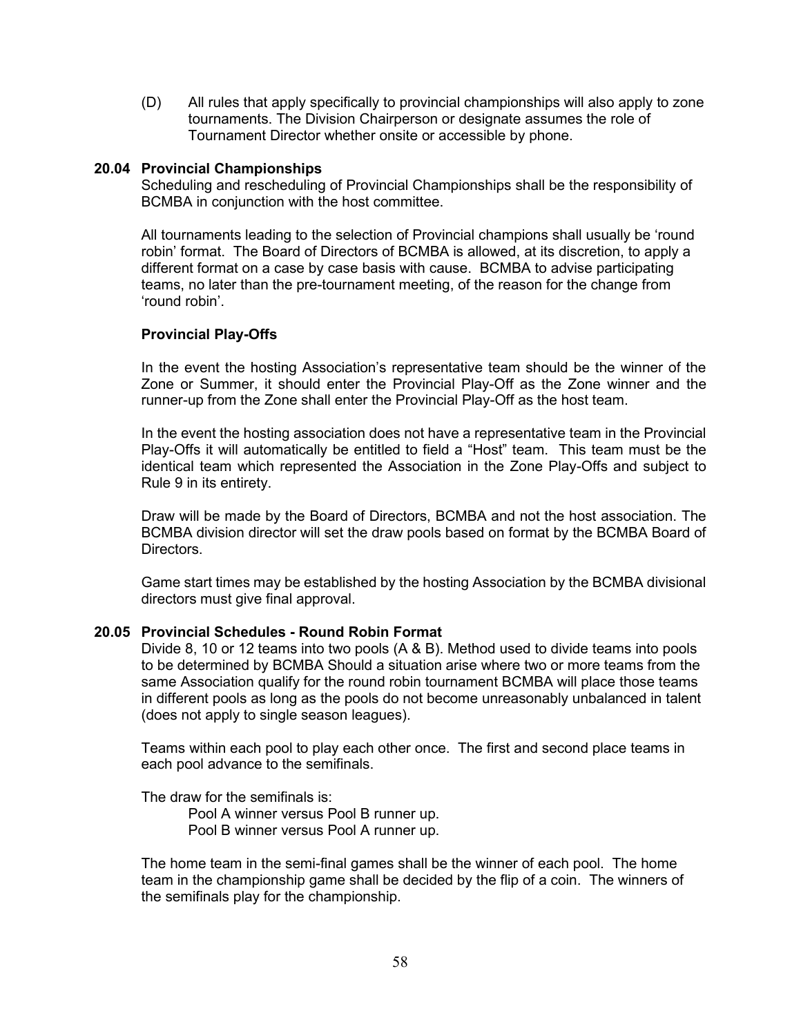(D) All rules that apply specifically to provincial championships will also apply to zone tournaments. The Division Chairperson or designate assumes the role of Tournament Director whether onsite or accessible by phone.

### 20.04 Provincial Championships

Scheduling and rescheduling of Provincial Championships shall be the responsibility of BCMBA in conjunction with the host committee.

All tournaments leading to the selection of Provincial champions shall usually be 'round robin' format. The Board of Directors of BCMBA is allowed, at its discretion, to apply a different format on a case by case basis with cause. BCMBA to advise participating teams, no later than the pre-tournament meeting, of the reason for the change from 'round robin'.

**Provincial Play-Offs**

In the event the hosting Association's representative team should be the winner of the Zone or Summer, it should enter the Provincial Play-Off as the Zone winner and the runner-up from the Zone shall enter the Provincial Play-Off as the host team.

In the event the hosting association does not have a representative team in the Provincial Play-Offs it will automatically be entitled to field a "Host" team. This team must be the identical team which represented the Association in the Zone Play-Offs and subject to Rule 9 in its entirety.

Draw will be made by the Board of Directors, BCMBA and not the host association. The BCMBA division director will set the draw pools based on format by the BCMBA Board of Directors.

Game start times may be established by the hosting Association by the BCMBA divisional directors must give final approval.

### 20.05 Provincial Schedules - Round Robin Format

Divide 8, 10 or 12 teams into two pools (A & B). Method used to divide teams into pools to be determined by BCMBA Should a situation arise where two or more teams from the same Association qualify for the round robin tournament BCMBA will place those teams in different pools as long as the pools do not become unreasonably unbalanced in talent (does not apply to single season leagues).

Teams within each pool to play each other once. The first and second place teams in each pool advance to the semifinals.

The draw for the semifinals is:

Pool A winner versus Pool B runner up.
Pool B winner versus Pool A runner up.

The home team in the semi-final games shall be the winner of each pool. The home team in the championship game shall be decided by the flip of a coin. The winners of the semifinals play for the championship.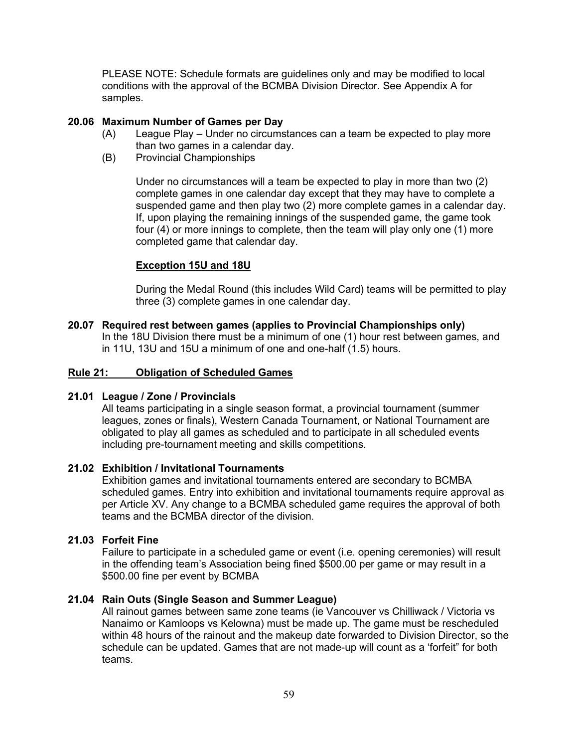PLEASE NOTE: Schedule formats are guidelines only and may be modified to local conditions with the approval of the BCMBA Division Director. See Appendix A for samples.

### 20.06 Maximum Number of Games per Day

(A) League Play – Under no circumstances can a team be expected to play more than two games in a calendar day.

(B) Provincial Championships

Under no circumstances will a team be expected to play in more than two (2) complete games in one calendar day except that they may have to complete a suspended game and then play two (2) more complete games in a calendar day. If, upon playing the remaining innings of the suspended game, the game took four (4) or more innings to complete, then the team will play only one (1) more completed game that calendar day.

**Exception 15U and 18U**

During the Medal Round (this includes Wild Card) teams will be permitted to play three (3) complete games in one calendar day.

### 20.07 Required rest between games (applies to Provincial Championships only)

In the 18U Division there must be a minimum of one (1) hour rest between games, and in 11U, 13U and 15U a minimum of one and one-half (1.5) hours.

## Rule 21: Obligation of Scheduled Games

### 21.01 League / Zone / Provincials

All teams participating in a single season format, a provincial tournament (summer leagues, zones or finals), Western Canada Tournament, or National Tournament are obligated to play all games as scheduled and to participate in all scheduled events including pre-tournament meeting and skills competitions.

### 21.02 Exhibition / Invitational Tournaments

Exhibition games and invitational tournaments entered are secondary to BCMBA scheduled games. Entry into exhibition and invitational tournaments require approval as per Article XV. Any change to a BCMBA scheduled game requires the approval of both teams and the BCMBA director of the division.

### 21.03 Forfeit Fine

Failure to participate in a scheduled game or event (i.e. opening ceremonies) will result in the offending team's Association being fined $500.00 per game or may result in a $500.00 fine per event by BCMBA

### 21.04 Rain Outs (Single Season and Summer League)

All rainout games between same zone teams (ie Vancouver vs Chilliwack / Victoria vs Nanaimo or Kamloops vs Kelowna) must be made up. The game must be rescheduled within 48 hours of the rainout and the makeup date forwarded to Division Director, so the schedule can be updated. Games that are not made-up will count as a 'forfeit" for both teams.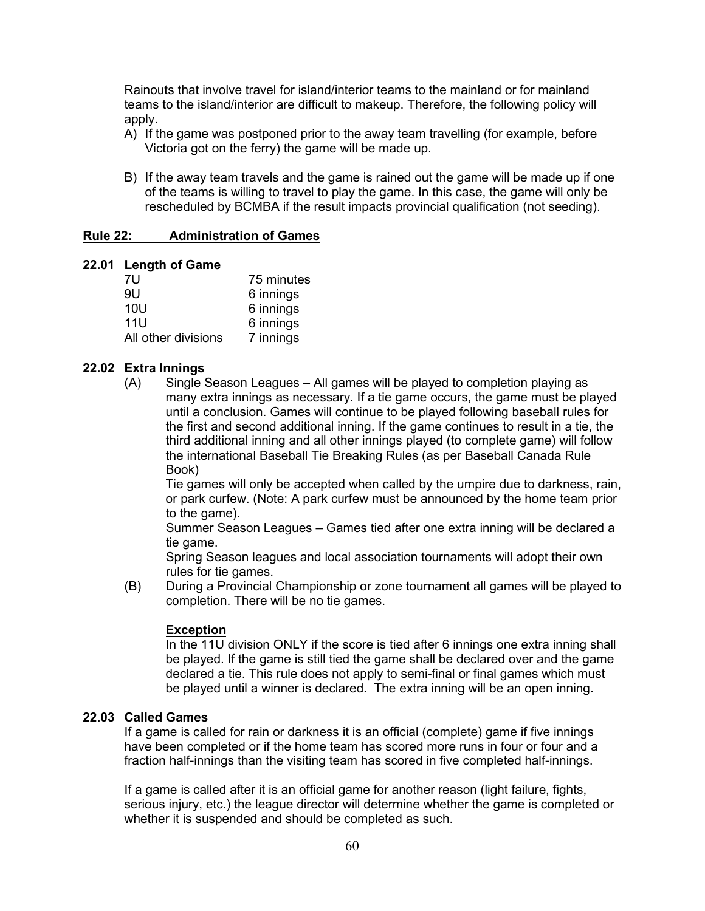Rainouts that involve travel for island/interior teams to the mainland or for mainland teams to the island/interior are difficult to makeup. Therefore, the following policy will apply.

A) If the game was postponed prior to the away team travelling (for example, before Victoria got on the ferry) the game will be made up.

B) If the away team travels and the game is rained out the game will be made up if one of the teams is willing to travel to play the game. In this case, the game will only be rescheduled by BCMBA if the result impacts provincial qualification (not seeding).

## Rule 22: Administration of Games

### 22.01 Length of Game

| | |
|---|---|
| 7U | 75 minutes |
| 9U | 6 innings |
| 10U | 6 innings |
| 11U | 6 innings |
| All other divisions | 7 innings |

### 22.02 Extra Innings

(A) Single Season Leagues – All games will be played to completion playing as many extra innings as necessary. If a tie game occurs, the game must be played until a conclusion. Games will continue to be played following baseball rules for the first and second additional inning. If the game continues to result in a tie, the third additional inning and all other innings played (to complete game) will follow the international Baseball Tie Breaking Rules (as per Baseball Canada Rule Book)

Tie games will only be accepted when called by the umpire due to darkness, rain, or park curfew. (Note: A park curfew must be announced by the home team prior to the game).

Summer Season Leagues – Games tied after one extra inning will be declared a tie game.

Spring Season leagues and local association tournaments will adopt their own rules for tie games.

(B) During a Provincial Championship or zone tournament all games will be played to completion. There will be no tie games.

**Exception**

In the 11U division ONLY if the score is tied after 6 innings one extra inning shall be played. If the game is still tied the game shall be declared over and the game declared a tie. This rule does not apply to semi-final or final games which must be played until a winner is declared. The extra inning will be an open inning.

### 22.03 Called Games

If a game is called for rain or darkness it is an official (complete) game if five innings have been completed or if the home team has scored more runs in four or four and a fraction half-innings than the visiting team has scored in five completed half-innings.

If a game is called after it is an official game for another reason (light failure, fights, serious injury, etc.) the league director will determine whether the game is completed or whether it is suspended and should be completed as such.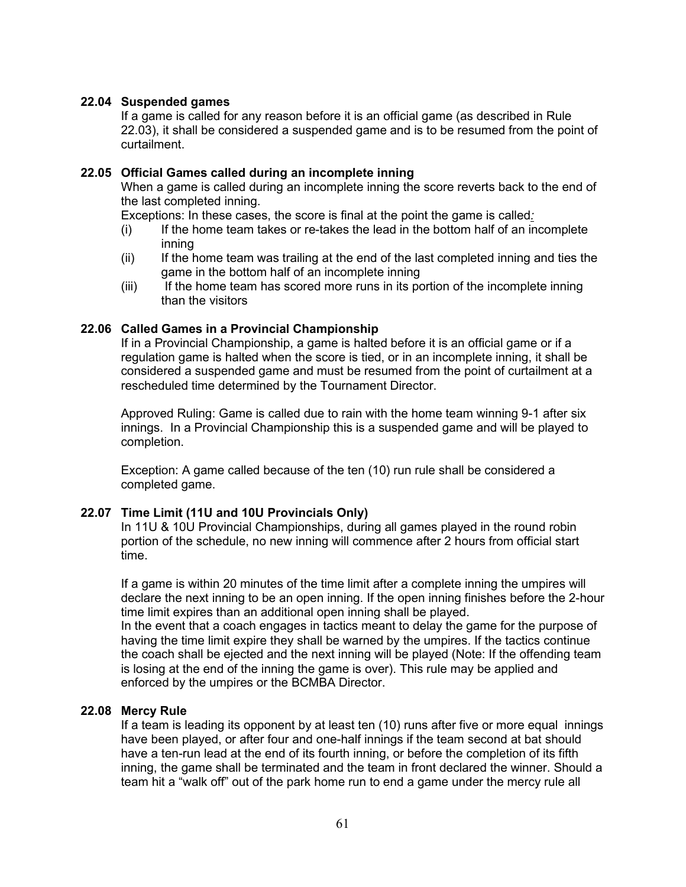### 22.04 Suspended games

If a game is called for any reason before it is an official game (as described in Rule 22.03), it shall be considered a suspended game and is to be resumed from the point of curtailment.

### 22.05 Official Games called during an incomplete inning

When a game is called during an incomplete inning the score reverts back to the end of the last completed inning.

Exceptions: In these cases, the score is final at the point the game is called:

- (i) If the home team takes or re-takes the lead in the bottom half of an incomplete inning
- (ii) If the home team was trailing at the end of the last completed inning and ties the game in the bottom half of an incomplete inning
- (iii) If the home team has scored more runs in its portion of the incomplete inning than the visitors

### 22.06 Called Games in a Provincial Championship

If in a Provincial Championship, a game is halted before it is an official game or if a regulation game is halted when the score is tied, or in an incomplete inning, it shall be considered a suspended game and must be resumed from the point of curtailment at a rescheduled time determined by the Tournament Director.

Approved Ruling: Game is called due to rain with the home team winning 9-1 after six innings. In a Provincial Championship this is a suspended game and will be played to completion.

Exception: A game called because of the ten (10) run rule shall be considered a completed game.

### 22.07 Time Limit (11U and 10U Provincials Only)

In 11U & 10U Provincial Championships, during all games played in the round robin portion of the schedule, no new inning will commence after 2 hours from official start time.

If a game is within 20 minutes of the time limit after a complete inning the umpires will declare the next inning to be an open inning. If the open inning finishes before the 2-hour time limit expires than an additional open inning shall be played.
In the event that a coach engages in tactics meant to delay the game for the purpose of having the time limit expire they shall be warned by the umpires. If the tactics continue the coach shall be ejected and the next inning will be played (Note: If the offending team is losing at the end of the inning the game is over). This rule may be applied and enforced by the umpires or the BCMBA Director.

### 22.08 Mercy Rule

If a team is leading its opponent by at least ten (10) runs after five or more equal innings have been played, or after four and one-half innings if the team second at bat should have a ten-run lead at the end of its fourth inning, or before the completion of its fifth inning, the game shall be terminated and the team in front declared the winner. Should a team hit a "walk off" out of the park home run to end a game under the mercy rule all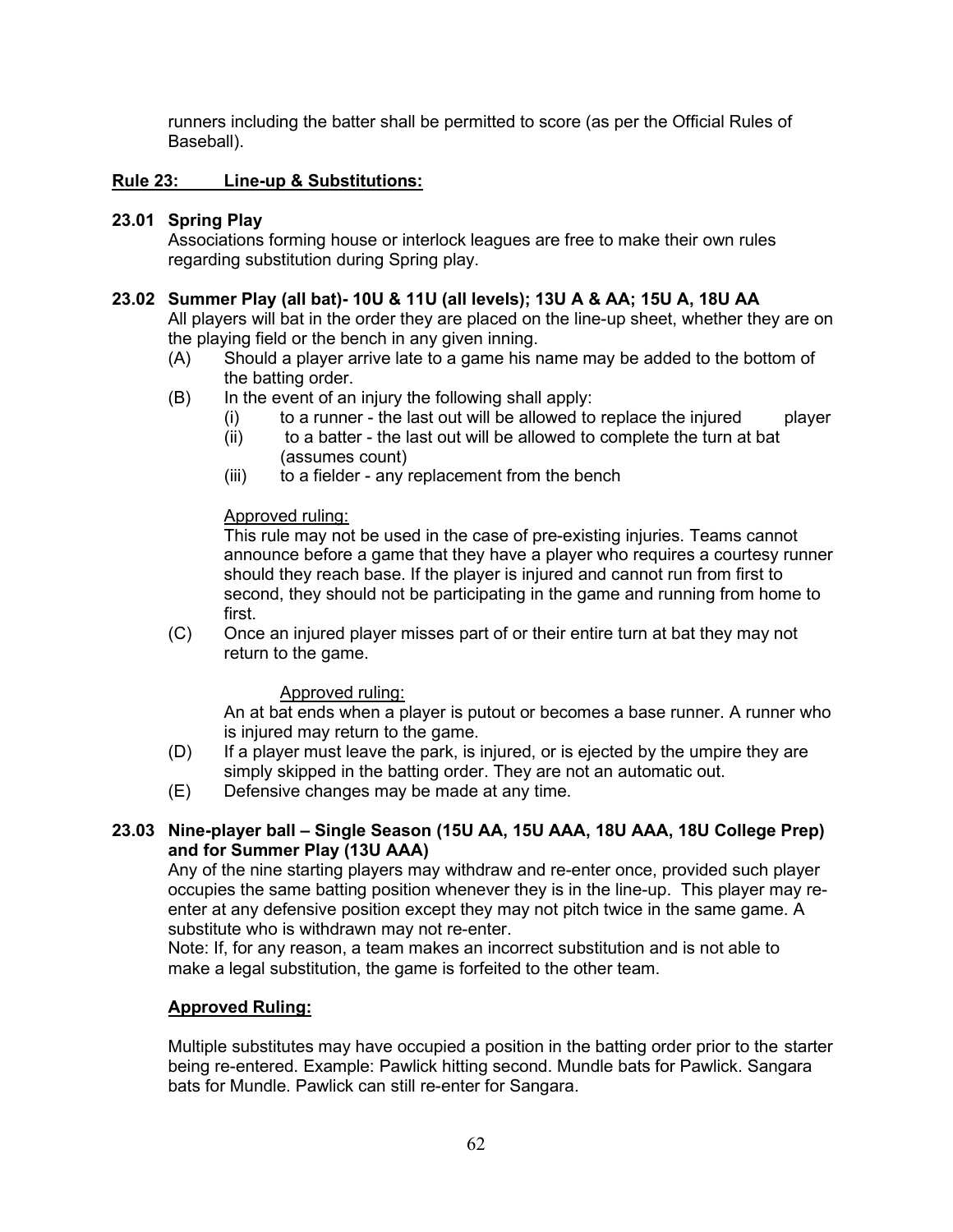runners including the batter shall be permitted to score (as per the Official Rules of Baseball).

## Rule 23: Line-up & Substitutions:

### 23.01 Spring Play

Associations forming house or interlock leagues are free to make their own rules regarding substitution during Spring play.

### 23.02 Summer Play (all bat)- 10U & 11U (all levels); 13U A & AA; 15U A, 18U AA

All players will bat in the order they are placed on the line-up sheet, whether they are on the playing field or the bench in any given inning.

(A) Should a player arrive late to a game his name may be added to the bottom of the batting order.

(B) In the event of an injury the following shall apply:

- (i) to a runner - the last out will be allowed to replace the injured player
- (ii) to a batter - the last out will be allowed to complete the turn at bat (assumes count)
- (iii) to a fielder - any replacement from the bench

<u>Approved ruling:</u>

This rule may not be used in the case of pre-existing injuries. Teams cannot announce before a game that they have a player who requires a courtesy runner should they reach base. If the player is injured and cannot run from first to second, they should not be participating in the game and running from home to first.

(C) Once an injured player misses part of or their entire turn at bat they may not return to the game.

<u>Approved ruling:</u>

An at bat ends when a player is putout or becomes a base runner. A runner who is injured may return to the game.

(D) If a player must leave the park, is injured, or is ejected by the umpire they are simply skipped in the batting order. They are not an automatic out.

(E) Defensive changes may be made at any time.

### 23.03 Nine-player ball – Single Season (15U AA, 15U AAA, 18U AAA, 18U College Prep) and for Summer Play (13U AAA)

Any of the nine starting players may withdraw and re-enter once, provided such player occupies the same batting position whenever they is in the line-up. This player may re-enter at any defensive position except they may not pitch twice in the same game. A substitute who is withdrawn may not re-enter.

Note: If, for any reason, a team makes an incorrect substitution and is not able to make a legal substitution, the game is forfeited to the other team.

**<u>Approved Ruling:</u>**

Multiple substitutes may have occupied a position in the batting order prior to the starter being re-entered. Example: Pawlick hitting second. Mundle bats for Pawlick. Sangara bats for Mundle. Pawlick can still re-enter for Sangara.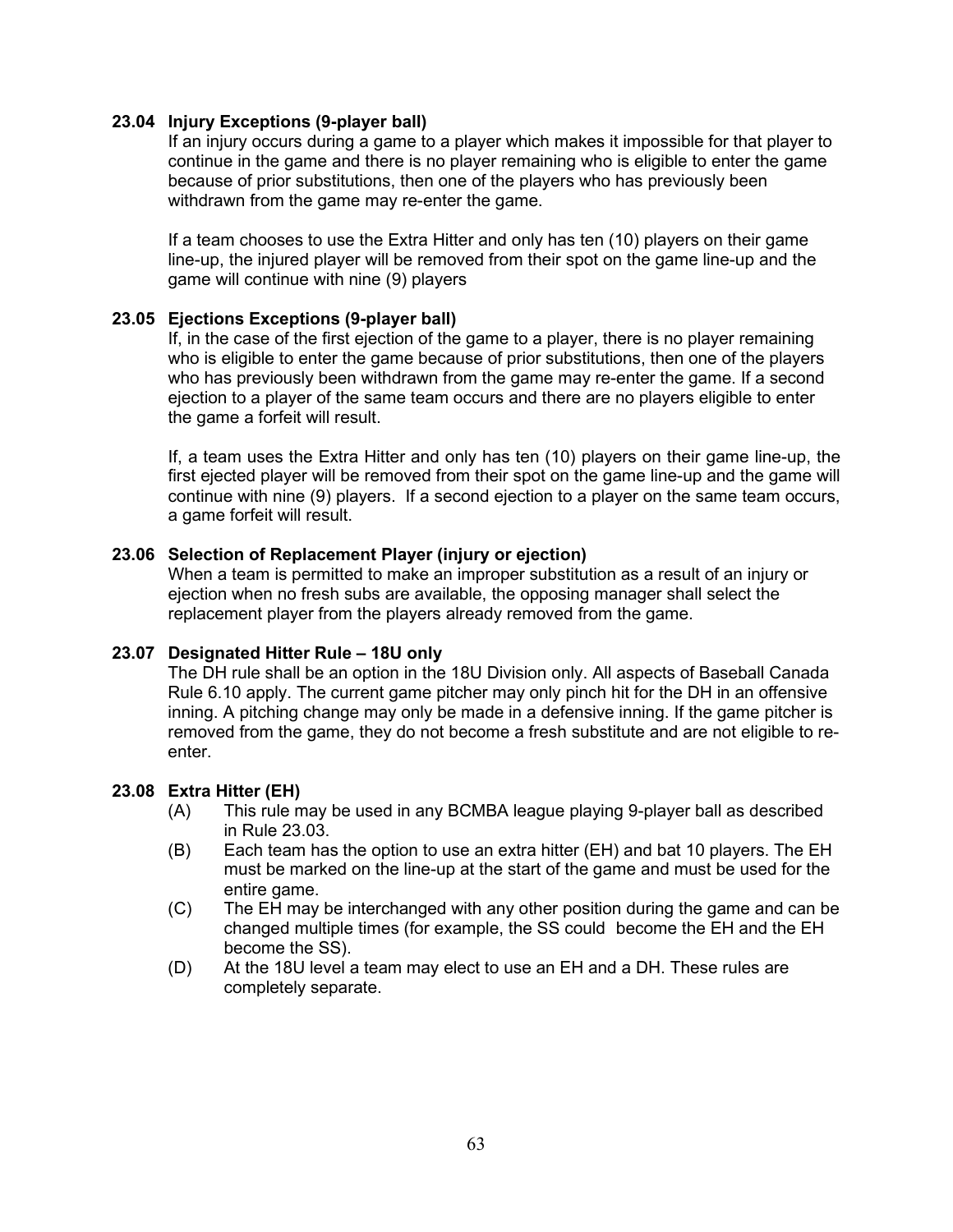### 23.04 Injury Exceptions (9-player ball)

If an injury occurs during a game to a player which makes it impossible for that player to continue in the game and there is no player remaining who is eligible to enter the game because of prior substitutions, then one of the players who has previously been withdrawn from the game may re-enter the game.

If a team chooses to use the Extra Hitter and only has ten (10) players on their game line-up, the injured player will be removed from their spot on the game line-up and the game will continue with nine (9) players

### 23.05 Ejections Exceptions (9-player ball)

If, in the case of the first ejection of the game to a player, there is no player remaining who is eligible to enter the game because of prior substitutions, then one of the players who has previously been withdrawn from the game may re-enter the game. If a second ejection to a player of the same team occurs and there are no players eligible to enter the game a forfeit will result.

If, a team uses the Extra Hitter and only has ten (10) players on their game line-up, the first ejected player will be removed from their spot on the game line-up and the game will continue with nine (9) players. If a second ejection to a player on the same team occurs, a game forfeit will result.

### 23.06 Selection of Replacement Player (injury or ejection)

When a team is permitted to make an improper substitution as a result of an injury or ejection when no fresh subs are available, the opposing manager shall select the replacement player from the players already removed from the game.

### 23.07 Designated Hitter Rule – 18U only

The DH rule shall be an option in the 18U Division only. All aspects of Baseball Canada Rule 6.10 apply. The current game pitcher may only pinch hit for the DH in an offensive inning. A pitching change may only be made in a defensive inning. If the game pitcher is removed from the game, they do not become a fresh substitute and are not eligible to re-enter.

### 23.08 Extra Hitter (EH)

- (A) This rule may be used in any BCMBA league playing 9-player ball as described in Rule 23.03.
- (B) Each team has the option to use an extra hitter (EH) and bat 10 players. The EH must be marked on the line-up at the start of the game and must be used for the entire game.
- (C) The EH may be interchanged with any other position during the game and can be changed multiple times (for example, the SS could become the EH and the EH become the SS).
- (D) At the 18U level a team may elect to use an EH and a DH. These rules are completely separate.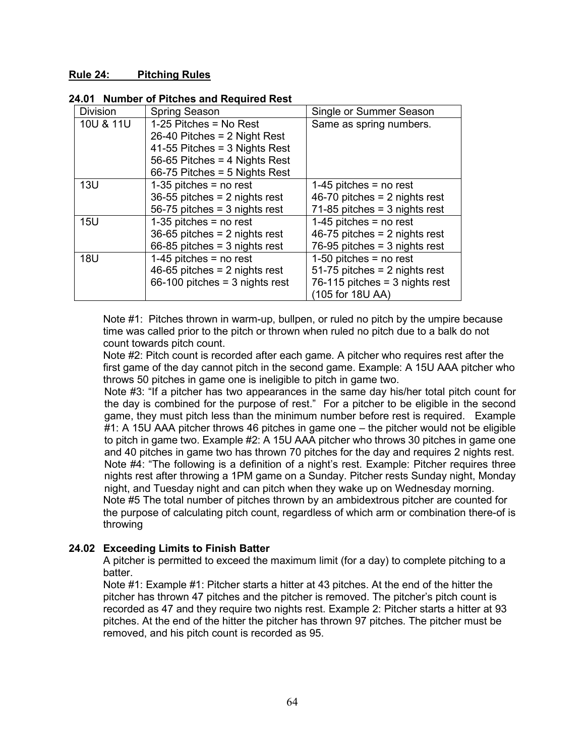**Rule 24: Pitching Rules**

**24.01 Number of Pitches and Required Rest**

| Division | Spring Season | Single or Summer Season |
|---|---|---|
| 10U & 11U | 1-25 Pitches = No Rest<br>26-40 Pitches = 2 Night Rest<br>41-55 Pitches = 3 Nights Rest<br>56-65 Pitches = 4 Nights Rest<br>66-75 Pitches = 5 Nights Rest | Same as spring numbers. |
| 13U | 1-35 pitches = no rest<br>36-55 pitches = 2 nights rest<br>56-75 pitches = 3 nights rest | 1-45 pitches = no rest<br>46-70 pitches = 2 nights rest<br>71-85 pitches = 3 nights rest |
| 15U | 1-35 pitches = no rest<br>36-65 pitches = 2 nights rest<br>66-85 pitches = 3 nights rest | 1-45 pitches = no rest<br>46-75 pitches = 2 nights rest<br>76-95 pitches = 3 nights rest |
| 18U | 1-45 pitches = no rest<br>46-65 pitches = 2 nights rest<br>66-100 pitches = 3 nights rest | 1-50 pitches = no rest<br>51-75 pitches = 2 nights rest<br>76-115 pitches = 3 nights rest (105 for 18U AA) |

Note #1: Pitches thrown in warm-up, bullpen, or ruled no pitch by the umpire because time was called prior to the pitch or thrown when ruled no pitch due to a balk do not count towards pitch count.

Note #2: Pitch count is recorded after each game. A pitcher who requires rest after the first game of the day cannot pitch in the second game. Example: A 15U AAA pitcher who throws 50 pitches in game one is ineligible to pitch in game two.

Note #3: "If a pitcher has two appearances in the same day his/her total pitch count for the day is combined for the purpose of rest." For a pitcher to be eligible in the second game, they must pitch less than the minimum number before rest is required. Example #1: A 15U AAA pitcher throws 46 pitches in game one – the pitcher would not be eligible to pitch in game two. Example #2: A 15U AAA pitcher who throws 30 pitches in game one and 40 pitches in game two has thrown 70 pitches for the day and requires 2 nights rest.

Note #4: "The following is a definition of a night's rest. Example: Pitcher requires three nights rest after throwing a 1PM game on a Sunday. Pitcher rests Sunday night, Monday night, and Tuesday night and can pitch when they wake up on Wednesday morning.

Note #5 The total number of pitches thrown by an ambidextrous pitcher are counted for the purpose of calculating pitch count, regardless of which arm or combination there-of is throwing

**24.02 Exceeding Limits to Finish Batter**

A pitcher is permitted to exceed the maximum limit (for a day) to complete pitching to a batter.

Note #1: Example #1: Pitcher starts a hitter at 43 pitches. At the end of the hitter the pitcher has thrown 47 pitches and the pitcher is removed. The pitcher's pitch count is recorded as 47 and they require two nights rest. Example 2: Pitcher starts a hitter at 93 pitches. At the end of the hitter the pitcher has thrown 97 pitches. The pitcher must be removed, and his pitch count is recorded as 95.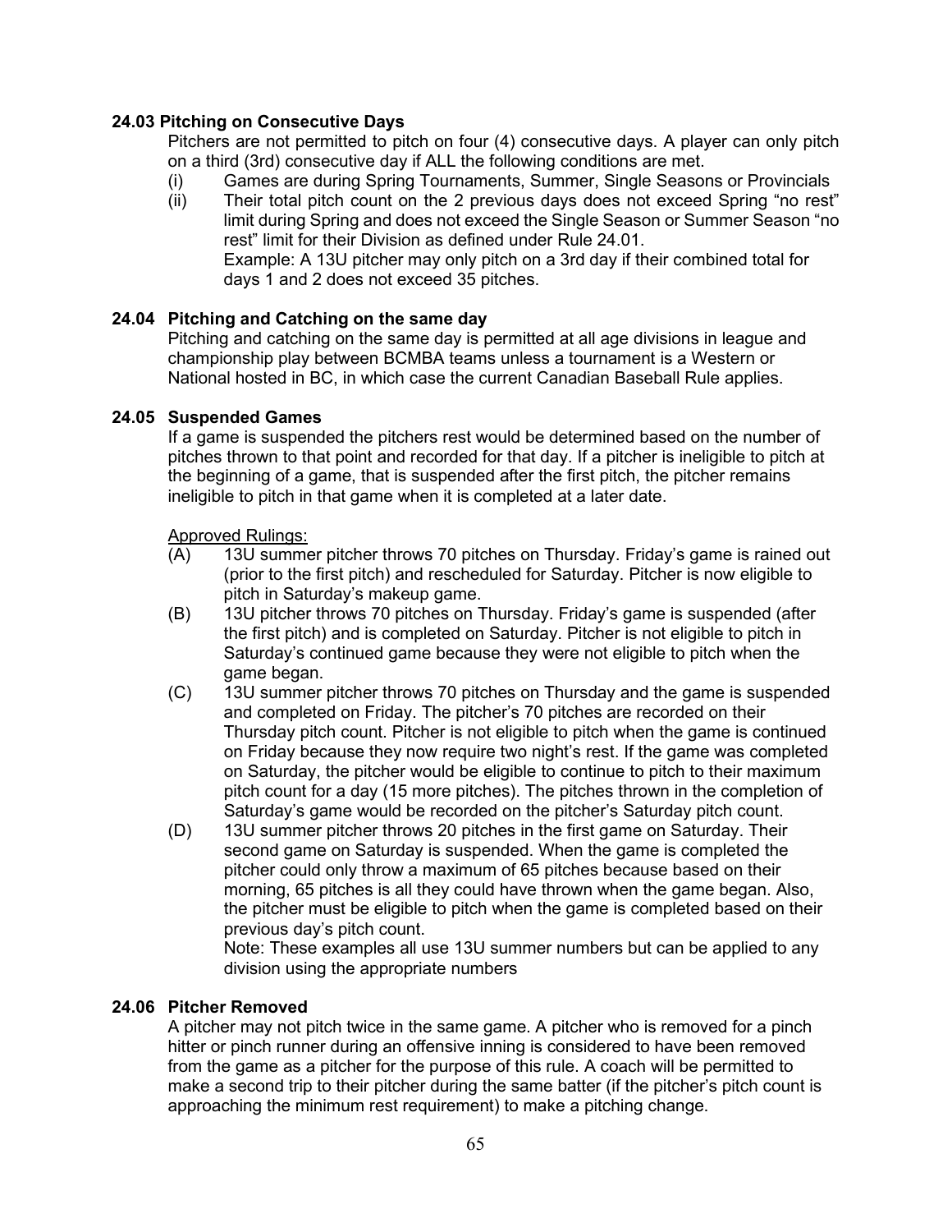### 24.03 Pitching on Consecutive Days

Pitchers are not permitted to pitch on four (4) consecutive days. A player can only pitch on a third (3rd) consecutive day if ALL the following conditions are met.

(i) Games are during Spring Tournaments, Summer, Single Seasons or Provincials

(ii) Their total pitch count on the 2 previous days does not exceed Spring "no rest" limit during Spring and does not exceed the Single Season or Summer Season "no rest" limit for their Division as defined under Rule 24.01.
Example: A 13U pitcher may only pitch on a 3rd day if their combined total for days 1 and 2 does not exceed 35 pitches.

### 24.04 Pitching and Catching on the same day

Pitching and catching on the same day is permitted at all age divisions in league and championship play between BCMBA teams unless a tournament is a Western or National hosted in BC, in which case the current Canadian Baseball Rule applies.

### 24.05 Suspended Games

If a game is suspended the pitchers rest would be determined based on the number of pitches thrown to that point and recorded for that day. If a pitcher is ineligible to pitch at the beginning of a game, that is suspended after the first pitch, the pitcher remains ineligible to pitch in that game when it is completed at a later date.

Approved Rulings:

(A) 13U summer pitcher throws 70 pitches on Thursday. Friday's game is rained out (prior to the first pitch) and rescheduled for Saturday. Pitcher is now eligible to pitch in Saturday's makeup game.

(B) 13U pitcher throws 70 pitches on Thursday. Friday's game is suspended (after the first pitch) and is completed on Saturday. Pitcher is not eligible to pitch in Saturday's continued game because they were not eligible to pitch when the game began.

(C) 13U summer pitcher throws 70 pitches on Thursday and the game is suspended and completed on Friday. The pitcher's 70 pitches are recorded on their Thursday pitch count. Pitcher is not eligible to pitch when the game is continued on Friday because they now require two night's rest. If the game was completed on Saturday, the pitcher would be eligible to continue to pitch to their maximum pitch count for a day (15 more pitches). The pitches thrown in the completion of Saturday's game would be recorded on the pitcher's Saturday pitch count.

(D) 13U summer pitcher throws 20 pitches in the first game on Saturday. Their second game on Saturday is suspended. When the game is completed the pitcher could only throw a maximum of 65 pitches because based on their morning, 65 pitches is all they could have thrown when the game began. Also, the pitcher must be eligible to pitch when the game is completed based on their previous day's pitch count.
Note: These examples all use 13U summer numbers but can be applied to any division using the appropriate numbers

### 24.06 Pitcher Removed

A pitcher may not pitch twice in the same game. A pitcher who is removed for a pinch hitter or pinch runner during an offensive inning is considered to have been removed from the game as a pitcher for the purpose of this rule. A coach will be permitted to make a second trip to their pitcher during the same batter (if the pitcher's pitch count is approaching the minimum rest requirement) to make a pitching change.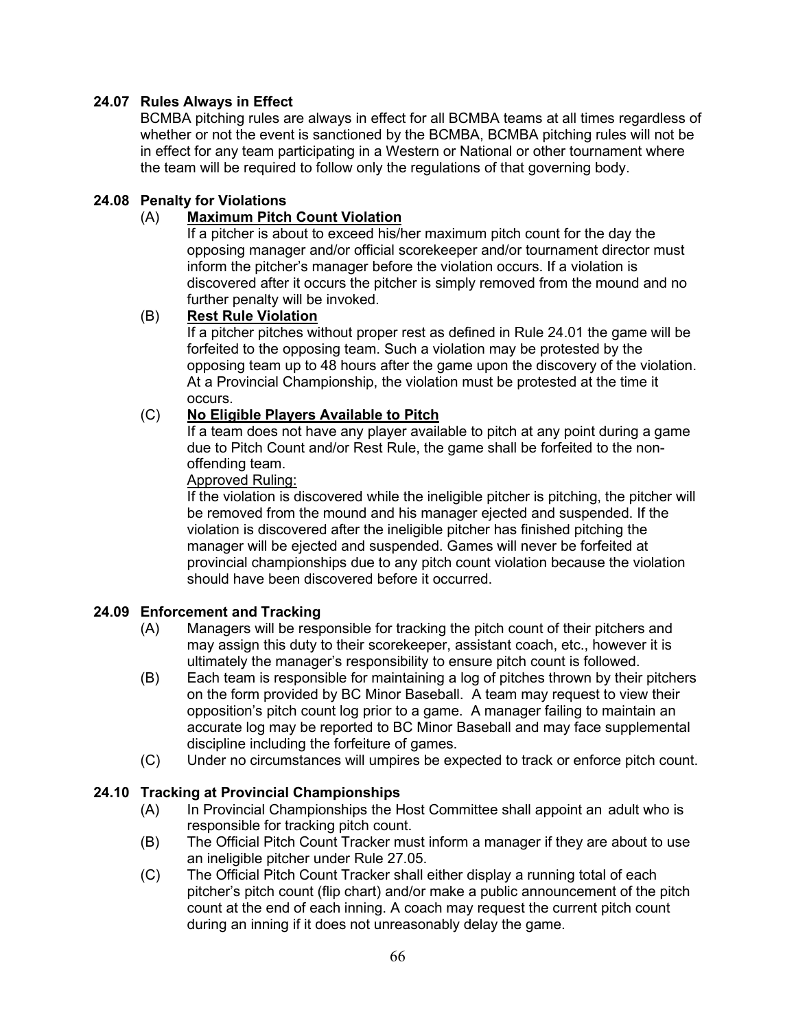### 24.07 Rules Always in Effect

BCMBA pitching rules are always in effect for all BCMBA teams at all times regardless of whether or not the event is sanctioned by the BCMBA, BCMBA pitching rules will not be in effect for any team participating in a Western or National or other tournament where the team will be required to follow only the regulations of that governing body.

### 24.08 Penalty for Violations

(A) **<u>Maximum Pitch Count Violation</u>**

If a pitcher is about to exceed his/her maximum pitch count for the day the opposing manager and/or official scorekeeper and/or tournament director must inform the pitcher's manager before the violation occurs. If a violation is discovered after it occurs the pitcher is simply removed from the mound and no further penalty will be invoked.

(B) **<u>Rest Rule Violation</u>**

If a pitcher pitches without proper rest as defined in Rule 24.01 the game will be forfeited to the opposing team. Such a violation may be protested by the opposing team up to 48 hours after the game upon the discovery of the violation. At a Provincial Championship, the violation must be protested at the time it occurs.

(C) **<u>No Eligible Players Available to Pitch</u>**

If a team does not have any player available to pitch at any point during a game due to Pitch Count and/or Rest Rule, the game shall be forfeited to the non-offending team.

<u>Approved Ruling:</u>

If the violation is discovered while the ineligible pitcher is pitching, the pitcher will be removed from the mound and his manager ejected and suspended. If the violation is discovered after the ineligible pitcher has finished pitching the manager will be ejected and suspended. Games will never be forfeited at provincial championships due to any pitch count violation because the violation should have been discovered before it occurred.

### 24.09 Enforcement and Tracking

(A) Managers will be responsible for tracking the pitch count of their pitchers and may assign this duty to their scorekeeper, assistant coach, etc., however it is ultimately the manager's responsibility to ensure pitch count is followed.

(B) Each team is responsible for maintaining a log of pitches thrown by their pitchers on the form provided by BC Minor Baseball. A team may request to view their opposition's pitch count log prior to a game. A manager failing to maintain an accurate log may be reported to BC Minor Baseball and may face supplemental discipline including the forfeiture of games.

(C) Under no circumstances will umpires be expected to track or enforce pitch count.

### 24.10 Tracking at Provincial Championships

(A) In Provincial Championships the Host Committee shall appoint an adult who is responsible for tracking pitch count.

(B) The Official Pitch Count Tracker must inform a manager if they are about to use an ineligible pitcher under Rule 27.05.

(C) The Official Pitch Count Tracker shall either display a running total of each pitcher's pitch count (flip chart) and/or make a public announcement of the pitch count at the end of each inning. A coach may request the current pitch count during an inning if it does not unreasonably delay the game.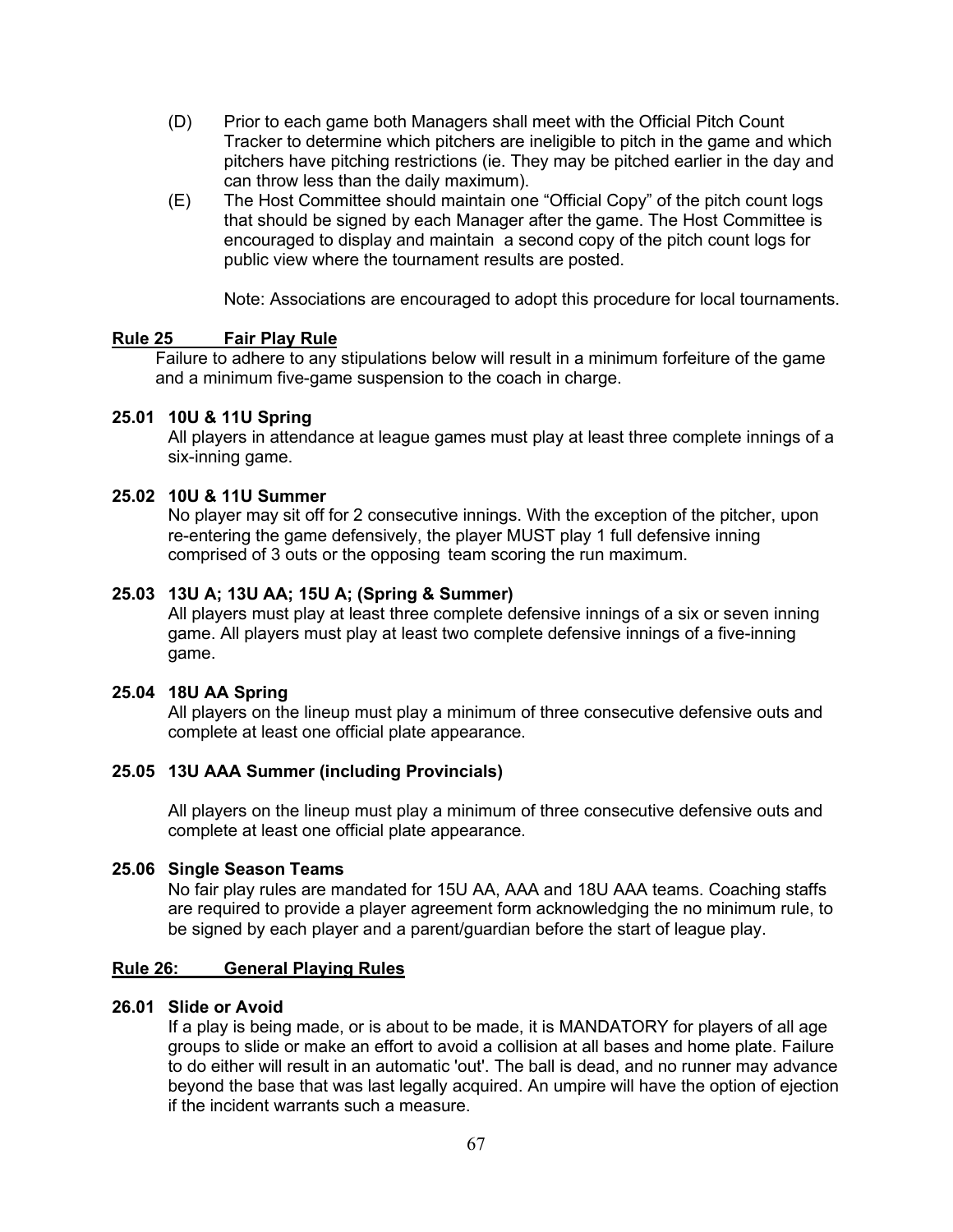(D) Prior to each game both Managers shall meet with the Official Pitch Count Tracker to determine which pitchers are ineligible to pitch in the game and which pitchers have pitching restrictions (ie. They may be pitched earlier in the day and can throw less than the daily maximum).

(E) The Host Committee should maintain one "Official Copy" of the pitch count logs that should be signed by each Manager after the game. The Host Committee is encouraged to display and maintain a second copy of the pitch count logs for public view where the tournament results are posted.

Note: Associations are encouraged to adopt this procedure for local tournaments.

## Rule 25 Fair Play Rule

Failure to adhere to any stipulations below will result in a minimum forfeiture of the game and a minimum five-game suspension to the coach in charge.

### 25.01 10U & 11U Spring

All players in attendance at league games must play at least three complete innings of a six-inning game.

### 25.02 10U & 11U Summer

No player may sit off for 2 consecutive innings. With the exception of the pitcher, upon re-entering the game defensively, the player MUST play 1 full defensive inning comprised of 3 outs or the opposing team scoring the run maximum.

### 25.03 13U A; 13U AA; 15U A; (Spring & Summer)

All players must play at least three complete defensive innings of a six or seven inning game. All players must play at least two complete defensive innings of a five-inning game.

### 25.04 18U AA Spring

All players on the lineup must play a minimum of three consecutive defensive outs and complete at least one official plate appearance.

### 25.05 13U AAA Summer (including Provincials)

All players on the lineup must play a minimum of three consecutive defensive outs and complete at least one official plate appearance.

### 25.06 Single Season Teams

No fair play rules are mandated for 15U AA, AAA and 18U AAA teams. Coaching staffs are required to provide a player agreement form acknowledging the no minimum rule, to be signed by each player and a parent/guardian before the start of league play.

## Rule 26: General Playing Rules

### 26.01 Slide or Avoid

If a play is being made, or is about to be made, it is MANDATORY for players of all age groups to slide or make an effort to avoid a collision at all bases and home plate. Failure to do either will result in an automatic 'out'. The ball is dead, and no runner may advance beyond the base that was last legally acquired. An umpire will have the option of ejection if the incident warrants such a measure.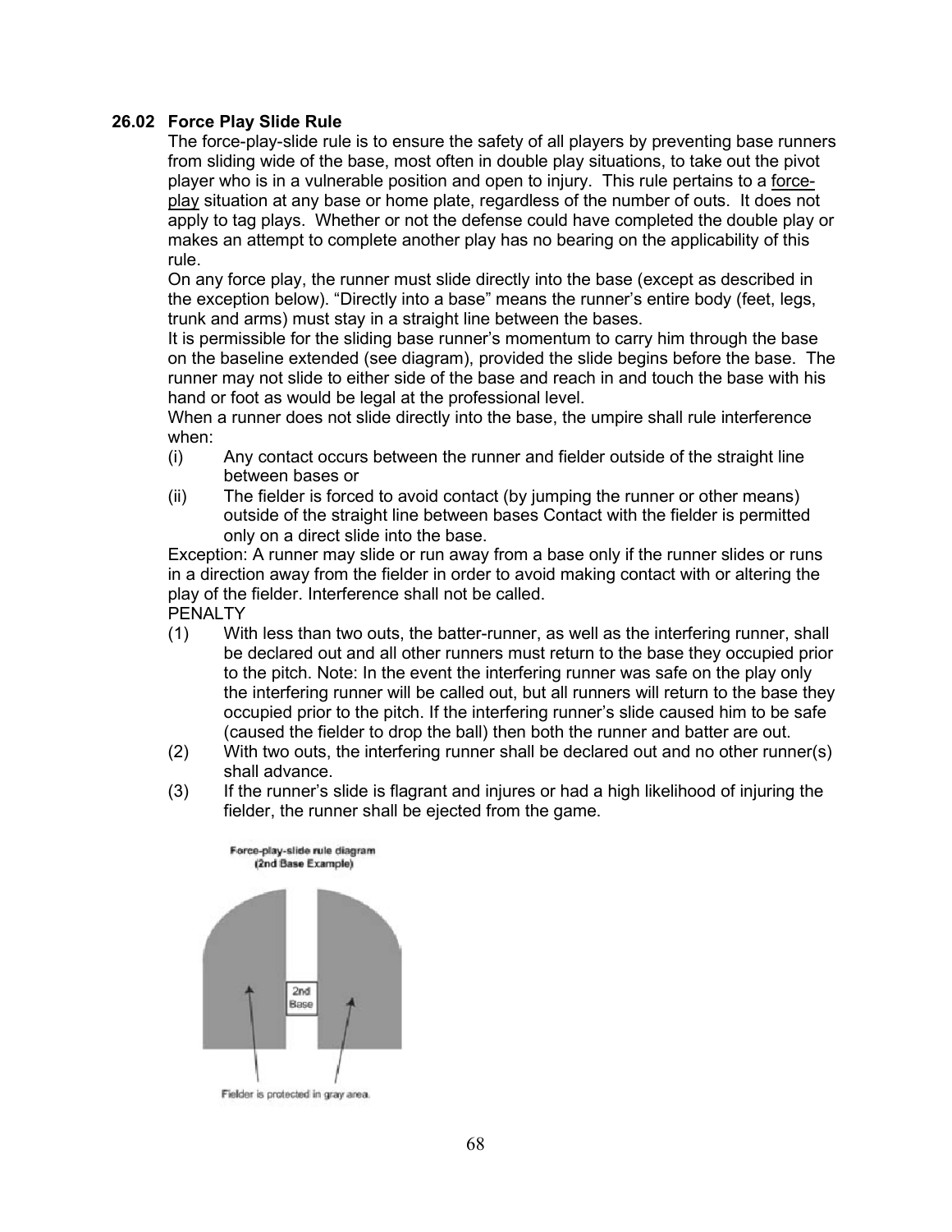### 26.02 Force Play Slide Rule

The force-play-slide rule is to ensure the safety of all players by preventing base runners from sliding wide of the base, most often in double play situations, to take out the pivot player who is in a vulnerable position and open to injury. This rule pertains to a force-play situation at any base or home plate, regardless of the number of outs. It does not apply to tag plays. Whether or not the defense could have completed the double play or makes an attempt to complete another play has no bearing on the applicability of this rule.

On any force play, the runner must slide directly into the base (except as described in the exception below). "Directly into a base" means the runner's entire body (feet, legs, trunk and arms) must stay in a straight line between the bases.

It is permissible for the sliding base runner's momentum to carry him through the base on the baseline extended (see diagram), provided the slide begins before the base. The runner may not slide to either side of the base and reach in and touch the base with his hand or foot as would be legal at the professional level.

When a runner does not slide directly into the base, the umpire shall rule interference when:

(i) Any contact occurs between the runner and fielder outside of the straight line between bases or

(ii) The fielder is forced to avoid contact (by jumping the runner or other means) outside of the straight line between bases Contact with the fielder is permitted only on a direct slide into the base.

Exception: A runner may slide or run away from a base only if the runner slides or runs in a direction away from the fielder in order to avoid making contact with or altering the play of the fielder. Interference shall not be called.

PENALTY

(1) With less than two outs, the batter-runner, as well as the interfering runner, shall be declared out and all other runners must return to the base they occupied prior to the pitch. Note: In the event the interfering runner was safe on the play only the interfering runner will be called out, but all runners will return to the base they occupied prior to the pitch. If the interfering runner's slide caused him to be safe (caused the fielder to drop the ball) then both the runner and batter are out.

(2) With two outs, the interfering runner shall be declared out and no other runner(s) shall advance.

(3) If the runner's slide is flagrant and injures or had a high likelihood of injuring the fielder, the runner shall be ejected from the game.

Force-play-slide rule diagram
(2nd Base Example)

2nd Base

Fielder is protected in gray area.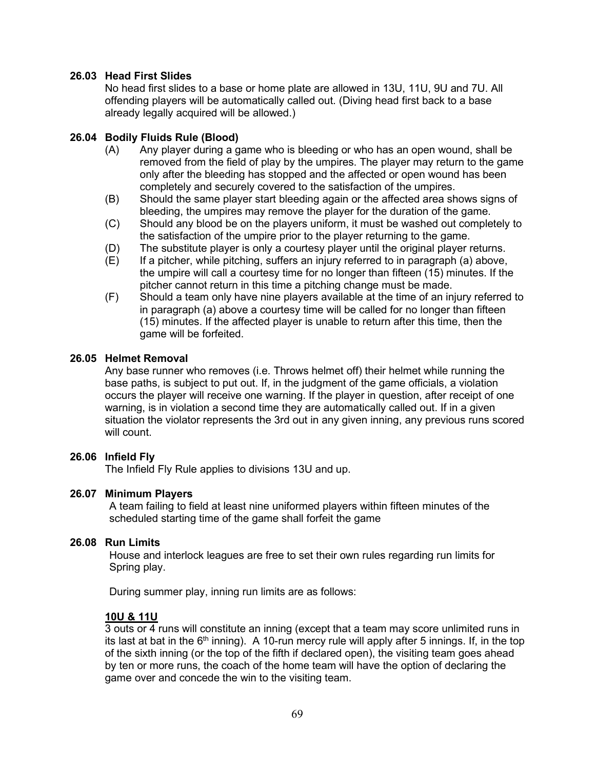### 26.03 Head First Slides

No head first slides to a base or home plate are allowed in 13U, 11U, 9U and 7U. All offending players will be automatically called out. (Diving head first back to a base already legally acquired will be allowed.)

### 26.04 Bodily Fluids Rule (Blood)

(A) Any player during a game who is bleeding or who has an open wound, shall be removed from the field of play by the umpires. The player may return to the game only after the bleeding has stopped and the affected or open wound has been completely and securely covered to the satisfaction of the umpires.

(B) Should the same player start bleeding again or the affected area shows signs of bleeding, the umpires may remove the player for the duration of the game.

(C) Should any blood be on the players uniform, it must be washed out completely to the satisfaction of the umpire prior to the player returning to the game.

(D) The substitute player is only a courtesy player until the original player returns.

(E) If a pitcher, while pitching, suffers an injury referred to in paragraph (a) above, the umpire will call a courtesy time for no longer than fifteen (15) minutes. If the pitcher cannot return in this time a pitching change must be made.

(F) Should a team only have nine players available at the time of an injury referred to in paragraph (a) above a courtesy time will be called for no longer than fifteen (15) minutes. If the affected player is unable to return after this time, then the game will be forfeited.

### 26.05 Helmet Removal

Any base runner who removes (i.e. Throws helmet off) their helmet while running the base paths, is subject to put out. If, in the judgment of the game officials, a violation occurs the player will receive one warning. If the player in question, after receipt of one warning, is in violation a second time they are automatically called out. If in a given situation the violator represents the 3rd out in any given inning, any previous runs scored will count.

### 26.06 Infield Fly

The Infield Fly Rule applies to divisions 13U and up.

### 26.07 Minimum Players

A team failing to field at least nine uniformed players within fifteen minutes of the scheduled starting time of the game shall forfeit the game

### 26.08 Run Limits

House and interlock leagues are free to set their own rules regarding run limits for Spring play.

During summer play, inning run limits are as follows:

**<u>10U & 11U</u>**

3 outs or 4 runs will constitute an inning (except that a team may score unlimited runs in its last at bat in the 6th inning). A 10-run mercy rule will apply after 5 innings. If, in the top of the sixth inning (or the top of the fifth if declared open), the visiting team goes ahead by ten or more runs, the coach of the home team will have the option of declaring the game over and concede the win to the visiting team.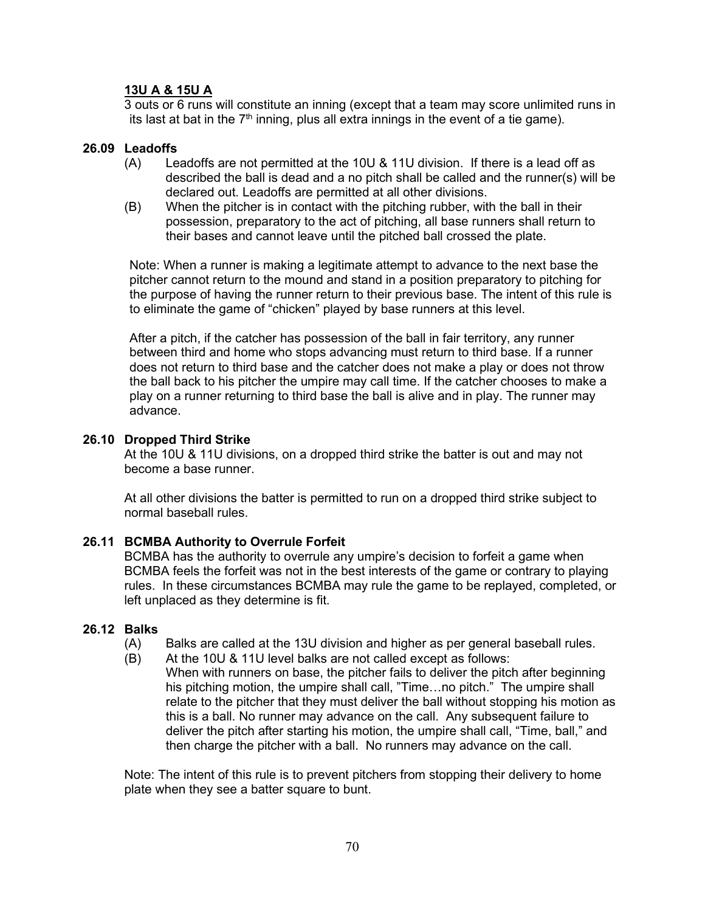**13U A & 15U A**

3 outs or 6 runs will constitute an inning (except that a team may score unlimited runs in its last at bat in the 7th inning, plus all extra innings in the event of a tie game).

### 26.09 Leadoffs

(A) Leadoffs are not permitted at the 10U & 11U division. If there is a lead off as described the ball is dead and a no pitch shall be called and the runner(s) will be declared out. Leadoffs are permitted at all other divisions.

(B) When the pitcher is in contact with the pitching rubber, with the ball in their possession, preparatory to the act of pitching, all base runners shall return to their bases and cannot leave until the pitched ball crossed the plate.

Note: When a runner is making a legitimate attempt to advance to the next base the pitcher cannot return to the mound and stand in a position preparatory to pitching for the purpose of having the runner return to their previous base. The intent of this rule is to eliminate the game of "chicken" played by base runners at this level.

After a pitch, if the catcher has possession of the ball in fair territory, any runner between third and home who stops advancing must return to third base. If a runner does not return to third base and the catcher does not make a play or does not throw the ball back to his pitcher the umpire may call time. If the catcher chooses to make a play on a runner returning to third base the ball is alive and in play. The runner may advance.

### 26.10 Dropped Third Strike

At the 10U & 11U divisions, on a dropped third strike the batter is out and may not become a base runner.

At all other divisions the batter is permitted to run on a dropped third strike subject to normal baseball rules.

### 26.11 BCMBA Authority to Overrule Forfeit

BCMBA has the authority to overrule any umpire's decision to forfeit a game when BCMBA feels the forfeit was not in the best interests of the game or contrary to playing rules. In these circumstances BCMBA may rule the game to be replayed, completed, or left unplaced as they determine is fit.

### 26.12 Balks

(A) Balks are called at the 13U division and higher as per general baseball rules.

(B) At the 10U & 11U level balks are not called except as follows: When with runners on base, the pitcher fails to deliver the pitch after beginning his pitching motion, the umpire shall call, "Time…no pitch." The umpire shall relate to the pitcher that they must deliver the ball without stopping his motion as this is a ball. No runner may advance on the call. Any subsequent failure to deliver the pitch after starting his motion, the umpire shall call, "Time, ball," and then charge the pitcher with a ball. No runners may advance on the call.

Note: The intent of this rule is to prevent pitchers from stopping their delivery to home plate when they see a batter square to bunt.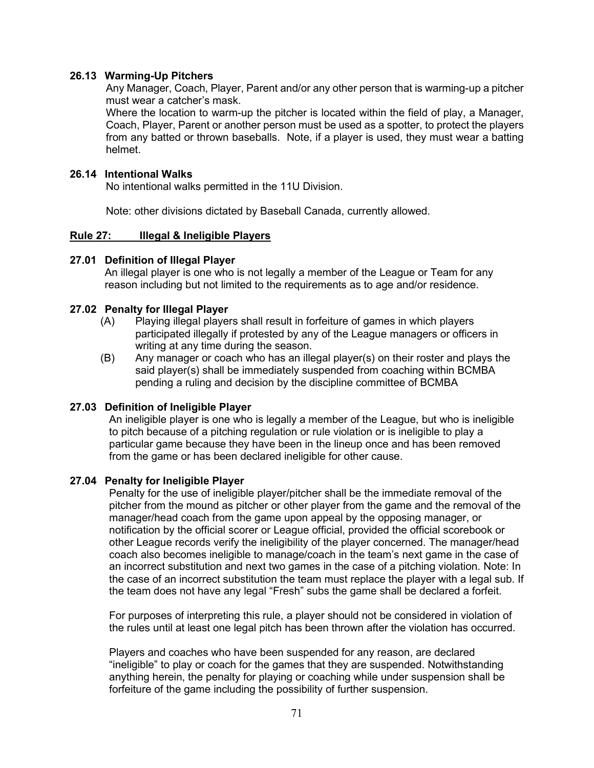### 26.13 Warming-Up Pitchers

Any Manager, Coach, Player, Parent and/or any other person that is warming-up a pitcher must wear a catcher's mask.

Where the location to warm-up the pitcher is located within the field of play, a Manager, Coach, Player, Parent or another person must be used as a spotter, to protect the players from any batted or thrown baseballs. Note, if a player is used, they must wear a batting helmet.

### 26.14 Intentional Walks

No intentional walks permitted in the 11U Division.

Note: other divisions dictated by Baseball Canada, currently allowed.

## Rule 27: Illegal & Ineligible Players

### 27.01 Definition of Illegal Player

An illegal player is one who is not legally a member of the League or Team for any reason including but not limited to the requirements as to age and/or residence.

### 27.02 Penalty for Illegal Player

(A) Playing illegal players shall result in forfeiture of games in which players participated illegally if protested by any of the League managers or officers in writing at any time during the season.

(B) Any manager or coach who has an illegal player(s) on their roster and plays the said player(s) shall be immediately suspended from coaching within BCMBA pending a ruling and decision by the discipline committee of BCMBA

### 27.03 Definition of Ineligible Player

An ineligible player is one who is legally a member of the League, but who is ineligible to pitch because of a pitching regulation or rule violation or is ineligible to play a particular game because they have been in the lineup once and has been removed from the game or has been declared ineligible for other cause.

### 27.04 Penalty for Ineligible Player

Penalty for the use of ineligible player/pitcher shall be the immediate removal of the pitcher from the mound as pitcher or other player from the game and the removal of the manager/head coach from the game upon appeal by the opposing manager, or notification by the official scorer or League official, provided the official scorebook or other League records verify the ineligibility of the player concerned. The manager/head coach also becomes ineligible to manage/coach in the team's next game in the case of an incorrect substitution and next two games in the case of a pitching violation. Note: In the case of an incorrect substitution the team must replace the player with a legal sub. If the team does not have any legal "Fresh" subs the game shall be declared a forfeit.

For purposes of interpreting this rule, a player should not be considered in violation of the rules until at least one legal pitch has been thrown after the violation has occurred.

Players and coaches who have been suspended for any reason, are declared "ineligible" to play or coach for the games that they are suspended. Notwithstanding anything herein, the penalty for playing or coaching while under suspension shall be forfeiture of the game including the possibility of further suspension.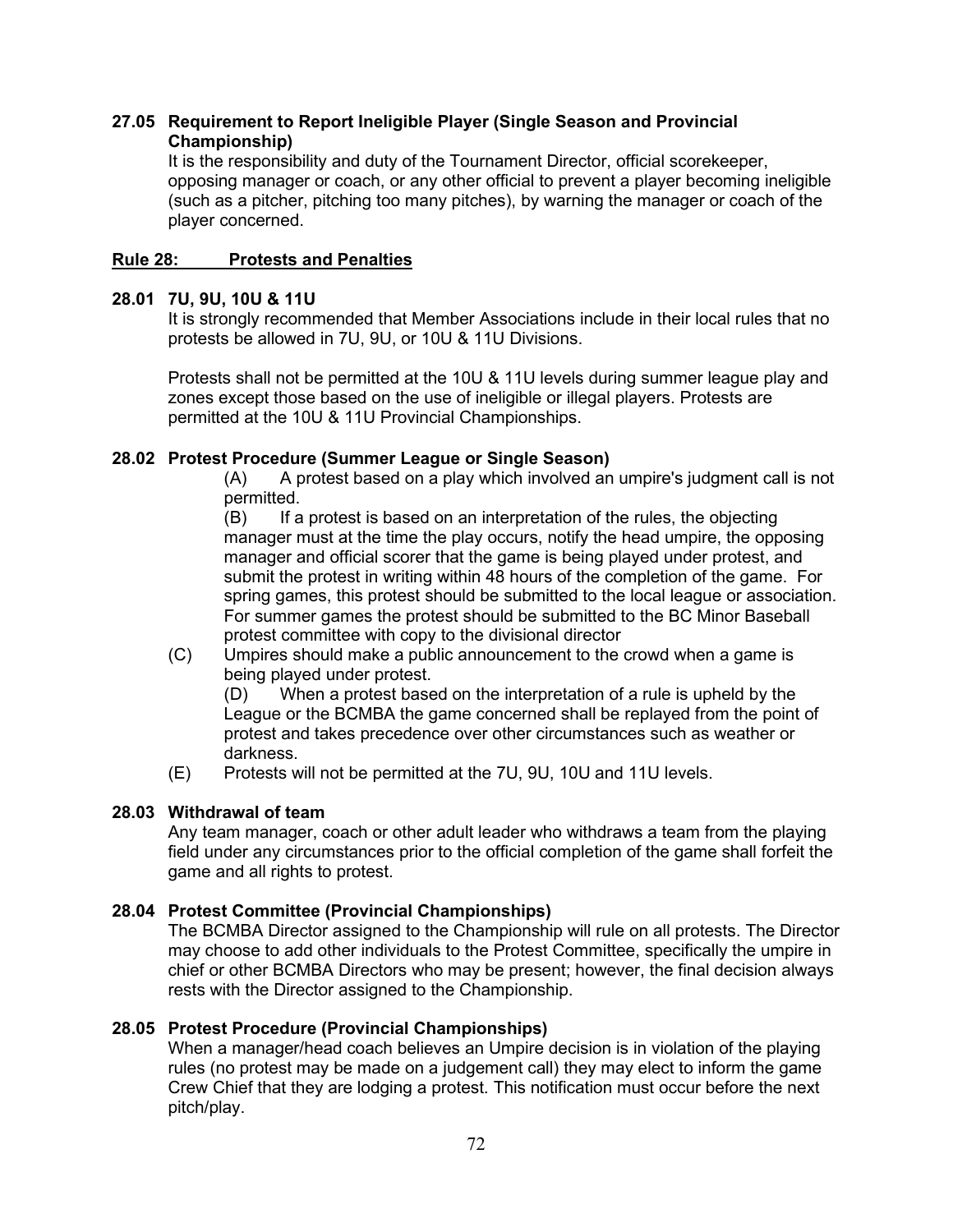**27.05 Requirement to Report Ineligible Player (Single Season and Provincial Championship)**

It is the responsibility and duty of the Tournament Director, official scorekeeper, opposing manager or coach, or any other official to prevent a player becoming ineligible (such as a pitcher, pitching too many pitches), by warning the manager or coach of the player concerned.

## Rule 28: Protests and Penalties

**28.01 7U, 9U, 10U & 11U**

It is strongly recommended that Member Associations include in their local rules that no protests be allowed in 7U, 9U, or 10U & 11U Divisions.

Protests shall not be permitted at the 10U & 11U levels during summer league play and zones except those based on the use of ineligible or illegal players. Protests are permitted at the 10U & 11U Provincial Championships.

**28.02 Protest Procedure (Summer League or Single Season)**

(A) A protest based on a play which involved an umpire's judgment call is not permitted.

(B) If a protest is based on an interpretation of the rules, the objecting manager must at the time the play occurs, notify the head umpire, the opposing manager and official scorer that the game is being played under protest, and submit the protest in writing within 48 hours of the completion of the game. For spring games, this protest should be submitted to the local league or association. For summer games the protest should be submitted to the BC Minor Baseball protest committee with copy to the divisional director

(C) Umpires should make a public announcement to the crowd when a game is being played under protest.

(D) When a protest based on the interpretation of a rule is upheld by the League or the BCMBA the game concerned shall be replayed from the point of protest and takes precedence over other circumstances such as weather or darkness.

(E) Protests will not be permitted at the 7U, 9U, 10U and 11U levels.

**28.03 Withdrawal of team**

Any team manager, coach or other adult leader who withdraws a team from the playing field under any circumstances prior to the official completion of the game shall forfeit the game and all rights to protest.

**28.04 Protest Committee (Provincial Championships)**

The BCMBA Director assigned to the Championship will rule on all protests. The Director may choose to add other individuals to the Protest Committee, specifically the umpire in chief or other BCMBA Directors who may be present; however, the final decision always rests with the Director assigned to the Championship.

**28.05 Protest Procedure (Provincial Championships)**

When a manager/head coach believes an Umpire decision is in violation of the playing rules (no protest may be made on a judgement call) they may elect to inform the game Crew Chief that they are lodging a protest. This notification must occur before the next pitch/play.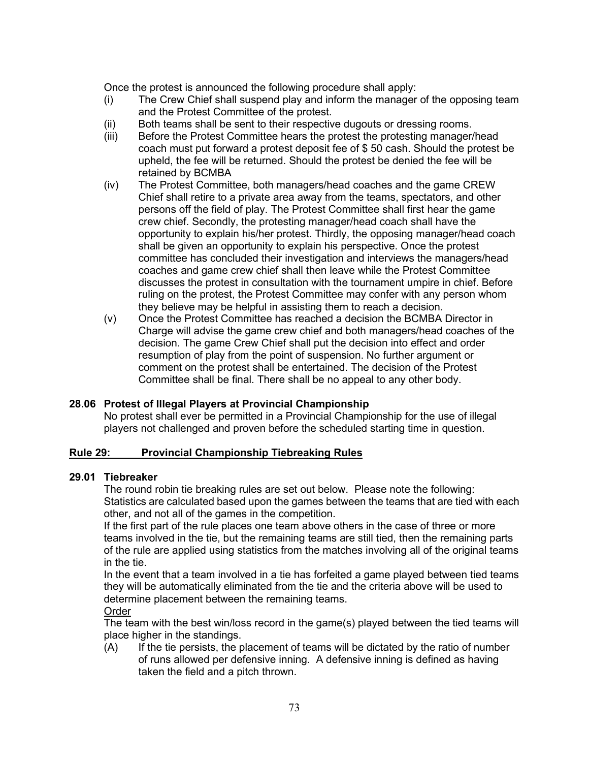Once the protest is announced the following procedure shall apply:

- (i) The Crew Chief shall suspend play and inform the manager of the opposing team and the Protest Committee of the protest.
- (ii) Both teams shall be sent to their respective dugouts or dressing rooms.
- (iii) Before the Protest Committee hears the protest the protesting manager/head coach must put forward a protest deposit fee of $ 50 cash. Should the protest be upheld, the fee will be returned. Should the protest be denied the fee will be retained by BCMBA
- (iv) The Protest Committee, both managers/head coaches and the game CREW Chief shall retire to a private area away from the teams, spectators, and other persons off the field of play. The Protest Committee shall first hear the game crew chief. Secondly, the protesting manager/head coach shall have the opportunity to explain his/her protest. Thirdly, the opposing manager/head coach shall be given an opportunity to explain his perspective. Once the protest committee has concluded their investigation and interviews the managers/head coaches and game crew chief shall then leave while the Protest Committee discusses the protest in consultation with the tournament umpire in chief. Before ruling on the protest, the Protest Committee may confer with any person whom they believe may be helpful in assisting them to reach a decision.
- (v) Once the Protest Committee has reached a decision the BCMBA Director in Charge will advise the game crew chief and both managers/head coaches of the decision. The game Crew Chief shall put the decision into effect and order resumption of play from the point of suspension. No further argument or comment on the protest shall be entertained. The decision of the Protest Committee shall be final. There shall be no appeal to any other body.

**28.06 Protest of Illegal Players at Provincial Championship**

No protest shall ever be permitted in a Provincial Championship for the use of illegal players not challenged and proven before the scheduled starting time in question.

## Rule 29: Provincial Championship Tiebreaking Rules

**29.01 Tiebreaker**

The round robin tie breaking rules are set out below. Please note the following: Statistics are calculated based upon the games between the teams that are tied with each other, and not all of the games in the competition.

If the first part of the rule places one team above others in the case of three or more teams involved in the tie, but the remaining teams are still tied, then the remaining parts of the rule are applied using statistics from the matches involving all of the original teams in the tie.

In the event that a team involved in a tie has forfeited a game played between tied teams they will be automatically eliminated from the tie and the criteria above will be used to determine placement between the remaining teams.

Order

The team with the best win/loss record in the game(s) played between the tied teams will place higher in the standings.

- (A) If the tie persists, the placement of teams will be dictated by the ratio of number of runs allowed per defensive inning. A defensive inning is defined as having taken the field and a pitch thrown.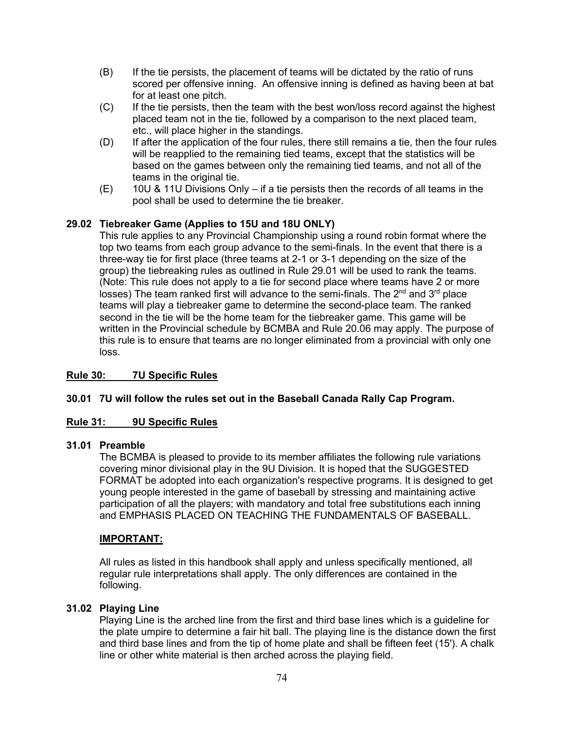(B) If the tie persists, the placement of teams will be dictated by the ratio of runs scored per offensive inning. An offensive inning is defined as having been at bat for at least one pitch.

(C) If the tie persists, then the team with the best won/loss record against the highest placed team not in the tie, followed by a comparison to the next placed team, etc., will place higher in the standings.

(D) If after the application of the four rules, there still remains a tie, then the four rules will be reapplied to the remaining tied teams, except that the statistics will be based on the games between only the remaining tied teams, and not all of the teams in the original tie.

(E) 10U & 11U Divisions Only – if a tie persists then the records of all teams in the pool shall be used to determine the tie breaker.

**29.02 Tiebreaker Game (Applies to 15U and 18U ONLY)**

This rule applies to any Provincial Championship using a round robin format where the top two teams from each group advance to the semi-finals. In the event that there is a three-way tie for first place (three teams at 2-1 or 3-1 depending on the size of the group) the tiebreaking rules as outlined in Rule 29.01 will be used to rank the teams. (Note: This rule does not apply to a tie for second place where teams have 2 or more losses) The team ranked first will advance to the semi-finals. The 2nd and 3rd place teams will play a tiebreaker game to determine the second-place team. The ranked second in the tie will be the home team for the tiebreaker game. This game will be written in the Provincial schedule by BCMBA and Rule 20.06 may apply. The purpose of this rule is to ensure that teams are no longer eliminated from a provincial with only one loss.

## <u>Rule 30: 7U Specific Rules</u>

**30.01 7U will follow the rules set out in the Baseball Canada Rally Cap Program.**

## <u>Rule 31: 9U Specific Rules</u>

**31.01 Preamble**

The BCMBA is pleased to provide to its member affiliates the following rule variations covering minor divisional play in the 9U Division. It is hoped that the SUGGESTED FORMAT be adopted into each organization's respective programs. It is designed to get young people interested in the game of baseball by stressing and maintaining active participation of all the players; with mandatory and total free substitutions each inning and EMPHASIS PLACED ON TEACHING THE FUNDAMENTALS OF BASEBALL.

**<u>IMPORTANT:</u>**

All rules as listed in this handbook shall apply and unless specifically mentioned, all regular rule interpretations shall apply. The only differences are contained in the following.

**31.02 Playing Line**

Playing Line is the arched line from the first and third base lines which is a guideline for the plate umpire to determine a fair hit ball. The playing line is the distance down the first and third base lines and from the tip of home plate and shall be fifteen feet (15'). A chalk line or other white material is then arched across the playing field.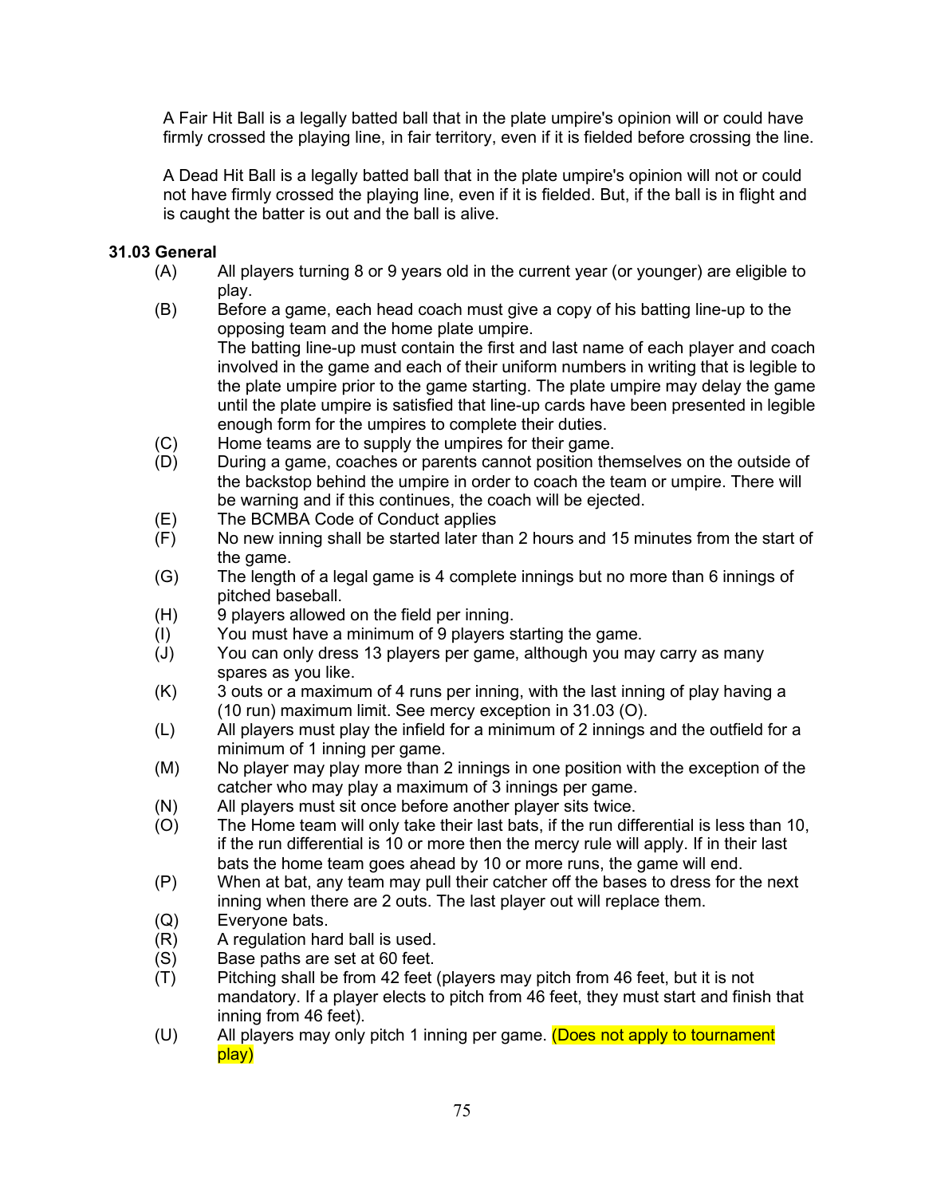A Fair Hit Ball is a legally batted ball that in the plate umpire's opinion will or could have firmly crossed the playing line, in fair territory, even if it is fielded before crossing the line.

A Dead Hit Ball is a legally batted ball that in the plate umpire's opinion will not or could not have firmly crossed the playing line, even if it is fielded. But, if the ball is in flight and is caught the batter is out and the ball is alive.

**31.03 General**

(A) All players turning 8 or 9 years old in the current year (or younger) are eligible to play.

(B) Before a game, each head coach must give a copy of his batting line-up to the opposing team and the home plate umpire.
The batting line-up must contain the first and last name of each player and coach involved in the game and each of their uniform numbers in writing that is legible to the plate umpire prior to the game starting. The plate umpire may delay the game until the plate umpire is satisfied that line-up cards have been presented in legible enough form for the umpires to complete their duties.

(C) Home teams are to supply the umpires for their game.

(D) During a game, coaches or parents cannot position themselves on the outside of the backstop behind the umpire in order to coach the team or umpire. There will be warning and if this continues, the coach will be ejected.

(E) The BCMBA Code of Conduct applies

(F) No new inning shall be started later than 2 hours and 15 minutes from the start of the game.

(G) The length of a legal game is 4 complete innings but no more than 6 innings of pitched baseball.

(H) 9 players allowed on the field per inning.

(I) You must have a minimum of 9 players starting the game.

(J) You can only dress 13 players per game, although you may carry as many spares as you like.

(K) 3 outs or a maximum of 4 runs per inning, with the last inning of play having a (10 run) maximum limit. See mercy exception in 31.03 (O).

(L) All players must play the infield for a minimum of 2 innings and the outfield for a minimum of 1 inning per game.

(M) No player may play more than 2 innings in one position with the exception of the catcher who may play a maximum of 3 innings per game.

(N) All players must sit once before another player sits twice.

(O) The Home team will only take their last bats, if the run differential is less than 10, if the run differential is 10 or more then the mercy rule will apply. If in their last bats the home team goes ahead by 10 or more runs, the game will end.

(P) When at bat, any team may pull their catcher off the bases to dress for the next inning when there are 2 outs. The last player out will replace them.

(Q) Everyone bats.

(R) A regulation hard ball is used.

(S) Base paths are set at 60 feet.

(T) Pitching shall be from 42 feet (players may pitch from 46 feet, but it is not mandatory. If a player elects to pitch from 46 feet, they must start and finish that inning from 46 feet).

(U) All players may only pitch 1 inning per game. (Does not apply to tournament play)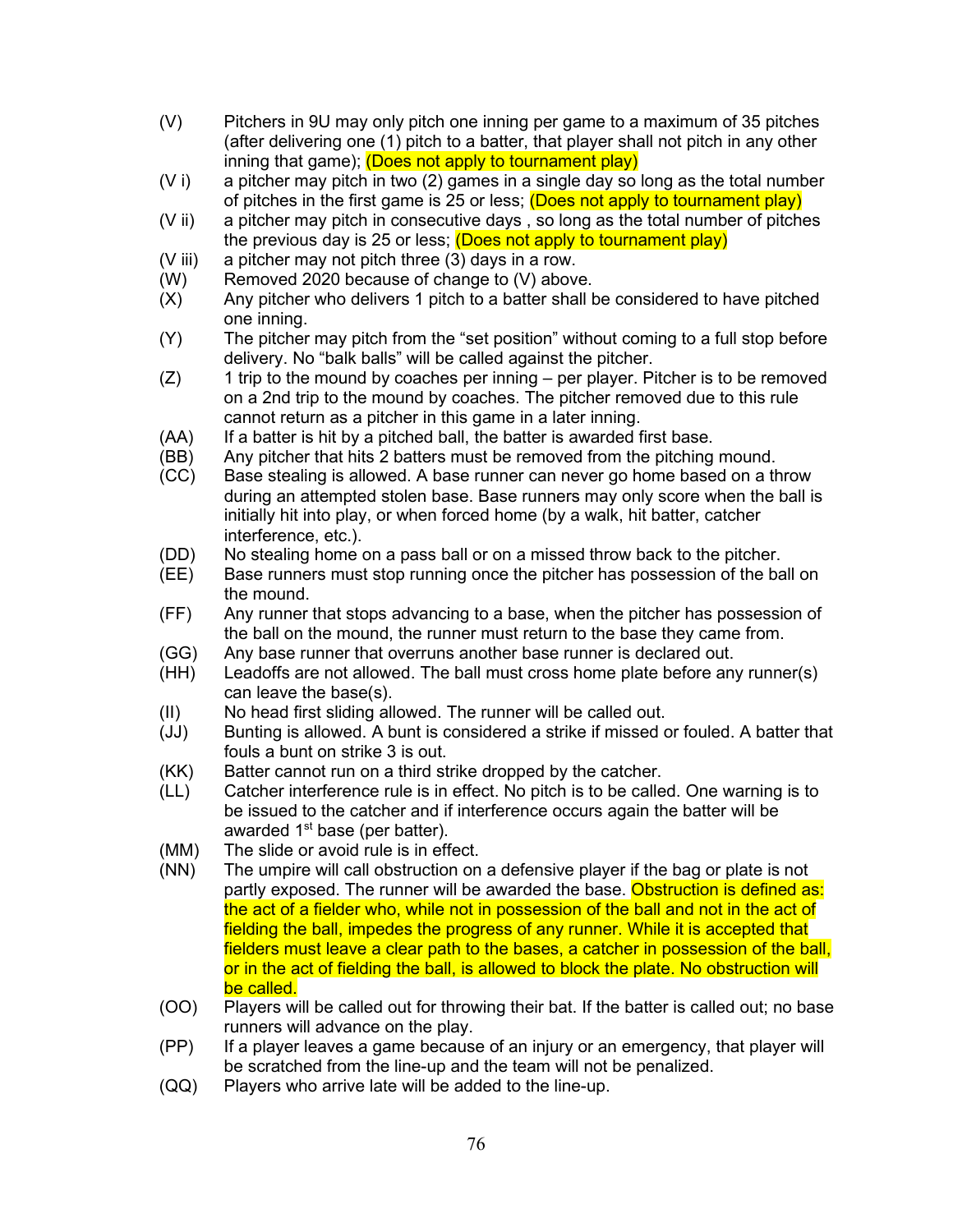(V) Pitchers in 9U may only pitch one inning per game to a maximum of 35 pitches (after delivering one (1) pitch to a batter, that player shall not pitch in any other inning that game); (Does not apply to tournament play)

(V i) a pitcher may pitch in two (2) games in a single day so long as the total number of pitches in the first game is 25 or less; (Does not apply to tournament play)

(V ii) a pitcher may pitch in consecutive days , so long as the total number of pitches the previous day is 25 or less; (Does not apply to tournament play)

(V iii) a pitcher may not pitch three (3) days in a row.

(W) Removed 2020 because of change to (V) above.

(X) Any pitcher who delivers 1 pitch to a batter shall be considered to have pitched one inning.

(Y) The pitcher may pitch from the "set position" without coming to a full stop before delivery. No "balk balls" will be called against the pitcher.

(Z) 1 trip to the mound by coaches per inning – per player. Pitcher is to be removed on a 2nd trip to the mound by coaches. The pitcher removed due to this rule cannot return as a pitcher in this game in a later inning.

(AA) If a batter is hit by a pitched ball, the batter is awarded first base.

(BB) Any pitcher that hits 2 batters must be removed from the pitching mound.

(CC) Base stealing is allowed. A base runner can never go home based on a throw during an attempted stolen base. Base runners may only score when the ball is initially hit into play, or when forced home (by a walk, hit batter, catcher interference, etc.).

(DD) No stealing home on a pass ball or on a missed throw back to the pitcher.

(EE) Base runners must stop running once the pitcher has possession of the ball on the mound.

(FF) Any runner that stops advancing to a base, when the pitcher has possession of the ball on the mound, the runner must return to the base they came from.

(GG) Any base runner that overruns another base runner is declared out.

(HH) Leadoffs are not allowed. The ball must cross home plate before any runner(s) can leave the base(s).

(II) No head first sliding allowed. The runner will be called out.

(JJ) Bunting is allowed. A bunt is considered a strike if missed or fouled. A batter that fouls a bunt on strike 3 is out.

(KK) Batter cannot run on a third strike dropped by the catcher.

(LL) Catcher interference rule is in effect. No pitch is to be called. One warning is to be issued to the catcher and if interference occurs again the batter will be awarded 1st base (per batter).

(MM) The slide or avoid rule is in effect.

(NN) The umpire will call obstruction on a defensive player if the bag or plate is not partly exposed. The runner will be awarded the base. Obstruction is defined as: the act of a fielder who, while not in possession of the ball and not in the act of fielding the ball, impedes the progress of any runner. While it is accepted that fielders must leave a clear path to the bases, a catcher in possession of the ball, or in the act of fielding the ball, is allowed to block the plate. No obstruction will be called.

(OO) Players will be called out for throwing their bat. If the batter is called out; no base runners will advance on the play.

(PP) If a player leaves a game because of an injury or an emergency, that player will be scratched from the line-up and the team will not be penalized.

(QQ) Players who arrive late will be added to the line-up.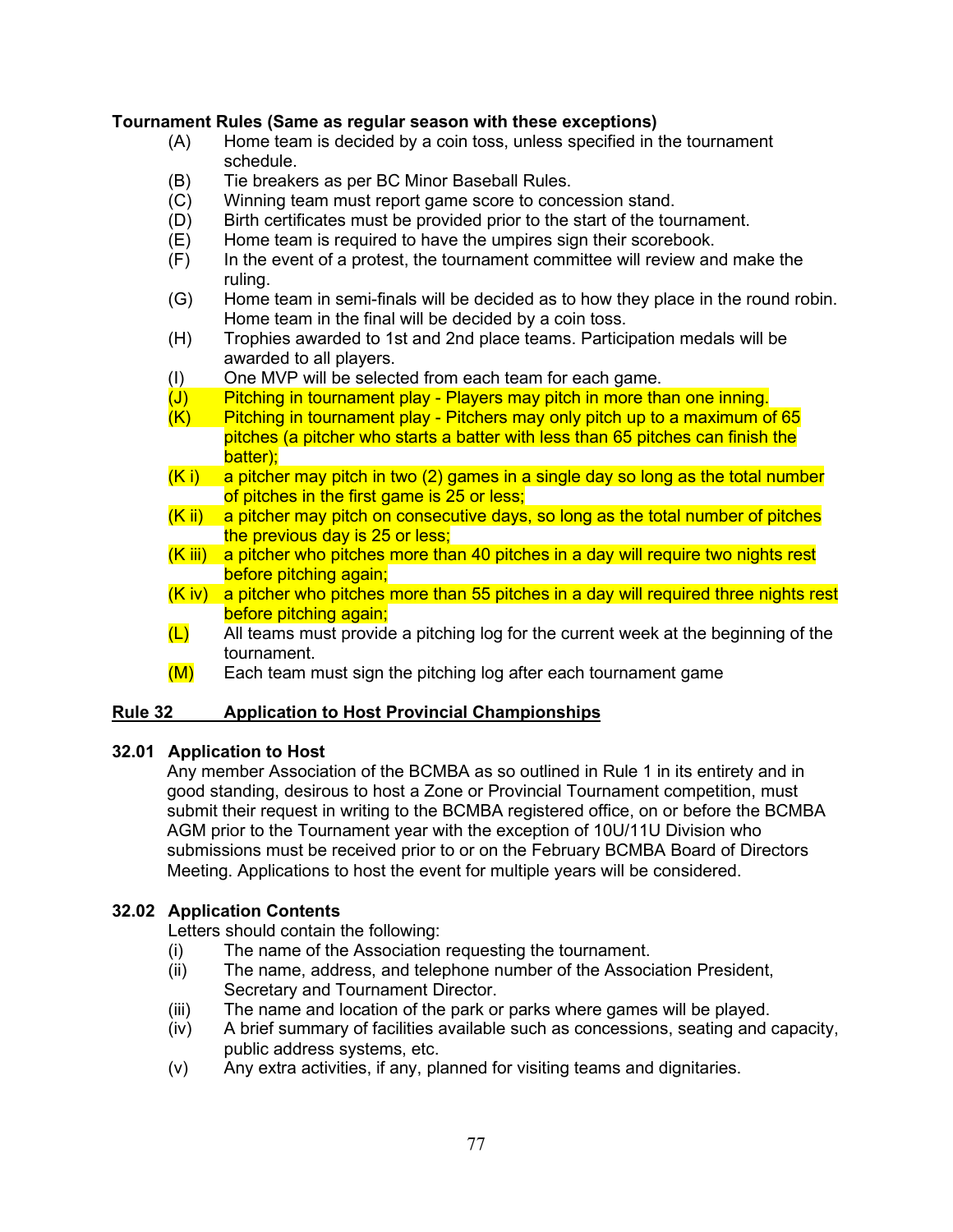**Tournament Rules (Same as regular season with these exceptions)**

(A) Home team is decided by a coin toss, unless specified in the tournament schedule.

(B) Tie breakers as per BC Minor Baseball Rules.

(C) Winning team must report game score to concession stand.

(D) Birth certificates must be provided prior to the start of the tournament.

(E) Home team is required to have the umpires sign their scorebook.

(F) In the event of a protest, the tournament committee will review and make the ruling.

(G) Home team in semi-finals will be decided as to how they place in the round robin. Home team in the final will be decided by a coin toss.

(H) Trophies awarded to 1st and 2nd place teams. Participation medals will be awarded to all players.

(I) One MVP will be selected from each team for each game.

(J) Pitching in tournament play - Players may pitch in more than one inning.

(K) Pitching in tournament play - Pitchers may only pitch up to a maximum of 65 pitches (a pitcher who starts a batter with less than 65 pitches can finish the batter);

(K i) a pitcher may pitch in two (2) games in a single day so long as the total number of pitches in the first game is 25 or less;

(K ii) a pitcher may pitch on consecutive days, so long as the total number of pitches the previous day is 25 or less;

(K iii) a pitcher who pitches more than 40 pitches in a day will require two nights rest before pitching again;

(K iv) a pitcher who pitches more than 55 pitches in a day will required three nights rest before pitching again;

(L) All teams must provide a pitching log for the current week at the beginning of the tournament.

(M) Each team must sign the pitching log after each tournament game

## Rule 32 Application to Host Provincial Championships

### 32.01 Application to Host

Any member Association of the BCMBA as so outlined in Rule 1 in its entirety and in good standing, desirous to host a Zone or Provincial Tournament competition, must submit their request in writing to the BCMBA registered office, on or before the BCMBA AGM prior to the Tournament year with the exception of 10U/11U Division who submissions must be received prior to or on the February BCMBA Board of Directors Meeting. Applications to host the event for multiple years will be considered.

### 32.02 Application Contents

Letters should contain the following:

(i) The name of the Association requesting the tournament.

(ii) The name, address, and telephone number of the Association President, Secretary and Tournament Director.

(iii) The name and location of the park or parks where games will be played.

(iv) A brief summary of facilities available such as concessions, seating and capacity, public address systems, etc.

(v) Any extra activities, if any, planned for visiting teams and dignitaries.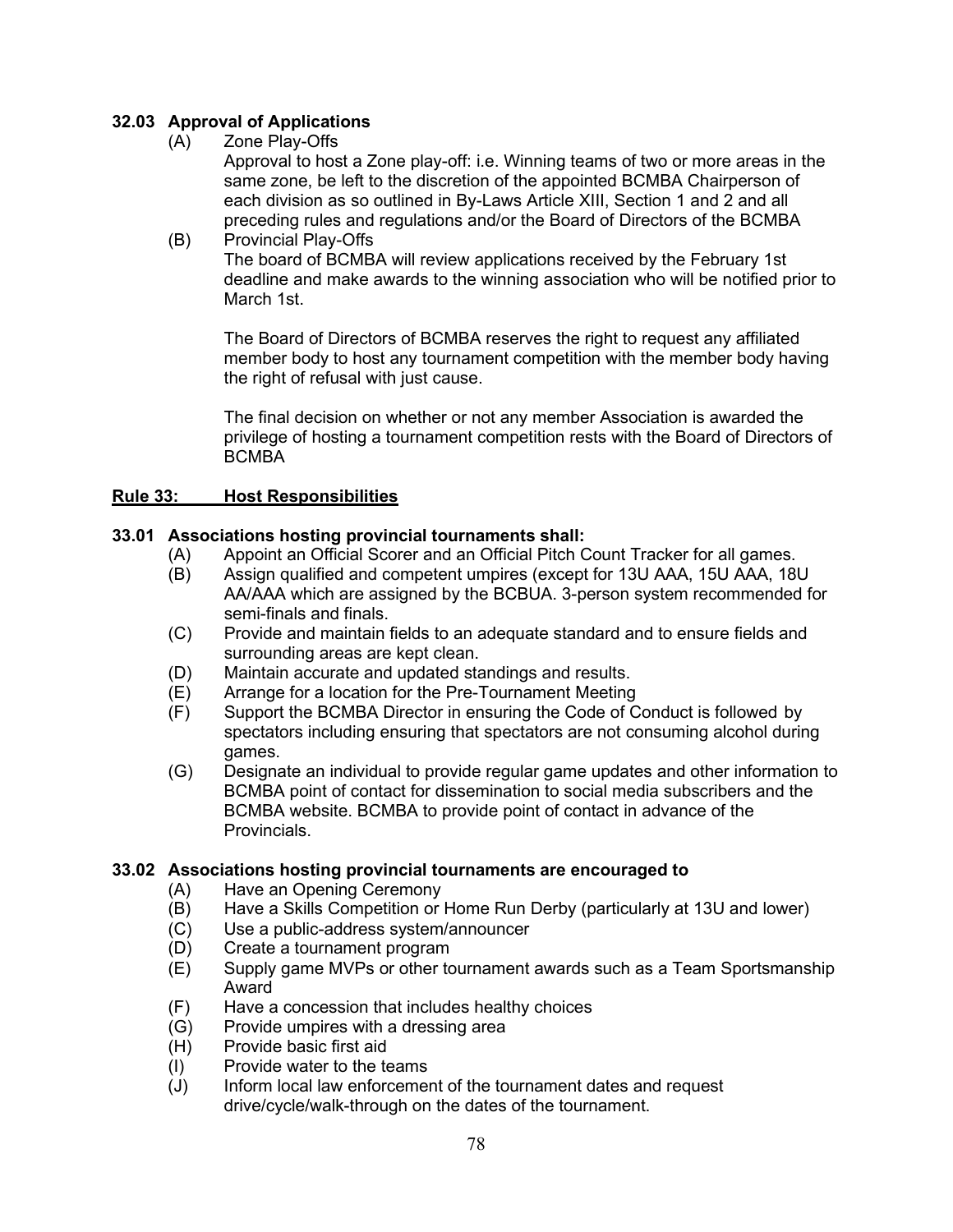### 32.03 Approval of Applications

(A) Zone Play-Offs

Approval to host a Zone play-off: i.e. Winning teams of two or more areas in the same zone, be left to the discretion of the appointed BCMBA Chairperson of each division as so outlined in By-Laws Article XIII, Section 1 and 2 and all preceding rules and regulations and/or the Board of Directors of the BCMBA

(B) Provincial Play-Offs

The board of BCMBA will review applications received by the February 1st deadline and make awards to the winning association who will be notified prior to March 1st.

The Board of Directors of BCMBA reserves the right to request any affiliated member body to host any tournament competition with the member body having the right of refusal with just cause.

The final decision on whether or not any member Association is awarded the privilege of hosting a tournament competition rests with the Board of Directors of BCMBA

## Rule 33: Host Responsibilities

### 33.01 Associations hosting provincial tournaments shall:

(A) Appoint an Official Scorer and an Official Pitch Count Tracker for all games.

(B) Assign qualified and competent umpires (except for 13U AAA, 15U AAA, 18U AA/AAA which are assigned by the BCBUA. 3-person system recommended for semi-finals and finals.

(C) Provide and maintain fields to an adequate standard and to ensure fields and surrounding areas are kept clean.

(D) Maintain accurate and updated standings and results.

(E) Arrange for a location for the Pre-Tournament Meeting

(F) Support the BCMBA Director in ensuring the Code of Conduct is followed by spectators including ensuring that spectators are not consuming alcohol during games.

(G) Designate an individual to provide regular game updates and other information to BCMBA point of contact for dissemination to social media subscribers and the BCMBA website. BCMBA to provide point of contact in advance of the Provincials.

### 33.02 Associations hosting provincial tournaments are encouraged to

(A) Have an Opening Ceremony

(B) Have a Skills Competition or Home Run Derby (particularly at 13U and lower)

(C) Use a public-address system/announcer

(D) Create a tournament program

(E) Supply game MVPs or other tournament awards such as a Team Sportsmanship Award

(F) Have a concession that includes healthy choices

(G) Provide umpires with a dressing area

(H) Provide basic first aid

(I) Provide water to the teams

(J) Inform local law enforcement of the tournament dates and request drive/cycle/walk-through on the dates of the tournament.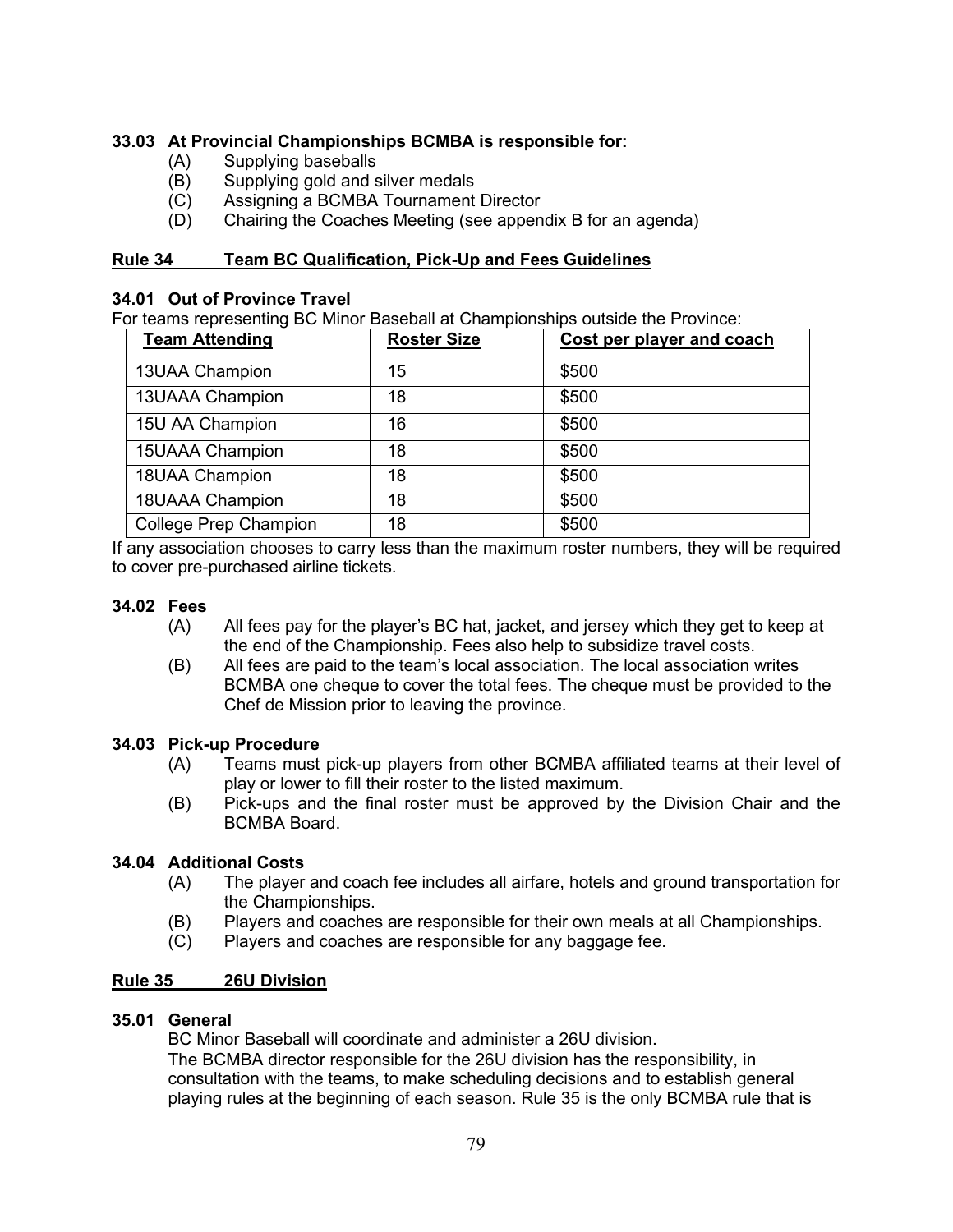### 33.03 At Provincial Championships BCMBA is responsible for:

(A) Supplying baseballs
(B) Supplying gold and silver medals
(C) Assigning a BCMBA Tournament Director
(D) Chairing the Coaches Meeting (see appendix B for an agenda)

## Rule 34 Team BC Qualification, Pick-Up and Fees Guidelines

### 34.01 Out of Province Travel

For teams representing BC Minor Baseball at Championships outside the Province:

| Team Attending | Roster Size | Cost per player and coach |
|---|---|---|
| 13UAA Champion | 15 | $500 |
| 13UAAA Champion | 18 | $500 |
| 15U AA Champion | 16 | $500 |
| 15UAAA Champion | 18 | $500 |
| 18UAA Champion | 18 | $500 |
| 18UAAA Champion | 18 | $500 |
| College Prep Champion | 18 | $500 |

If any association chooses to carry less than the maximum roster numbers, they will be required to cover pre-purchased airline tickets.

### 34.02 Fees

(A) All fees pay for the player's BC hat, jacket, and jersey which they get to keep at the end of the Championship. Fees also help to subsidize travel costs.
(B) All fees are paid to the team's local association. The local association writes BCMBA one cheque to cover the total fees. The cheque must be provided to the Chef de Mission prior to leaving the province.

### 34.03 Pick-up Procedure

(A) Teams must pick-up players from other BCMBA affiliated teams at their level of play or lower to fill their roster to the listed maximum.
(B) Pick-ups and the final roster must be approved by the Division Chair and the BCMBA Board.

### 34.04 Additional Costs

(A) The player and coach fee includes all airfare, hotels and ground transportation for the Championships.
(B) Players and coaches are responsible for their own meals at all Championships.
(C) Players and coaches are responsible for any baggage fee.

## Rule 35 26U Division

### 35.01 General

BC Minor Baseball will coordinate and administer a 26U division.
The BCMBA director responsible for the 26U division has the responsibility, in consultation with the teams, to make scheduling decisions and to establish general playing rules at the beginning of each season. Rule 35 is the only BCMBA rule that is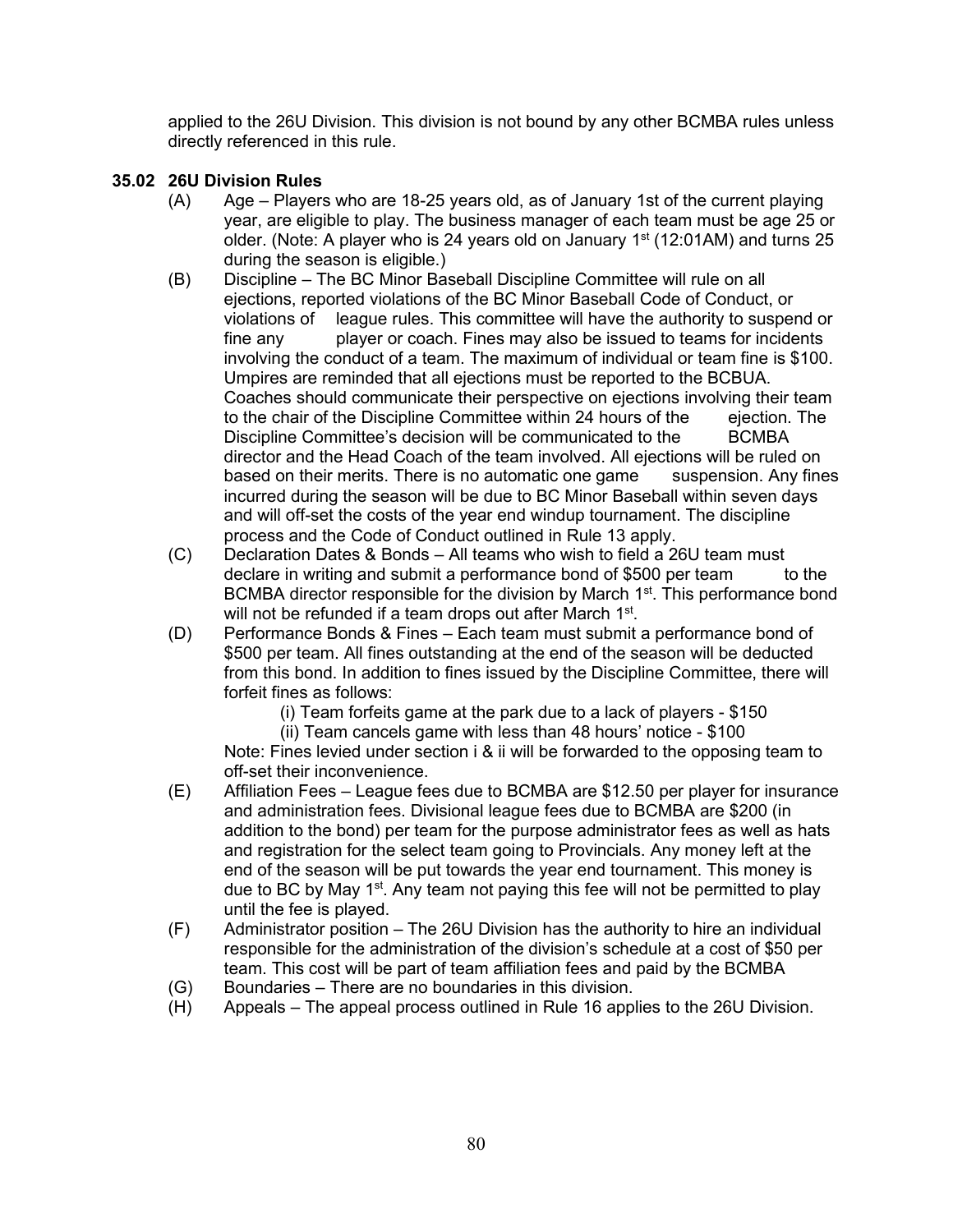applied to the 26U Division. This division is not bound by any other BCMBA rules unless directly referenced in this rule.

### 35.02 26U Division Rules

(A) Age – Players who are 18-25 years old, as of January 1st of the current playing year, are eligible to play. The business manager of each team must be age 25 or older. (Note: A player who is 24 years old on January 1st (12:01AM) and turns 25 during the season is eligible.)

(B) Discipline – The BC Minor Baseball Discipline Committee will rule on all ejections, reported violations of the BC Minor Baseball Code of Conduct, or violations of league rules. This committee will have the authority to suspend or fine any player or coach. Fines may also be issued to teams for incidents involving the conduct of a team. The maximum of individual or team fine is $100. Umpires are reminded that all ejections must be reported to the BCBUA. Coaches should communicate their perspective on ejections involving their team to the chair of the Discipline Committee within 24 hours of the ejection. The Discipline Committee's decision will be communicated to the BCMBA director and the Head Coach of the team involved. All ejections will be ruled on based on their merits. There is no automatic one game suspension. Any fines incurred during the season will be due to BC Minor Baseball within seven days and will off-set the costs of the year end windup tournament. The discipline process and the Code of Conduct outlined in Rule 13 apply.

(C) Declaration Dates & Bonds – All teams who wish to field a 26U team must declare in writing and submit a performance bond of $500 per team to the BCMBA director responsible for the division by March 1st. This performance bond will not be refunded if a team drops out after March 1st.

(D) Performance Bonds & Fines – Each team must submit a performance bond of $500 per team. All fines outstanding at the end of the season will be deducted from this bond. In addition to fines issued by the Discipline Committee, there will forfeit fines as follows:

(i) Team forfeits game at the park due to a lack of players - $150
(ii) Team cancels game with less than 48 hours' notice - $100

Note: Fines levied under section i & ii will be forwarded to the opposing team to off-set their inconvenience.

(E) Affiliation Fees – League fees due to BCMBA are $12.50 per player for insurance and administration fees. Divisional league fees due to BCMBA are $200 (in addition to the bond) per team for the purpose administrator fees as well as hats and registration for the select team going to Provincials. Any money left at the end of the season will be put towards the year end tournament. This money is due to BC by May 1st. Any team not paying this fee will not be permitted to play until the fee is played.

(F) Administrator position – The 26U Division has the authority to hire an individual responsible for the administration of the division's schedule at a cost of $50 per team. This cost will be part of team affiliation fees and paid by the BCMBA

(G) Boundaries – There are no boundaries in this division.

(H) Appeals – The appeal process outlined in Rule 16 applies to the 26U Division.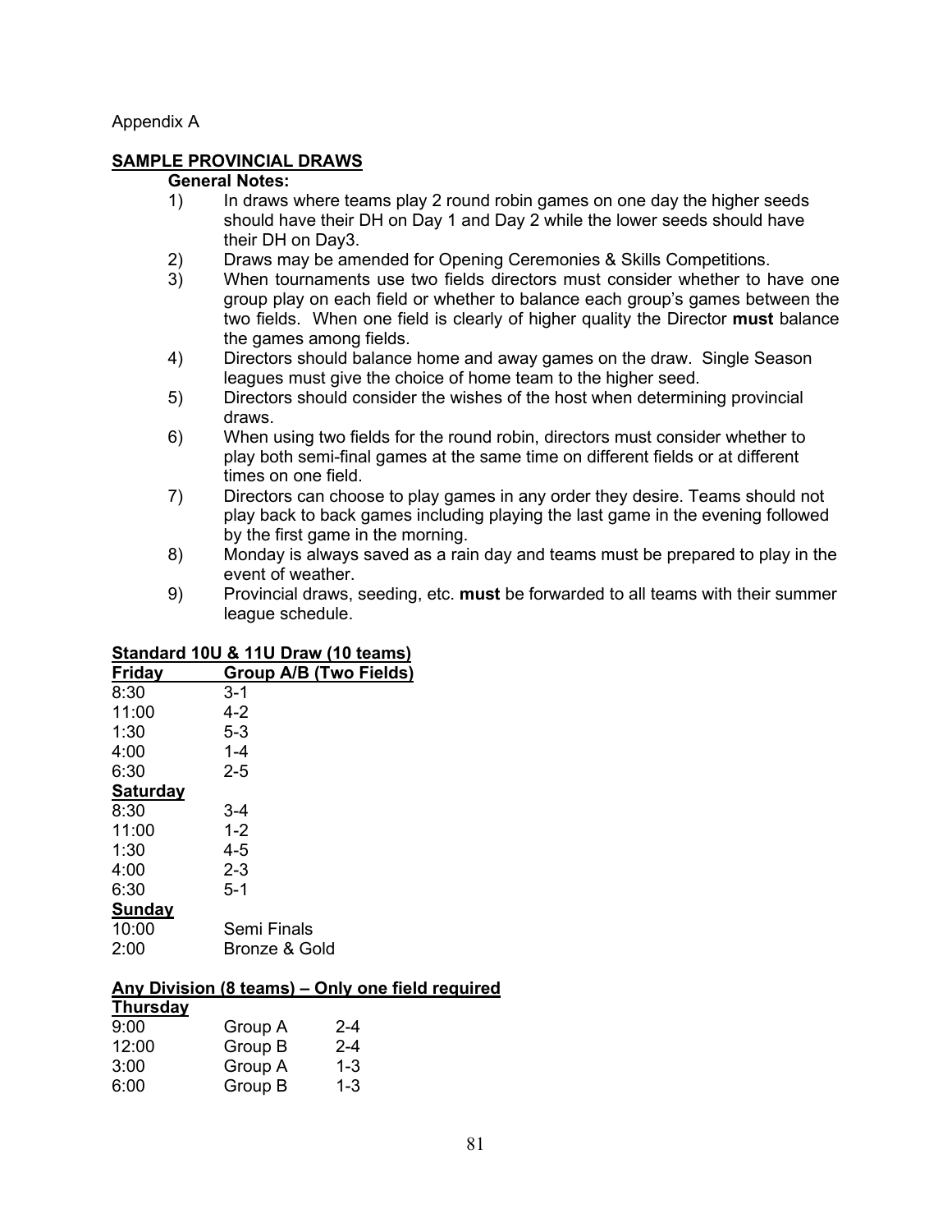Appendix A

## SAMPLE PROVINCIAL DRAWS

**General Notes:**

1) In draws where teams play 2 round robin games on one day the higher seeds should have their DH on Day 1 and Day 2 while the lower seeds should have their DH on Day3.
2) Draws may be amended for Opening Ceremonies & Skills Competitions.
3) When tournaments use two fields directors must consider whether to have one group play on each field or whether to balance each group's games between the two fields. When one field is clearly of higher quality the Director **must** balance the games among fields.
4) Directors should balance home and away games on the draw. Single Season leagues must give the choice of home team to the higher seed.
5) Directors should consider the wishes of the host when determining provincial draws.
6) When using two fields for the round robin, directors must consider whether to play both semi-final games at the same time on different fields or at different times on one field.
7) Directors can choose to play games in any order they desire. Teams should not play back to back games including playing the last game in the evening followed by the first game in the morning.
8) Monday is always saved as a rain day and teams must be prepared to play in the event of weather.
9) Provincial draws, seeding, etc. **must** be forwarded to all teams with their summer league schedule.

### Standard 10U & 11U Draw (10 teams)

| Friday | Group A/B (Two Fields) |
|---|---|
| 8:30 | 3-1 |
| 11:00 | 4-2 |
| 1:30 | 5-3 |
| 4:00 | 1-4 |
| 6:30 | 2-5 |
| **Saturday** | |
| 8:30 | 3-4 |
| 11:00 | 1-2 |
| 1:30 | 4-5 |
| 4:00 | 2-3 |
| 6:30 | 5-1 |
| **Sunday** | |
| 10:00 | Semi Finals |
| 2:00 | Bronze & Gold |

### Any Division (8 teams) – Only one field required

| Thursday | | |
|---|---|---|
| 9:00 | Group A | 2-4 |
| 12:00 | Group B | 2-4 |
| 3:00 | Group A | 1-3 |
| 6:00 | Group B | 1-3 |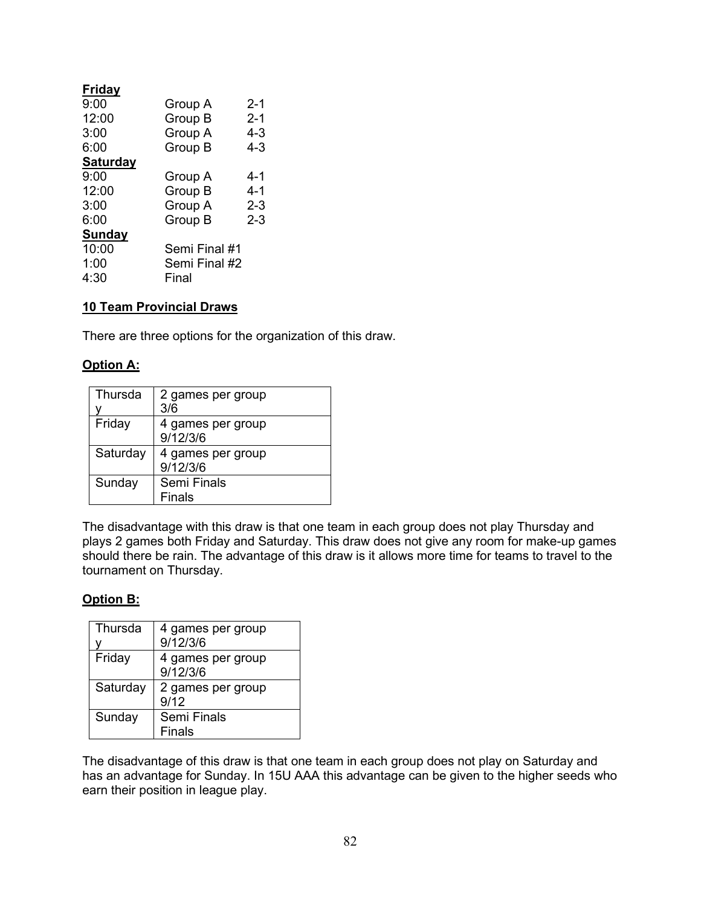**Friday**

| | | |
|---|---|---|
| 9:00 | Group A | 2-1 |
| 12:00 | Group B | 2-1 |
| 3:00 | Group A | 4-3 |
| 6:00 | Group B | 4-3 |

**Saturday**

| | | |
|---|---|---|
| 9:00 | Group A | 4-1 |
| 12:00 | Group B | 4-1 |
| 3:00 | Group A | 2-3 |
| 6:00 | Group B | 2-3 |

**Sunday**

| | |
|---|---|
| 10:00 | Semi Final #1 |
| 1:00 | Semi Final #2 |
| 4:30 | Final |

**10 Team Provincial Draws**

There are three options for the organization of this draw.

**Option A:**

| | |
|---|---|
| Thursday | 2 games per group 3/6 |
| Friday | 4 games per group 9/12/3/6 |
| Saturday | 4 games per group 9/12/3/6 |
| Sunday | Semi Finals Finals |

The disadvantage with this draw is that one team in each group does not play Thursday and plays 2 games both Friday and Saturday. This draw does not give any room for make-up games should there be rain. The advantage of this draw is it allows more time for teams to travel to the tournament on Thursday.

**Option B:**

| | |
|---|---|
| Thursday | 4 games per group 9/12/3/6 |
| Friday | 4 games per group 9/12/3/6 |
| Saturday | 2 games per group 9/12 |
| Sunday | Semi Finals Finals |

The disadvantage of this draw is that one team in each group does not play on Saturday and has an advantage for Sunday. In 15U AAA this advantage can be given to the higher seeds who earn their position in league play.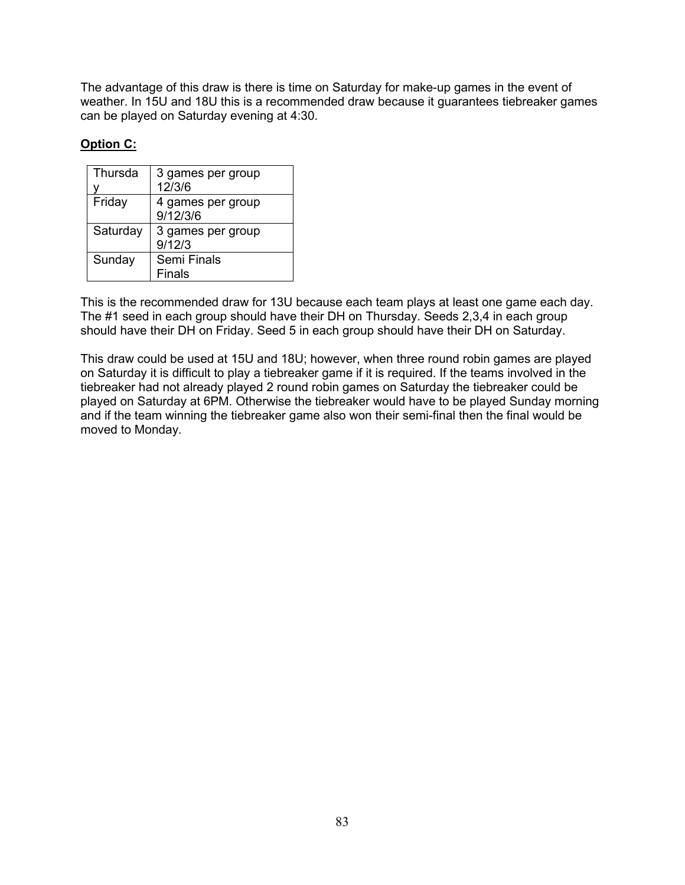The advantage of this draw is there is time on Saturday for make-up games in the event of weather. In 15U and 18U this is a recommended draw because it guarantees tiebreaker games can be played on Saturday evening at 4:30.

**Option C:**

| | |
|---|---|
| Thursday | 3 games per group 12/3/6 |
| Friday | 4 games per group 9/12/3/6 |
| Saturday | 3 games per group 9/12/3 |
| Sunday | Semi Finals Finals |

This is the recommended draw for 13U because each team plays at least one game each day. The #1 seed in each group should have their DH on Thursday. Seeds 2,3,4 in each group should have their DH on Friday. Seed 5 in each group should have their DH on Saturday.

This draw could be used at 15U and 18U; however, when three round robin games are played on Saturday it is difficult to play a tiebreaker game if it is required. If the teams involved in the tiebreaker had not already played 2 round robin games on Saturday the tiebreaker could be played on Saturday at 6PM. Otherwise the tiebreaker would have to be played Sunday morning and if the team winning the tiebreaker game also won their semi-final then the final would be moved to Monday.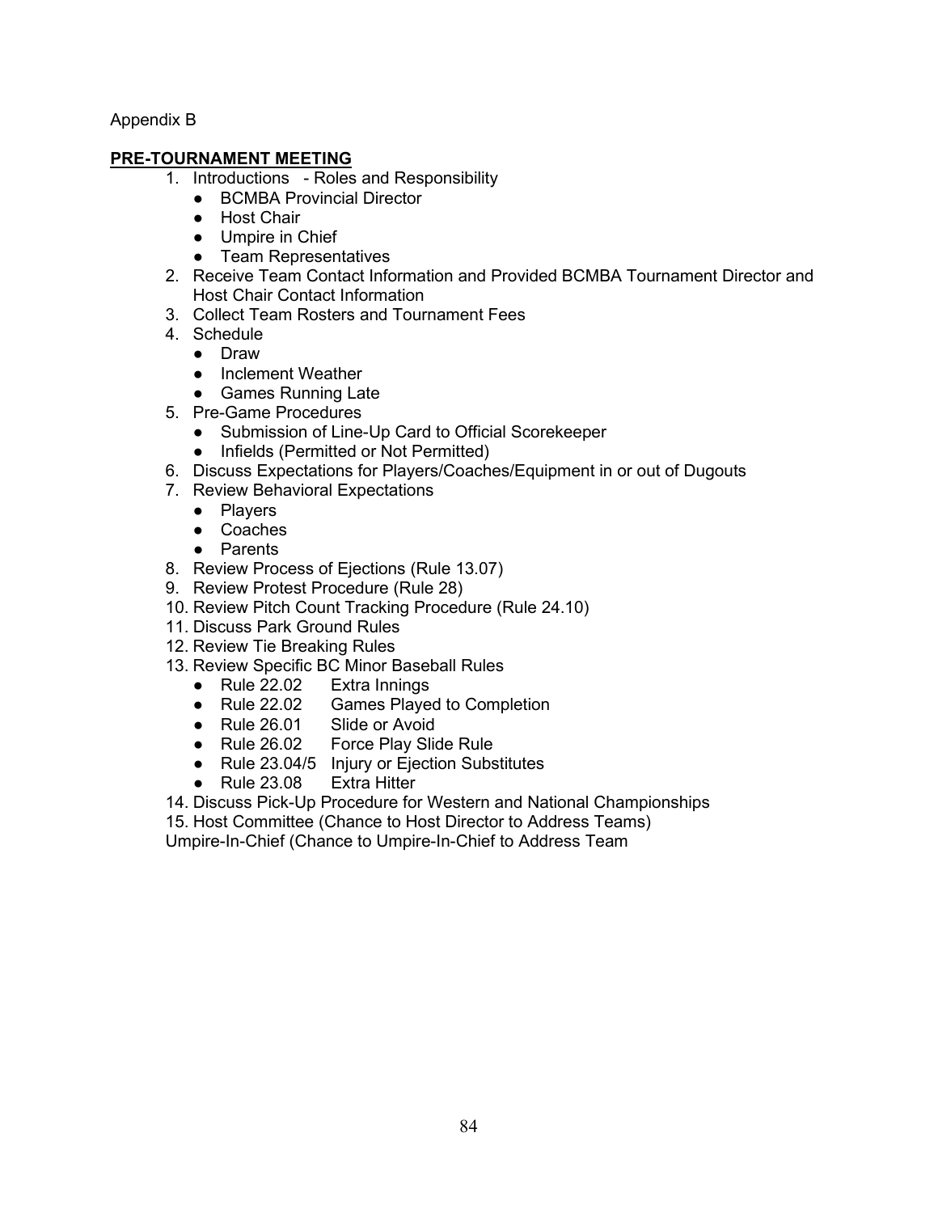Appendix B

**PRE-TOURNAMENT MEETING**

1. Introductions - Roles and Responsibility
   - BCMBA Provincial Director
   - Host Chair
   - Umpire in Chief
   - Team Representatives
2. Receive Team Contact Information and Provided BCMBA Tournament Director and Host Chair Contact Information
3. Collect Team Rosters and Tournament Fees
4. Schedule
   - Draw
   - Inclement Weather
   - Games Running Late
5. Pre-Game Procedures
   - Submission of Line-Up Card to Official Scorekeeper
   - Infields (Permitted or Not Permitted)
6. Discuss Expectations for Players/Coaches/Equipment in or out of Dugouts
7. Review Behavioral Expectations
   - Players
   - Coaches
   - Parents
8. Review Process of Ejections (Rule 13.07)
9. Review Protest Procedure (Rule 28)
10. Review Pitch Count Tracking Procedure (Rule 24.10)
11. Discuss Park Ground Rules
12. Review Tie Breaking Rules
13. Review Specific BC Minor Baseball Rules
    - Rule 22.02 Extra Innings
    - Rule 22.02 Games Played to Completion
    - Rule 26.01 Slide or Avoid
    - Rule 26.02 Force Play Slide Rule
    - Rule 23.04/5 Injury or Ejection Substitutes
    - Rule 23.08 Extra Hitter
14. Discuss Pick-Up Procedure for Western and National Championships
15. Host Committee (Chance to Host Director to Address Teams)

    Umpire-In-Chief (Chance to Umpire-In-Chief to Address Team